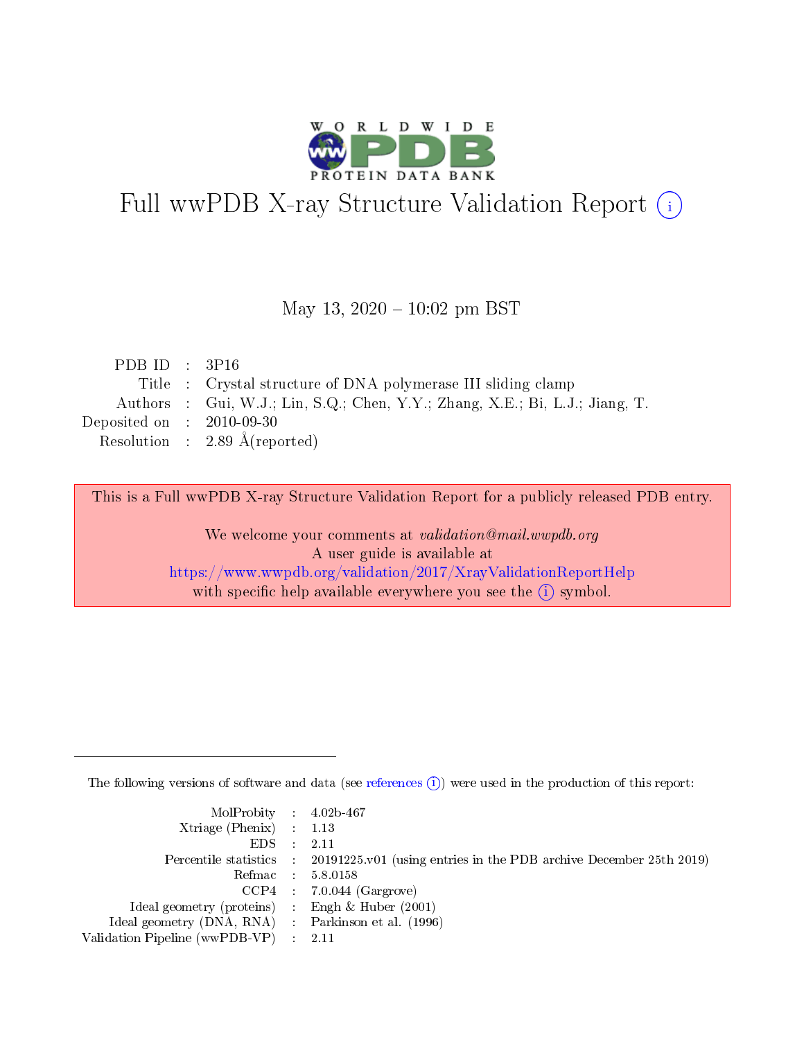# Full wwPDB X-ray Structure Validation Report (i)

May 13, 2020 – 10:02 pm BST

| | | |
|---|---|---|
| PDB ID | : | 3P16 |
| Title | : | Crystal structure of DNA polymerase III sliding clamp |
| Authors | : | Gui, W.J.; Lin, S.Q.; Chen, Y.Y.; Zhang, X.E.; Bi, L.J.; Jiang, T. |
| Deposited on | : | 2010-09-30 |
| Resolution | : | 2.89 Å(reported) |

This is a Full wwPDB X-ray Structure Validation Report for a publicly released PDB entry.

We welcome your comments at *validation@mail.wwpdb.org*
A user guide is available at
https://www.wwpdb.org/validation/2017/XrayValidationReportHelp
with specific help available everywhere you see the (i) symbol.

The following versions of software and data (see references (i)) were used in the production of this report:

| | | |
|---|---|---|
| MolProbity | : | 4.02b-467 |
| Xtriage (Phenix) | : | 1.13 |
| EDS | : | 2.11 |
| Percentile statistics | : | 20191225.v01 (using entries in the PDB archive December 25th 2019) |
| Refmac | : | 5.8.0158 |
| CCP4 | : | 7.0.044 (Gargrove) |
| Ideal geometry (proteins) | : | Engh & Huber (2001) |
| Ideal geometry (DNA, RNA) | : | Parkinson et al. (1996) |
| Validation Pipeline (wwPDB-VP) | : | 2.11 |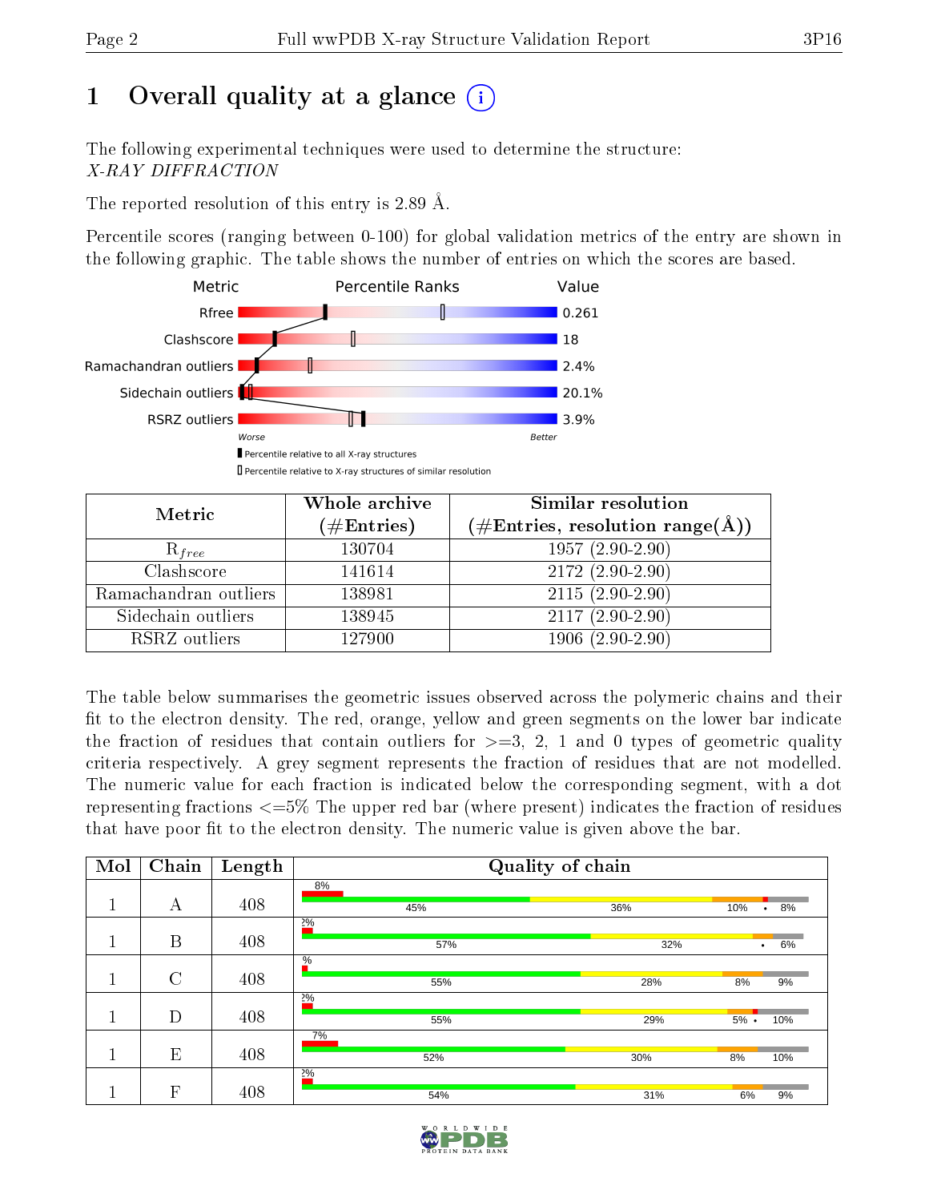# 1 Overall quality at a glance

The following experimental techniques were used to determine the structure:
*X-RAY DIFFRACTION*

The reported resolution of this entry is 2.89 Å.

Percentile scores (ranging between 0-100) for global validation metrics of the entry are shown in the following graphic. The table shows the number of entries on which the scores are based.

| Metric | Value |
|---|---|
| Rfree | 0.261 |
| Clashscore | 18 |
| Ramachandran outliers | 2.4% |
| Sidechain outliers | 20.1% |
| RSRZ outliers | 3.9% |

Worse — Better

Percentile relative to all X-ray structures

Percentile relative to X-ray structures of similar resolution

| Metric | Whole archive (#Entries) | Similar resolution (#Entries, resolution range(Å)) |
|---|---|---|
| $R_{free}$ | 130704 | 1957 (2.90-2.90) |
| Clashscore | 141614 | 2172 (2.90-2.90) |
| Ramachandran outliers | 138981 | 2115 (2.90-2.90) |
| Sidechain outliers | 138945 | 2117 (2.90-2.90) |
| RSRZ outliers | 127900 | 1906 (2.90-2.90) |

The table below summarises the geometric issues observed across the polymeric chains and their fit to the electron density. The red, orange, yellow and green segments on the lower bar indicate the fraction of residues that contain outliers for >=3, 2, 1 and 0 types of geometric quality criteria respectively. A grey segment represents the fraction of residues that are not modelled. The numeric value for each fraction is indicated below the corresponding segment, with a dot representing fractions <=5% The upper red bar (where present) indicates the fraction of residues that have poor fit to the electron density. The numeric value is given above the bar.

| Mol | Chain | Length | Quality of chain |
|---|---|---|---|
| 1 | A | 408 | 8%; 45%, 36%, 10%, •, 8% |
| 1 | B | 408 | 2%; 57%, 32%, •, 6% |
| 1 | C | 408 | %; 55%, 28%, 8%, 9% |
| 1 | D | 408 | 2%; 55%, 29%, 5%, •, 10% |
| 1 | E | 408 | 7%; 52%, 30%, 8%, 10% |
| 1 | F | 408 | 2%; 54%, 31%, 6%, 9% |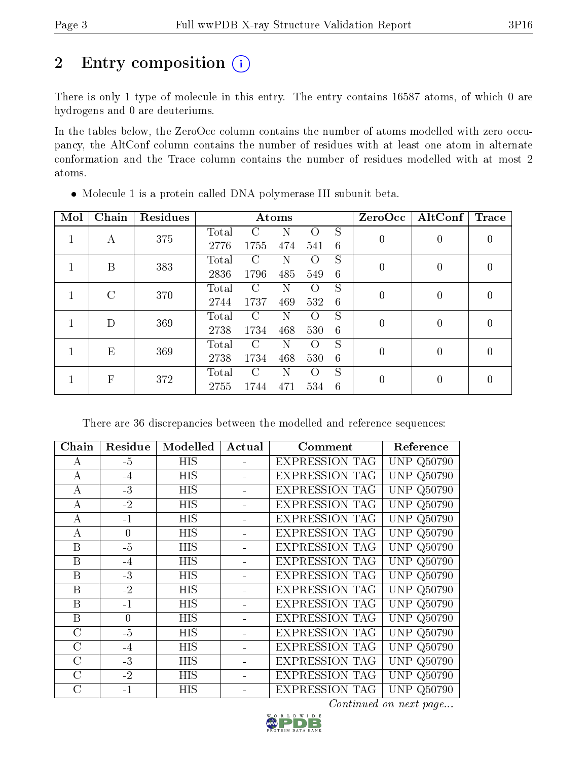# 2 Entry composition (i)

There is only 1 type of molecule in this entry. The entry contains 16587 atoms, of which 0 are hydrogens and 0 are deuteriums.

In the tables below, the ZeroOcc column contains the number of atoms modelled with zero occupancy, the AltConf column contains the number of residues with at least one atom in alternate conformation and the Trace column contains the number of residues modelled with at most 2 atoms.

- Molecule 1 is a protein called DNA polymerase III subunit beta.

| Mol | Chain | Residues | Atoms | | | | | ZeroOcc | AltConf | Trace |
|---|---|---|---|---|---|---|---|---|---|---|
| 1 | A | 375 | Total<br>2776 | C<br>1755 | N<br>474 | O<br>541 | S<br>6 | 0 | 0 | 0 |
| 1 | B | 383 | Total<br>2836 | C<br>1796 | N<br>485 | O<br>549 | S<br>6 | 0 | 0 | 0 |
| 1 | C | 370 | Total<br>2744 | C<br>1737 | N<br>469 | O<br>532 | S<br>6 | 0 | 0 | 0 |
| 1 | D | 369 | Total<br>2738 | C<br>1734 | N<br>468 | O<br>530 | S<br>6 | 0 | 0 | 0 |
| 1 | E | 369 | Total<br>2738 | C<br>1734 | N<br>468 | O<br>530 | S<br>6 | 0 | 0 | 0 |
| 1 | F | 372 | Total<br>2755 | C<br>1744 | N<br>471 | O<br>534 | S<br>6 | 0 | 0 | 0 |

There are 36 discrepancies between the modelled and reference sequences:

| Chain | Residue | Modelled | Actual | Comment | Reference |
|---|---|---|---|---|---|
| A | -5 | HIS | - | EXPRESSION TAG | UNP Q50790 |
| A | -4 | HIS | - | EXPRESSION TAG | UNP Q50790 |
| A | -3 | HIS | - | EXPRESSION TAG | UNP Q50790 |
| A | -2 | HIS | - | EXPRESSION TAG | UNP Q50790 |
| A | -1 | HIS | - | EXPRESSION TAG | UNP Q50790 |
| A | 0 | HIS | - | EXPRESSION TAG | UNP Q50790 |
| B | -5 | HIS | - | EXPRESSION TAG | UNP Q50790 |
| B | -4 | HIS | - | EXPRESSION TAG | UNP Q50790 |
| B | -3 | HIS | - | EXPRESSION TAG | UNP Q50790 |
| B | -2 | HIS | - | EXPRESSION TAG | UNP Q50790 |
| B | -1 | HIS | - | EXPRESSION TAG | UNP Q50790 |
| B | 0 | HIS | - | EXPRESSION TAG | UNP Q50790 |
| C | -5 | HIS | - | EXPRESSION TAG | UNP Q50790 |
| C | -4 | HIS | - | EXPRESSION TAG | UNP Q50790 |
| C | -3 | HIS | - | EXPRESSION TAG | UNP Q50790 |
| C | -2 | HIS | - | EXPRESSION TAG | UNP Q50790 |
| C | -1 | HIS | - | EXPRESSION TAG | UNP Q50790 |

*Continued on next page...*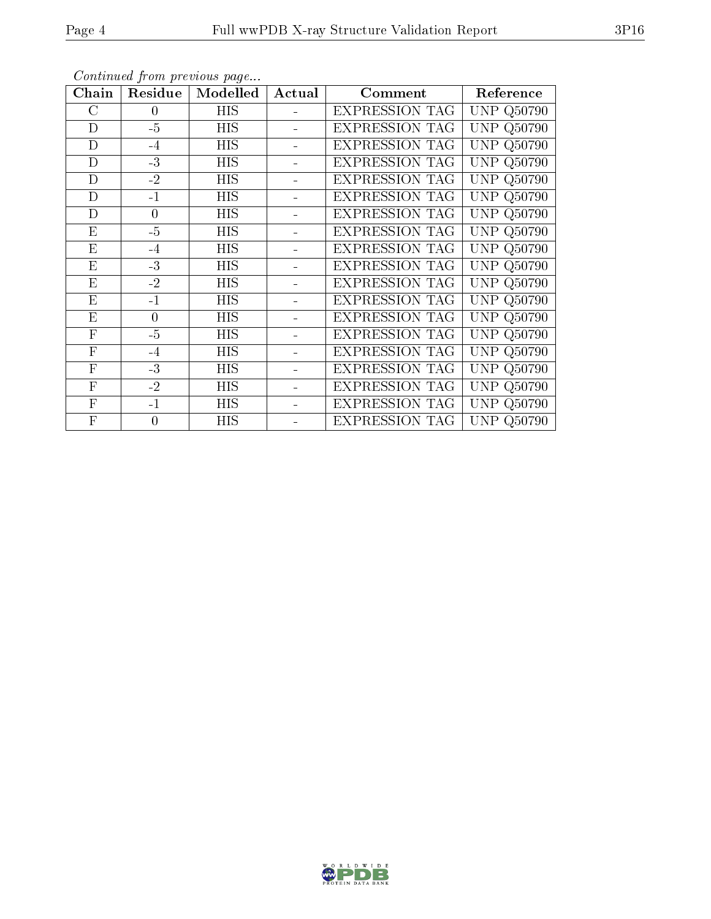*Continued from previous page...*

| Chain | Residue | Modelled | Actual | Comment | Reference |
| --- | --- | --- | --- | --- | --- |
| C | 0 | HIS | - | EXPRESSION TAG | UNP Q50790 |
| D | -5 | HIS | - | EXPRESSION TAG | UNP Q50790 |
| D | -4 | HIS | - | EXPRESSION TAG | UNP Q50790 |
| D | -3 | HIS | - | EXPRESSION TAG | UNP Q50790 |
| D | -2 | HIS | - | EXPRESSION TAG | UNP Q50790 |
| D | -1 | HIS | - | EXPRESSION TAG | UNP Q50790 |
| D | 0 | HIS | - | EXPRESSION TAG | UNP Q50790 |
| E | -5 | HIS | - | EXPRESSION TAG | UNP Q50790 |
| E | -4 | HIS | - | EXPRESSION TAG | UNP Q50790 |
| E | -3 | HIS | - | EXPRESSION TAG | UNP Q50790 |
| E | -2 | HIS | - | EXPRESSION TAG | UNP Q50790 |
| E | -1 | HIS | - | EXPRESSION TAG | UNP Q50790 |
| E | 0 | HIS | - | EXPRESSION TAG | UNP Q50790 |
| F | -5 | HIS | - | EXPRESSION TAG | UNP Q50790 |
| F | -4 | HIS | - | EXPRESSION TAG | UNP Q50790 |
| F | -3 | HIS | - | EXPRESSION TAG | UNP Q50790 |
| F | -2 | HIS | - | EXPRESSION TAG | UNP Q50790 |
| F | -1 | HIS | - | EXPRESSION TAG | UNP Q50790 |
| F | 0 | HIS | - | EXPRESSION TAG | UNP Q50790 |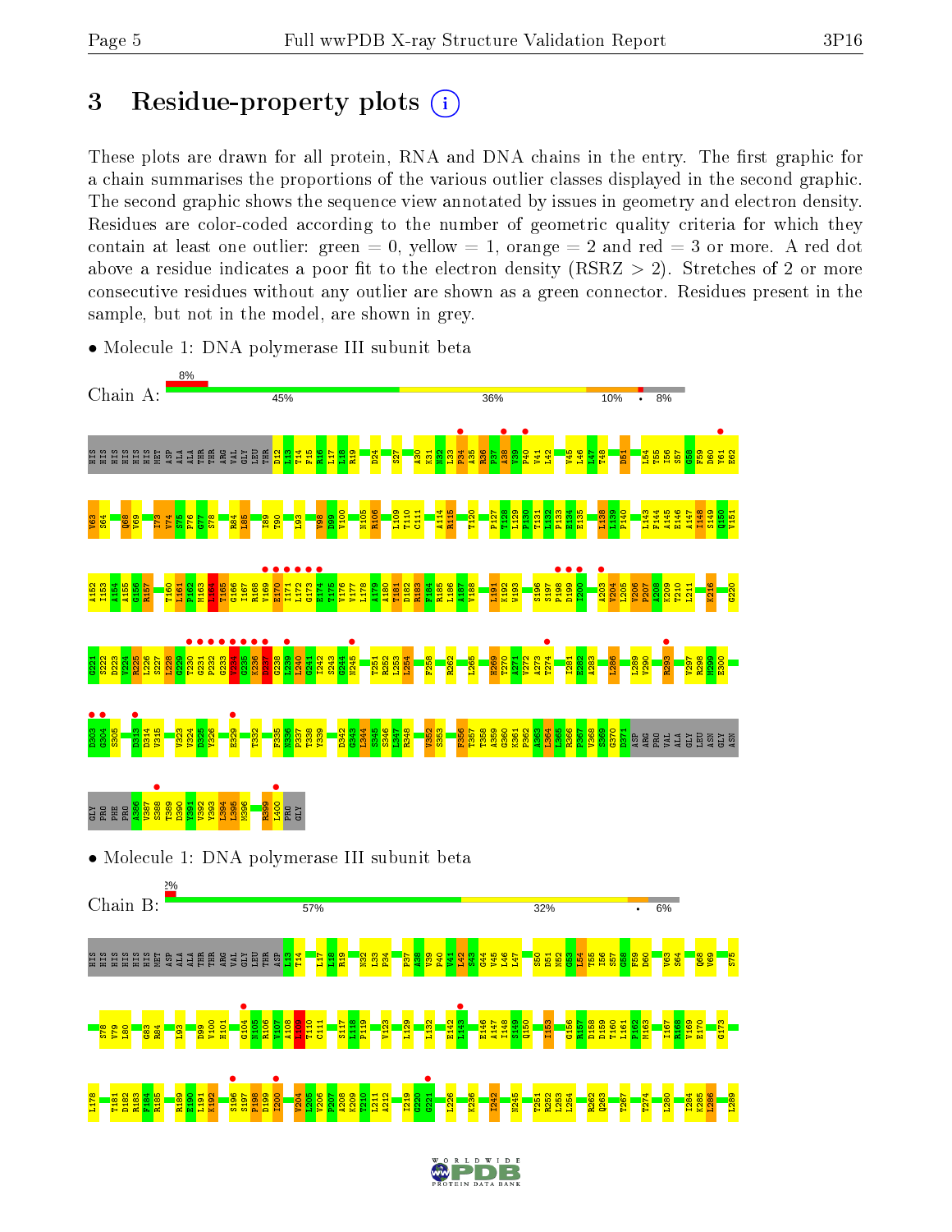# 3 Residue-property plots

These plots are drawn for all protein, RNA and DNA chains in the entry. The first graphic for a chain summarises the proportions of the various outlier classes displayed in the second graphic. The second graphic shows the sequence view annotated by issues in geometry and electron density. Residues are color-coded according to the number of geometric quality criteria for which they contain at least one outlier: green = 0, yellow = 1, orange = 2 and red = 3 or more. A red dot above a residue indicates a poor fit to the electron density (RSRZ > 2). Stretches of 2 or more consecutive residues without any outlier are shown as a green connector. Residues present in the sample, but not in the model, are shown in grey.

- Molecule 1: DNA polymerase III subunit beta

Chain A: 8% | 45% | 36% | 10% | • | 8%

- Molecule 1: DNA polymerase III subunit beta

Chain B: 2% | 57% | 32% | • | 6%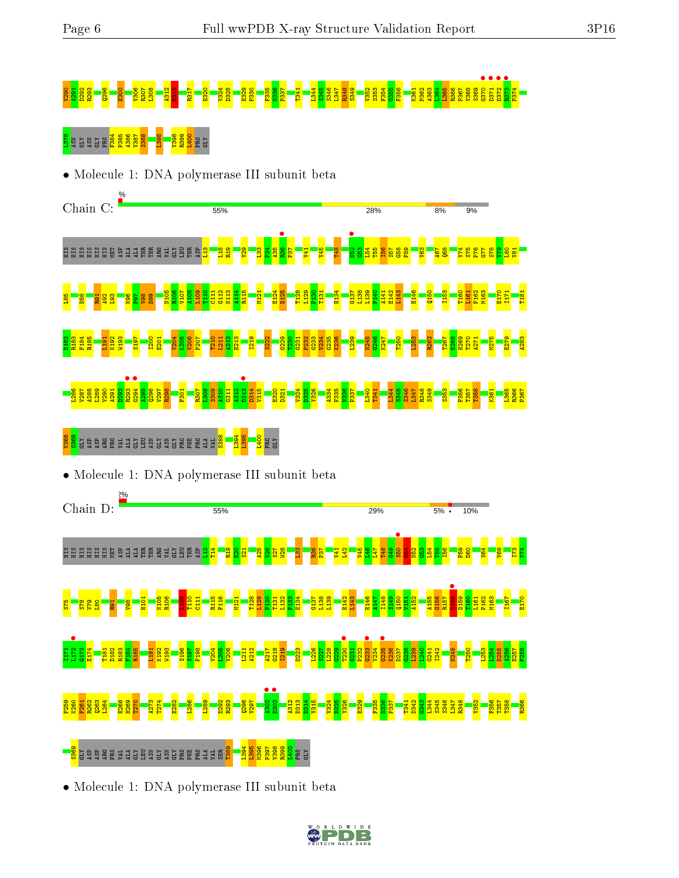V290 I291 D292 R293 Q296 E300 V306 R307 L308 A312 D313 R317 E320 V324 D325 E329 P330 F335 N336 P337 T341 L344 S345 S346 L347 R348 S349 V352 S353 F354 G355 F356 K361 P362 A363 L364 L365 R366 P367 V368 S369 G370 D371 D372 R373 P374

I378 ASN GLY ASN GLY PRO F384 P385 A386 V387 S388 L395 V398 R399 L400 PRO GLY

- Molecule 1: DNA polymerase III subunit beta

Chain C:

| % | 55% | 28% | 8% | 9% |
|---|---|---|---|---|

HIS HIS HIS HIS HIS HIS MET ASP ALA ALA THR THR ARG VAL GLY LEU THR ASP L13 L18 R19 V29 L33 F34 A35 R36 P37 V41 V45 T48 N52 G53 L54 T55 I56 S57 G58 F59 V63 A67 Q68 V74 S75 P76 G77 S78 V79 L80 V81

L85 D88 R91 A92 L93 K96 P97 V98 D99 N105 R106 V107 I108 L109 T110 C111 G112 N113 A114 R115 M121 E124 D125 T128 L129 P130 T131 E134 G137 L138 L139 P140 A141 E142 L143 E146 Q150 I153 T160 L161 P162 M163 E170 I171 T181

D182 R183 F184 R185 L191 K192 W193 S197 I200 E201 V204 L205 V206 P207 T210 L211 A212 E213 I219 S222 G229 T230 G231 P232 G233 V234 G235 K236 L239 N245 G246 K247 T250 L253 R262 T267 E268 H269 T270 A271 M275 E279 A283

L286 V287 A288 L289 V290 A291 D292 R293 G294 A295 Q296 V297 R298 F301 R307 L308 G309 A310 G311 A312 D313 D314 V315 E320 D321 V324 D325 Y326 A334 F335 N336 P337 L340 T341 L344 S345 S346 L347 R348 S349 S353 F356 T357 T358 K361 L365 R366 P367

V368 S369 GLY ASP ASP ARG PRO VAL ALA GLY LEU ASN GLY ASN GLY PRO PHE PRO ALA VAL S388 L394 L395 L400 PRO GLY

- Molecule 1: DNA polymerase III subunit beta

Chain D:

| 2% | 55% | 29% | 5% | • | 10% |
|---|---|---|---|---|---|

HIS HIS HIS HIS HIS HIS MET ASP ALA ALA THR THR ARG VAL GLY LEU THR ASP L13 T14 R19 F20 S21 A25 V26 S27 W28 L33 R36 P37 V41 L42 V45 I46 L47 T48 G49 S50 D51 N52 G53 L54 T55 I56 F59 D60 S64 V69 I73 V74

S75 S78 V79 L80 R91 V98 H101 N105 R106 L109 T110 C111 R115 F116 M121 T128 L129 P130 T131 L132 P133 E134 G137 L138 L139 E142 L143 E146 A147 I148 S149 Q150 V151 A152 A155 G156 R157 D158 D159 T160 L161 P162 M163 I167 E170

I171 L172 G173 E174 T181 D182 R183 F184 R185 L191 K192 W193 S196 S197 P198 V204 L205 V206 L211 A212 A217 G218 I219 D223 L226 S227 L228 G229 T230 G231 P232 G233 V234 G235 K236 D237 G238 L239 L240 G241 I242 N245 T250 L253 L254 D255 A256 E257 F258

P259 K260 P261 R262 Q263 L264 E268 H269 T270 A273 T274 E282 L286 L289 D292 R293 Q296 V297 A302 D303 A312 D313 D314 V315 V324 D325 Y326 E329 F335 N336 P337 T341 D342 G343 L344 S345 S346 L347 R348 V352 F356 T357 T358 R366

S369 GLY ASP ASP ARG PRO VAL ALA GLY LEU ASN GLY ASN GLY PRO PHE PRO ALA VAL SER T389 L394 L395 N396 P397 V398 R399 L400 PRO GLY

- Molecule 1: DNA polymerase III subunit beta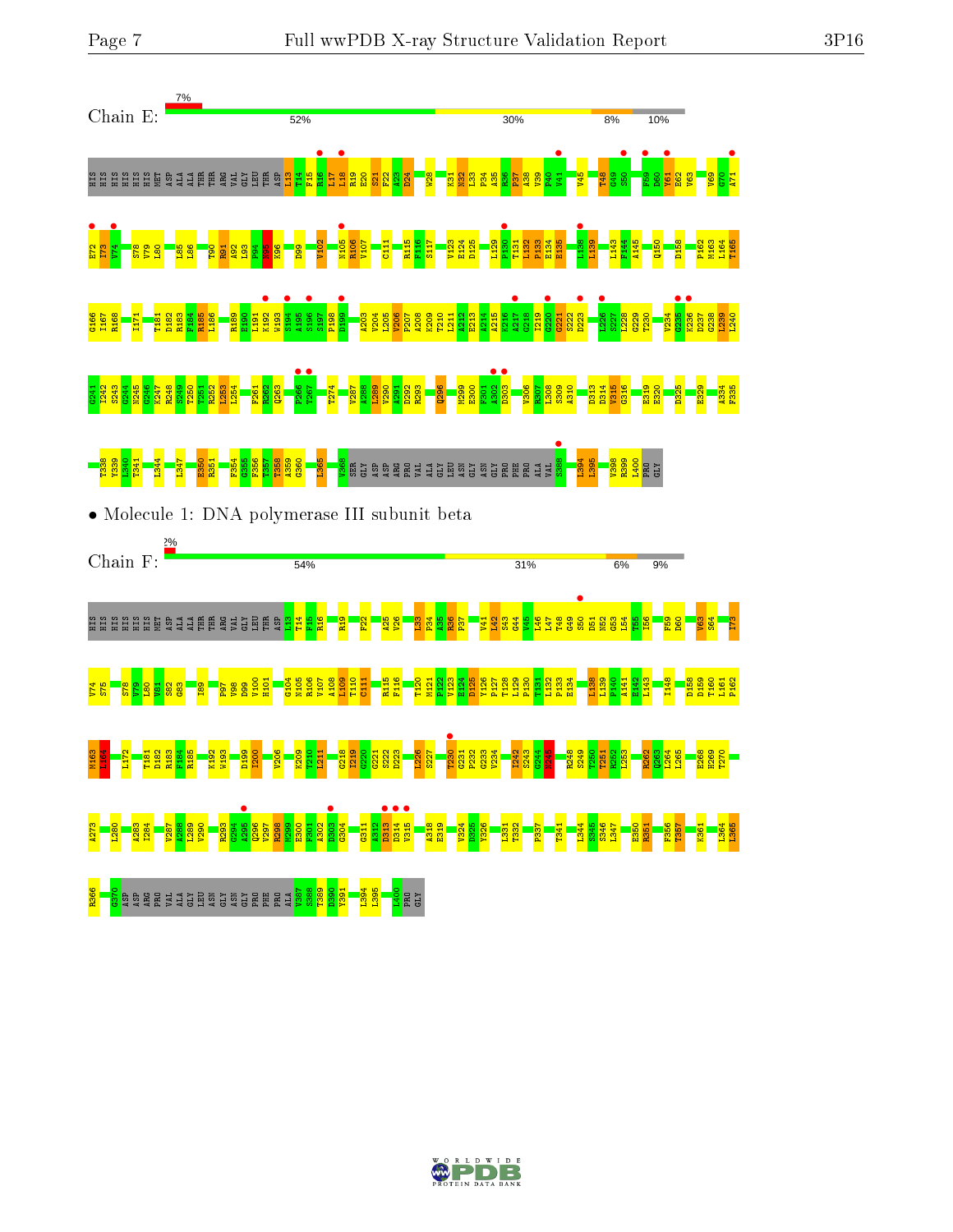Chain E:

7%

52% 30% 8% 10%

HIS HIS HIS HIS HIS HIS MET ASP ALA ALA THR THR ARG VAL GLY LEU THR ASP I13 T14 F15 R16 L17 L18 R19 E20 S21 F22 A23 D24 W28 K31 N32 L33 P34 G35 R36 P37 A38 V39 F40 V41 V45 T48 G49 S50 F59 D60 Y61 E62 V63 V69 G70 A71

E72 I73 V74 S78 V79 L80 L85 L86 T90 R91 A92 L93 P94 N95 K96 D99 V102 N105 R106 V107 C111 R115 F116 S117 V123 E124 D125 L129 P130 T131 L132 P133 E134 E135 L138 L139 L143 F144 A145 Q150 D158 P162 M163 L164 T165

G166 I167 R168 I171 T181 D182 R183 F184 R185 L186 R189 E190 L191 K192 W193 S194 A195 S196 S197 P198 D199 A203 V204 L205 V206 P207 A208 K209 T210 I211 A212 E213 A214 A215 K216 A217 G218 I219 G220 G221 S222 D223 L226 S227 L228 G229 T230 V234 G235 K236 D237 G238 L239 L240

G241 S242 S243 G244 N245 G246 K247 R248 S249 T250 T251 R252 L253 L254 F261 R262 Q263 P266 T267 T274 V287 A288 L289 V290 A291 D292 R293 Q296 M299 E300 F301 A302 D303 V306 R307 L308 S309 A310 D313 D314 V315 G316 E319 E320 D325 E329 A334 F335

T338 Y339 L340 T341 L344 L347 E350 R351 F354 G355 F356 T357 T358 A359 G360 L365 V368 SER GLY ASP ASP ARG PRO VAL ALA GLY LEU ASN GLY ASN GLY PRO PHE PRO ALA VAL S388 L394 L395 V398 R399 L400 PRO GLY

• Molecule 1: DNA polymerase III subunit beta

Chain F:

2%

54% 31% 6% 9%

HIS HIS HIS HIS HIS HIS MET ASP ALA ALA THR THR ARG VAL GLY LEU THR ASP I13 T14 F15 R16 R19 F22 A25 V26 L33 P34 A35 R36 P37 V41 L42 S43 G44 V45 L46 L47 T48 G49 S50 D51 N52 G53 L54 T55 I56 F59 D60 V63 S64 I73

V74 S75 S78 V79 L80 V81 S82 G83 I89 P97 V98 D99 V100 H101 G104 N105 R106 V107 A108 L109 T110 C111 R115 F116 T120 M121 P122 V123 E124 D125 T126 P127 T128 L129 P130 T131 L132 P133 E134 L138 L139 P140 A141 E142 L143 I148 D158 D159 T160 L161 P162

M163 L164 L172 T181 D182 R183 F184 R185 K192 W193 D199 I200 V206 K209 T210 I211 G218 I219 G220 G221 S222 D223 L226 S227 T230 G231 P232 G233 V234 T242 S243 G244 N245 R248 S249 T250 T251 R252 L253 R262 Q263 L264 L265 E268 H269 T270

A273 L280 A283 I284 V287 A288 L289 V290 R293 G294 A295 Q296 V297 R298 M299 E300 F301 A302 D303 G304 G311 A312 D313 D314 V315 A318 E319 V324 D325 Y326 L331 T332 P337 T341 L344 S345 S346 L347 E350 R351 F356 T357 K361 L364 L365

R366 G370 ASP ARG PRO VAL ALA GLY LEU ASN GLY ASN GLY PRO PHE PRO ALA V387 S388 T389 D390 Y391 L394 L395 L400 PRO GLY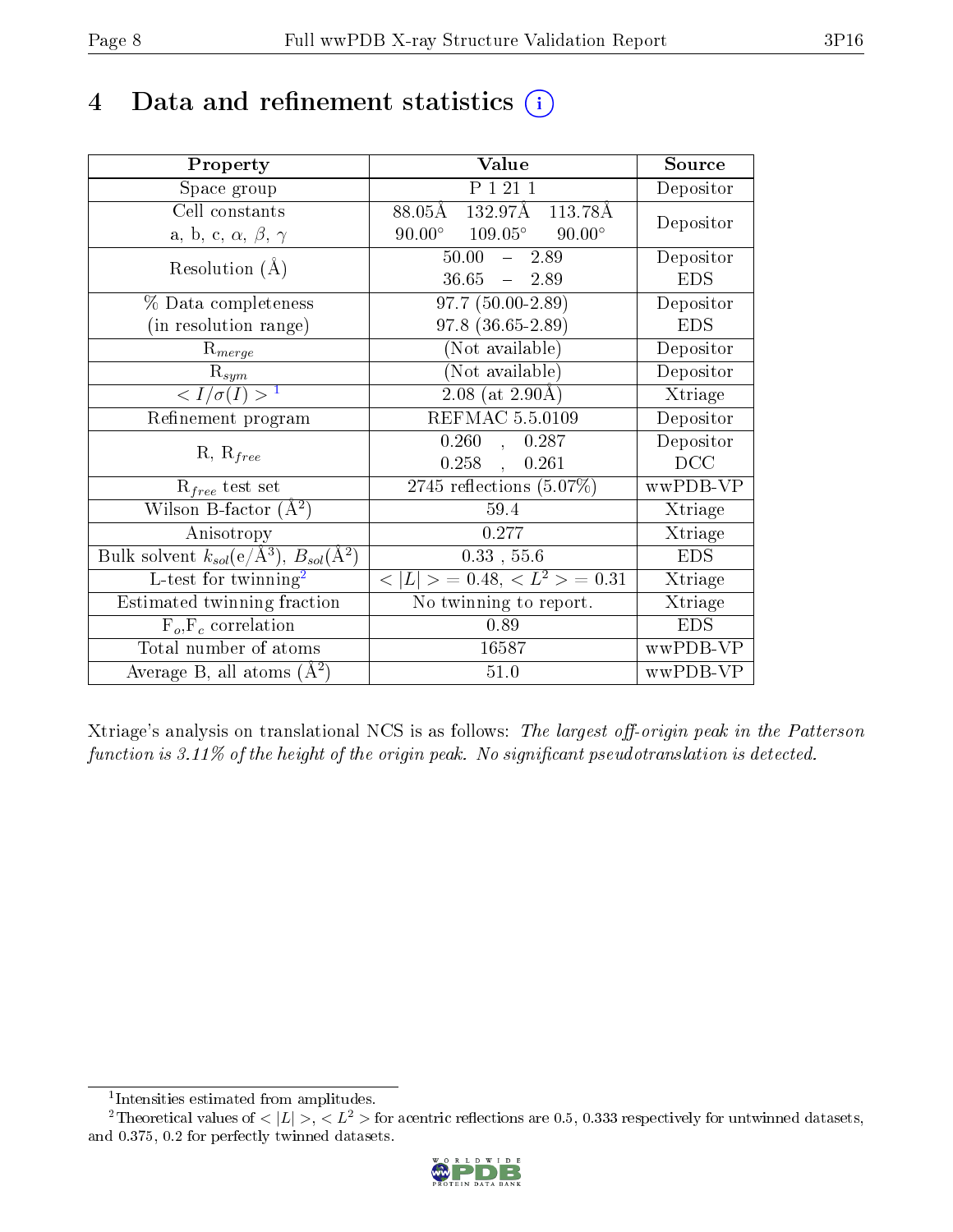# 4 Data and refinement statistics

| Property | Value | Source |
|---|---|---|
| Space group | P 1 21 1 | Depositor |
| Cell constants<br>a, b, c, $\alpha$, $\beta$, $\gamma$ | 88.05Å 132.97Å 113.78Å<br>90.00° 109.05° 90.00° | Depositor |
| Resolution (Å) | 50.00 – 2.89<br>36.65 – 2.89 | Depositor<br>EDS |
| % Data completeness<br>(in resolution range) | 97.7 (50.00-2.89)<br>97.8 (36.65-2.89) | Depositor<br>EDS |
| $R_{merge}$ | (Not available) | Depositor |
| $R_{sym}$ | (Not available) | Depositor |
| $< I/\sigma(I) >$ [1] | 2.08 (at 2.90Å) | Xtriage |
| Refinement program | REFMAC 5.5.0109 | Depositor |
| R, $R_{free}$ | 0.260 , 0.287<br>0.258 , 0.261 | Depositor<br>DCC |
| $R_{free}$ test set | 2745 reflections (5.07%) | wwPDB-VP |
| Wilson B-factor (Å$^2$) | 59.4 | Xtriage |
| Anisotropy | 0.277 | Xtriage |
| Bulk solvent $k_{sol}$(e/Å$^3$), $B_{sol}$(Å$^2$) | 0.33 , 55.6 | EDS |
| L-test for twinning[2] | $< \lvert L \rvert >$ = 0.48, $< L^2 >$ = 0.31 | Xtriage |
| Estimated twinning fraction | No twinning to report. | Xtriage |
| $F_o$,$F_c$ correlation | 0.89 | EDS |
| Total number of atoms | 16587 | wwPDB-VP |
| Average B, all atoms (Å$^2$) | 51.0 | wwPDB-VP |

Xtriage's analysis on translational NCS is as follows: *The largest off-origin peak in the Patterson function is 3.11% of the height of the origin peak. No significant pseudotranslation is detected.*

[1] Intensities estimated from amplitudes.

[2] Theoretical values of $< \lvert L \rvert >$, $< L^2 >$ for acentric reflections are 0.5, 0.333 respectively for untwinned datasets, and 0.375, 0.2 for perfectly twinned datasets.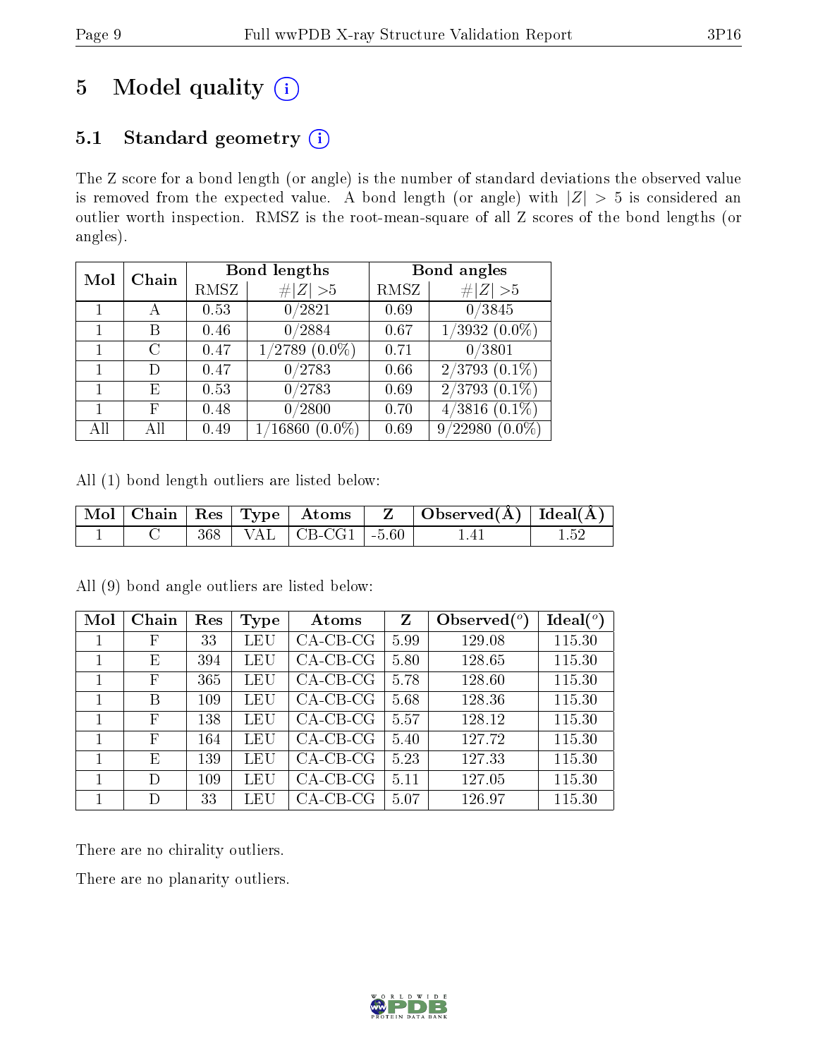# 5 Model quality

## 5.1 Standard geometry

The Z score for a bond length (or angle) is the number of standard deviations the observed value is removed from the expected value. A bond length (or angle) with $|Z| > 5$ is considered an outlier worth inspection. RMSZ is the root-mean-square of all Z scores of the bond lengths (or angles).

| Mol | Chain | Bond lengths | | Bond angles | |
|---|---|---|---|---|---|
| | | RMSZ | $\#\|Z\| > 5$ | RMSZ | $\#\|Z\| > 5$ |
| 1 | A | 0.53 | 0/2821 | 0.69 | 0/3845 |
| 1 | B | 0.46 | 0/2884 | 0.67 | 1/3932 (0.0%) |
| 1 | C | 0.47 | 1/2789 (0.0%) | 0.71 | 0/3801 |
| 1 | D | 0.47 | 0/2783 | 0.66 | 2/3793 (0.1%) |
| 1 | E | 0.53 | 0/2783 | 0.69 | 2/3793 (0.1%) |
| 1 | F | 0.48 | 0/2800 | 0.70 | 4/3816 (0.1%) |
| All | All | 0.49 | 1/16860 (0.0%) | 0.69 | 9/22980 (0.0%) |

All (1) bond length outliers are listed below:

| Mol | Chain | Res | Type | Atoms | Z | Observed(Å) | Ideal(Å) |
|---|---|---|---|---|---|---|---|
| 1 | C | 368 | VAL | CB-CG1 | -5.60 | 1.41 | 1.52 |

All (9) bond angle outliers are listed below:

| Mol | Chain | Res | Type | Atoms | Z | Observed($^o$) | Ideal($^o$) |
|---|---|---|---|---|---|---|---|
| 1 | F | 33 | LEU | CA-CB-CG | 5.99 | 129.08 | 115.30 |
| 1 | E | 394 | LEU | CA-CB-CG | 5.80 | 128.65 | 115.30 |
| 1 | F | 365 | LEU | CA-CB-CG | 5.78 | 128.60 | 115.30 |
| 1 | B | 109 | LEU | CA-CB-CG | 5.68 | 128.36 | 115.30 |
| 1 | F | 138 | LEU | CA-CB-CG | 5.57 | 128.12 | 115.30 |
| 1 | F | 164 | LEU | CA-CB-CG | 5.40 | 127.72 | 115.30 |
| 1 | E | 139 | LEU | CA-CB-CG | 5.23 | 127.33 | 115.30 |
| 1 | D | 109 | LEU | CA-CB-CG | 5.11 | 127.05 | 115.30 |
| 1 | D | 33 | LEU | CA-CB-CG | 5.07 | 126.97 | 115.30 |

There are no chirality outliers.

There are no planarity outliers.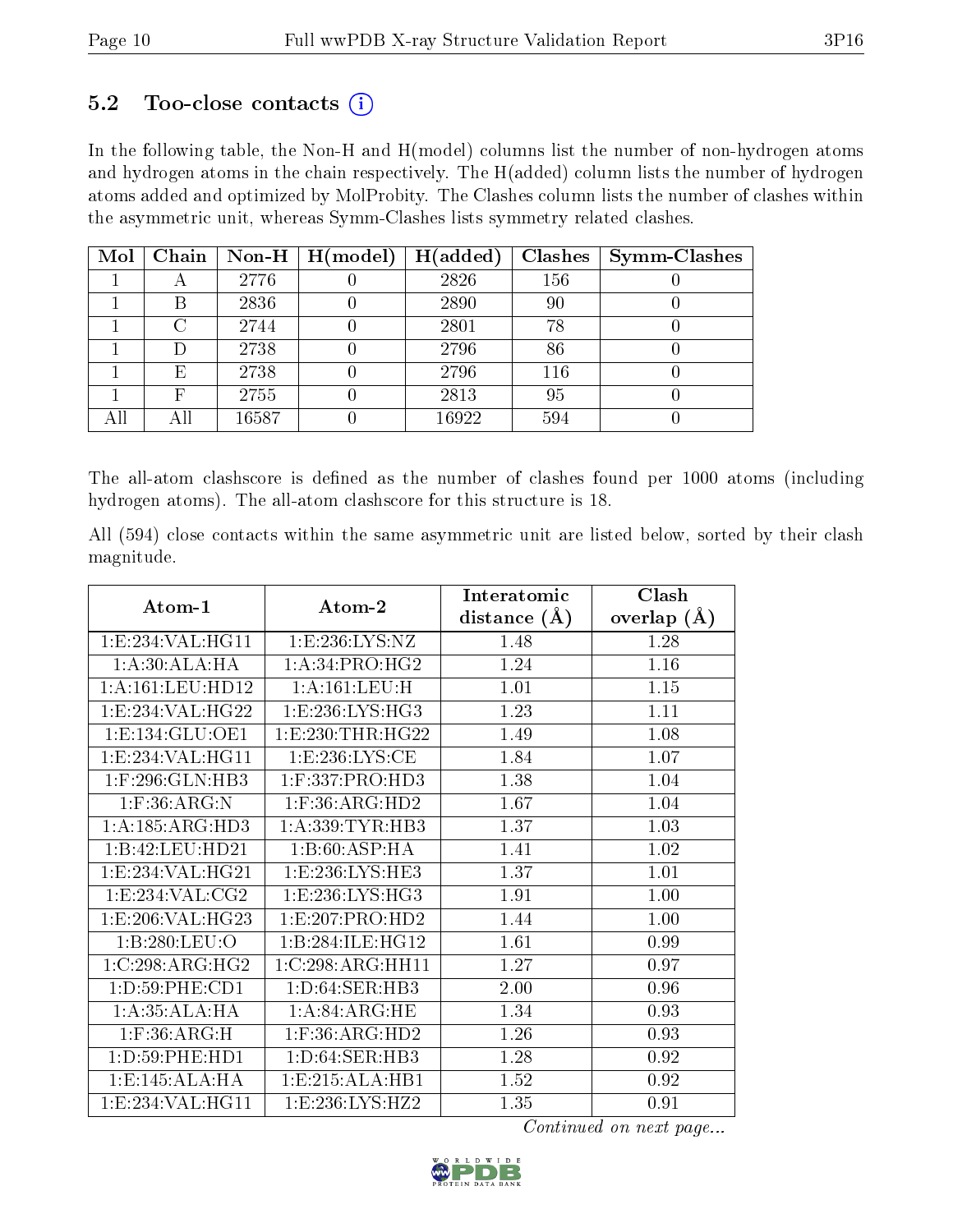## 5.2 Too-close contacts (i)

In the following table, the Non-H and H(model) columns list the number of non-hydrogen atoms and hydrogen atoms in the chain respectively. The H(added) column lists the number of hydrogen atoms added and optimized by MolProbity. The Clashes column lists the number of clashes within the asymmetric unit, whereas Symm-Clashes lists symmetry related clashes.

| Mol | Chain | Non-H | H(model) | H(added) | Clashes | Symm-Clashes |
|---|---|---|---|---|---|---|
| 1 | A | 2776 | 0 | 2826 | 156 | 0 |
| 1 | B | 2836 | 0 | 2890 | 90 | 0 |
| 1 | C | 2744 | 0 | 2801 | 78 | 0 |
| 1 | D | 2738 | 0 | 2796 | 86 | 0 |
| 1 | E | 2738 | 0 | 2796 | 116 | 0 |
| 1 | F | 2755 | 0 | 2813 | 95 | 0 |
| All | All | 16587 | 0 | 16922 | 594 | 0 |

The all-atom clashscore is defined as the number of clashes found per 1000 atoms (including hydrogen atoms). The all-atom clashscore for this structure is 18.

All (594) close contacts within the same asymmetric unit are listed below, sorted by their clash magnitude.

| Atom-1 | Atom-2 | Interatomic distance (Å) | Clash overlap (Å) |
|---|---|---|---|
| 1:E:234:VAL:HG11 | 1:E:236:LYS:NZ | 1.48 | 1.28 |
| 1:A:30:ALA:HA | 1:A:34:PRO:HG2 | 1.24 | 1.16 |
| 1:A:161:LEU:HD12 | 1:A:161:LEU:H | 1.01 | 1.15 |
| 1:E:234:VAL:HG22 | 1:E:236:LYS:HG3 | 1.23 | 1.11 |
| 1:E:134:GLU:OE1 | 1:E:230:THR:HG22 | 1.49 | 1.08 |
| 1:E:234:VAL:HG11 | 1:E:236:LYS:CE | 1.84 | 1.07 |
| 1:F:296:GLN:HB3 | 1:F:337:PRO:HD3 | 1.38 | 1.04 |
| 1:F:36:ARG:N | 1:F:36:ARG:HD2 | 1.67 | 1.04 |
| 1:A:185:ARG:HD3 | 1:A:339:TYR:HB3 | 1.37 | 1.03 |
| 1:B:42:LEU:HD21 | 1:B:60:ASP:HA | 1.41 | 1.02 |
| 1:E:234:VAL:HG21 | 1:E:236:LYS:HE3 | 1.37 | 1.01 |
| 1:E:234:VAL:CG2 | 1:E:236:LYS:HG3 | 1.91 | 1.00 |
| 1:E:206:VAL:HG23 | 1:E:207:PRO:HD2 | 1.44 | 1.00 |
| 1:B:280:LEU:O | 1:B:284:ILE:HG12 | 1.61 | 0.99 |
| 1:C:298:ARG:HG2 | 1:C:298:ARG:HH11 | 1.27 | 0.97 |
| 1:D:59:PHE:CD1 | 1:D:64:SER:HB3 | 2.00 | 0.96 |
| 1:A:35:ALA:HA | 1:A:84:ARG:HE | 1.34 | 0.93 |
| 1:F:36:ARG:H | 1:F:36:ARG:HD2 | 1.26 | 0.93 |
| 1:D:59:PHE:HD1 | 1:D:64:SER:HB3 | 1.28 | 0.92 |
| 1:E:145:ALA:HA | 1:E:215:ALA:HB1 | 1.52 | 0.92 |
| 1:E:234:VAL:HG11 | 1:E:236:LYS:HZ2 | 1.35 | 0.91 |

*Continued on next page...*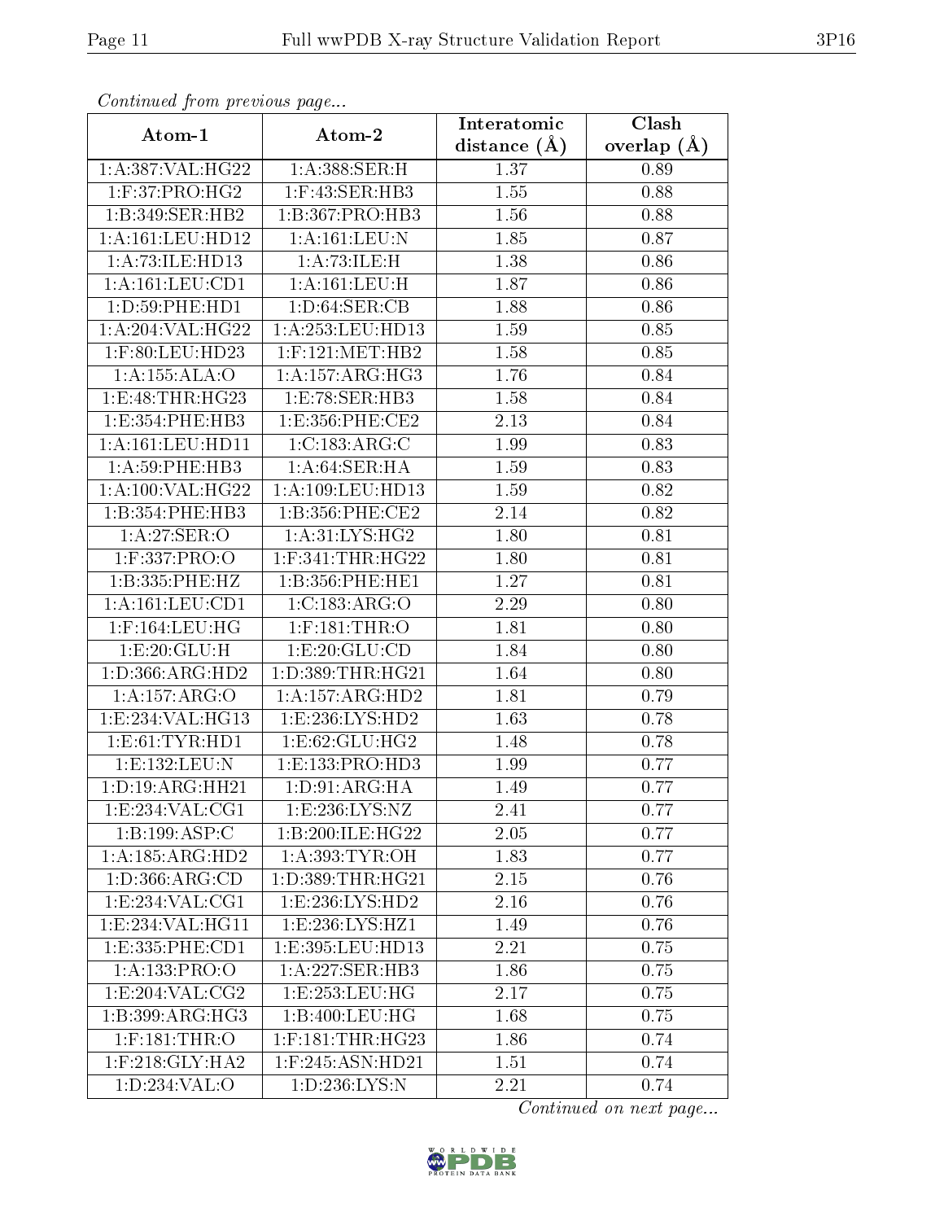*Continued from previous page...*

| Atom-1 | Atom-2 | Interatomic distance (Å) | Clash overlap (Å) |
|---|---|---|---|
| 1:A:387:VAL:HG22 | 1:A:388:SER:H | 1.37 | 0.89 |
| 1:F:37:PRO:HG2 | 1:F:43:SER:HB3 | 1.55 | 0.88 |
| 1:B:349:SER:HB2 | 1:B:367:PRO:HB3 | 1.56 | 0.88 |
| 1:A:161:LEU:HD12 | 1:A:161:LEU:N | 1.85 | 0.87 |
| 1:A:73:ILE:HD13 | 1:A:73:ILE:H | 1.38 | 0.86 |
| 1:A:161:LEU:CD1 | 1:A:161:LEU:H | 1.87 | 0.86 |
| 1:D:59:PHE:HD1 | 1:D:64:SER:CB | 1.88 | 0.86 |
| 1:A:204:VAL:HG22 | 1:A:253:LEU:HD13 | 1.59 | 0.85 |
| 1:F:80:LEU:HD23 | 1:F:121:MET:HB2 | 1.58 | 0.85 |
| 1:A:155:ALA:O | 1:A:157:ARG:HG3 | 1.76 | 0.84 |
| 1:E:48:THR:HG23 | 1:E:78:SER:HB3 | 1.58 | 0.84 |
| 1:E:354:PHE:HB3 | 1:E:356:PHE:CE2 | 2.13 | 0.84 |
| 1:A:161:LEU:HD11 | 1:C:183:ARG:C | 1.99 | 0.83 |
| 1:A:59:PHE:HB3 | 1:A:64:SER:HA | 1.59 | 0.83 |
| 1:A:100:VAL:HG22 | 1:A:109:LEU:HD13 | 1.59 | 0.82 |
| 1:B:354:PHE:HB3 | 1:B:356:PHE:CE2 | 2.14 | 0.82 |
| 1:A:27:SER:O | 1:A:31:LYS:HG2 | 1.80 | 0.81 |
| 1:F:337:PRO:O | 1:F:341:THR:HG22 | 1.80 | 0.81 |
| 1:B:335:PHE:HZ | 1:B:356:PHE:HE1 | 1.27 | 0.81 |
| 1:A:161:LEU:CD1 | 1:C:183:ARG:O | 2.29 | 0.80 |
| 1:F:164:LEU:HG | 1:F:181:THR:O | 1.81 | 0.80 |
| 1:E:20:GLU:H | 1:E:20:GLU:CD | 1.84 | 0.80 |
| 1:D:366:ARG:HD2 | 1:D:389:THR:HG21 | 1.64 | 0.80 |
| 1:A:157:ARG:O | 1:A:157:ARG:HD2 | 1.81 | 0.79 |
| 1:E:234:VAL:HG13 | 1:E:236:LYS:HD2 | 1.63 | 0.78 |
| 1:E:61:TYR:HD1 | 1:E:62:GLU:HG2 | 1.48 | 0.78 |
| 1:E:132:LEU:N | 1:E:133:PRO:HD3 | 1.99 | 0.77 |
| 1:D:19:ARG:HH21 | 1:D:91:ARG:HA | 1.49 | 0.77 |
| 1:E:234:VAL:CG1 | 1:E:236:LYS:NZ | 2.41 | 0.77 |
| 1:B:199:ASP:C | 1:B:200:ILE:HG22 | 2.05 | 0.77 |
| 1:A:185:ARG:HD2 | 1:A:393:TYR:OH | 1.83 | 0.77 |
| 1:D:366:ARG:CD | 1:D:389:THR:HG21 | 2.15 | 0.76 |
| 1:E:234:VAL:CG1 | 1:E:236:LYS:HD2 | 2.16 | 0.76 |
| 1:E:234:VAL:HG11 | 1:E:236:LYS:HZ1 | 1.49 | 0.76 |
| 1:E:335:PHE:CD1 | 1:E:395:LEU:HD13 | 2.21 | 0.75 |
| 1:A:133:PRO:O | 1:A:227:SER:HB3 | 1.86 | 0.75 |
| 1:E:204:VAL:CG2 | 1:E:253:LEU:HG | 2.17 | 0.75 |
| 1:B:399:ARG:HG3 | 1:B:400:LEU:HG | 1.68 | 0.75 |
| 1:F:181:THR:O | 1:F:181:THR:HG23 | 1.86 | 0.74 |
| 1:F:218:GLY:HA2 | 1:F:245:ASN:HD21 | 1.51 | 0.74 |
| 1:D:234:VAL:O | 1:D:236:LYS:N | 2.21 | 0.74 |

*Continued on next page...*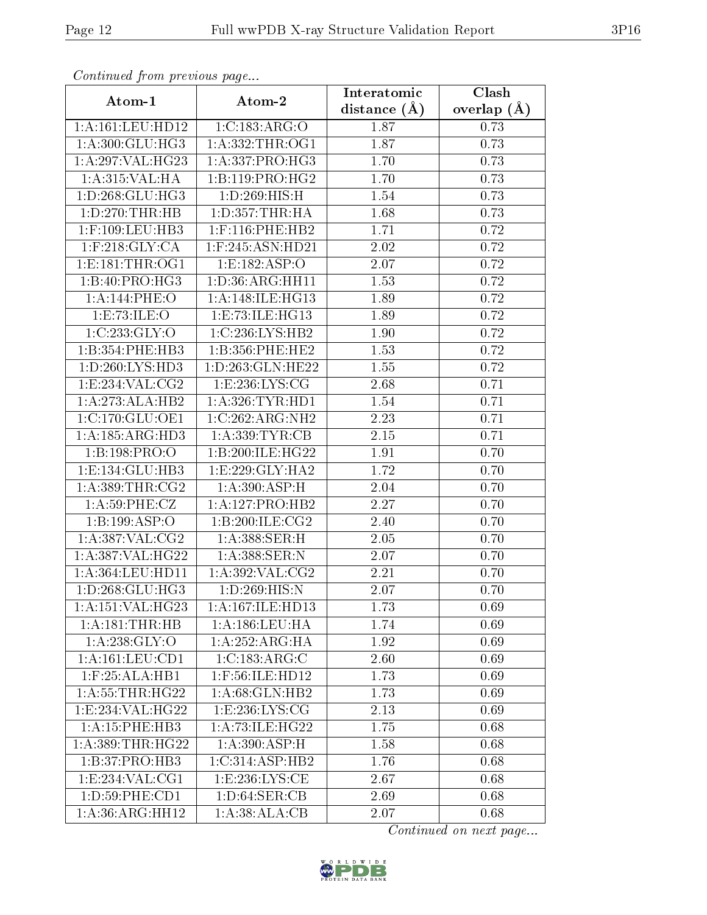*Continued from previous page...*

| Atom-1 | Atom-2 | Interatomic distance (Å) | Clash overlap (Å) |
|---|---|---|---|
| 1:A:161:LEU:HD12 | 1:C:183:ARG:O | 1.87 | 0.73 |
| 1:A:300:GLU:HG3 | 1:A:332:THR:OG1 | 1.87 | 0.73 |
| 1:A:297:VAL:HG23 | 1:A:337:PRO:HG3 | 1.70 | 0.73 |
| 1:A:315:VAL:HA | 1:B:119:PRO:HG2 | 1.70 | 0.73 |
| 1:D:268:GLU:HG3 | 1:D:269:HIS:H | 1.54 | 0.73 |
| 1:D:270:THR:HB | 1:D:357:THR:HA | 1.68 | 0.73 |
| 1:F:109:LEU:HB3 | 1:F:116:PHE:HB2 | 1.71 | 0.72 |
| 1:F:218:GLY:CA | 1:F:245:ASN:HD21 | 2.02 | 0.72 |
| 1:E:181:THR:OG1 | 1:E:182:ASP:O | 2.07 | 0.72 |
| 1:B:40:PRO:HG3 | 1:D:36:ARG:HH11 | 1.53 | 0.72 |
| 1:A:144:PHE:O | 1:A:148:ILE:HG13 | 1.89 | 0.72 |
| 1:E:73:ILE:O | 1:E:73:ILE:HG13 | 1.89 | 0.72 |
| 1:C:233:GLY:O | 1:C:236:LYS:HB2 | 1.90 | 0.72 |
| 1:B:354:PHE:HB3 | 1:B:356:PHE:HE2 | 1.53 | 0.72 |
| 1:D:260:LYS:HD3 | 1:D:263:GLN:HE22 | 1.55 | 0.72 |
| 1:E:234:VAL:CG2 | 1:E:236:LYS:CG | 2.68 | 0.71 |
| 1:A:273:ALA:HB2 | 1:A:326:TYR:HD1 | 1.54 | 0.71 |
| 1:C:170:GLU:OE1 | 1:C:262:ARG:NH2 | 2.23 | 0.71 |
| 1:A:185:ARG:HD3 | 1:A:339:TYR:CB | 2.15 | 0.71 |
| 1:B:198:PRO:O | 1:B:200:ILE:HG22 | 1.91 | 0.70 |
| 1:E:134:GLU:HB3 | 1:E:229:GLY:HA2 | 1.72 | 0.70 |
| 1:A:389:THR:CG2 | 1:A:390:ASP:H | 2.04 | 0.70 |
| 1:A:59:PHE:CZ | 1:A:127:PRO:HB2 | 2.27 | 0.70 |
| 1:B:199:ASP:O | 1:B:200:ILE:CG2 | 2.40 | 0.70 |
| 1:A:387:VAL:CG2 | 1:A:388:SER:H | 2.05 | 0.70 |
| 1:A:387:VAL:HG22 | 1:A:388:SER:N | 2.07 | 0.70 |
| 1:A:364:LEU:HD11 | 1:A:392:VAL:CG2 | 2.21 | 0.70 |
| 1:D:268:GLU:HG3 | 1:D:269:HIS:N | 2.07 | 0.70 |
| 1:A:151:VAL:HG23 | 1:A:167:ILE:HD13 | 1.73 | 0.69 |
| 1:A:181:THR:HB | 1:A:186:LEU:HA | 1.74 | 0.69 |
| 1:A:238:GLY:O | 1:A:252:ARG:HA | 1.92 | 0.69 |
| 1:A:161:LEU:CD1 | 1:C:183:ARG:C | 2.60 | 0.69 |
| 1:F:25:ALA:HB1 | 1:F:56:ILE:HD12 | 1.73 | 0.69 |
| 1:A:55:THR:HG22 | 1:A:68:GLN:HB2 | 1.73 | 0.69 |
| 1:E:234:VAL:HG22 | 1:E:236:LYS:CG | 2.13 | 0.69 |
| 1:A:15:PHE:HB3 | 1:A:73:ILE:HG22 | 1.75 | 0.68 |
| 1:A:389:THR:HG22 | 1:A:390:ASP:H | 1.58 | 0.68 |
| 1:B:37:PRO:HB3 | 1:C:314:ASP:HB2 | 1.76 | 0.68 |
| 1:E:234:VAL:CG1 | 1:E:236:LYS:CE | 2.67 | 0.68 |
| 1:D:59:PHE:CD1 | 1:D:64:SER:CB | 2.69 | 0.68 |
| 1:A:36:ARG:HH12 | 1:A:38:ALA:CB | 2.07 | 0.68 |

*Continued on next page...*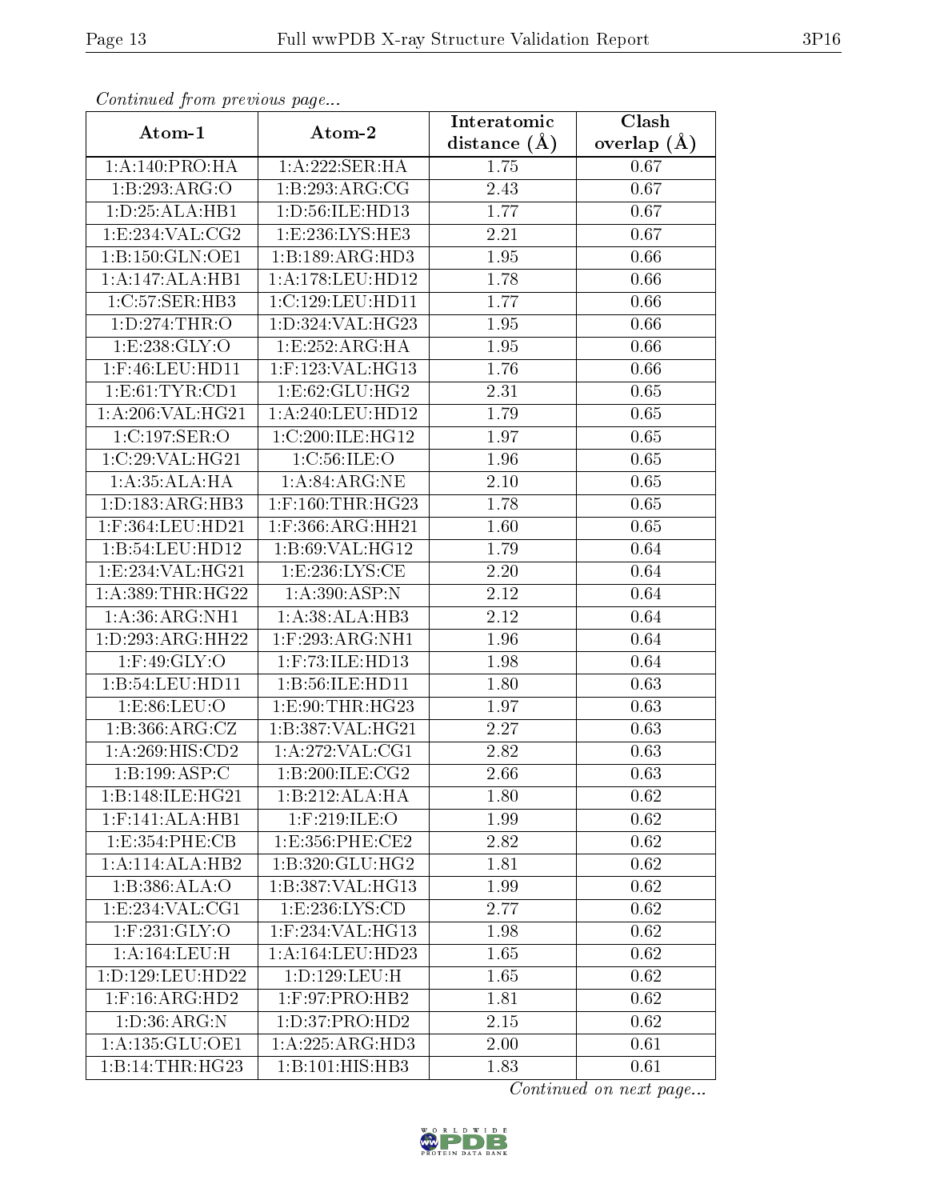*Continued from previous page...*

| Atom-1 | Atom-2 | Interatomic distance (Å) | Clash overlap (Å) |
|---|---|---|---|
| 1:A:140:PRO:HA | 1:A:222:SER:HA | 1.75 | 0.67 |
| 1:B:293:ARG:O | 1:B:293:ARG:CG | 2.43 | 0.67 |
| 1:D:25:ALA:HB1 | 1:D:56:ILE:HD13 | 1.77 | 0.67 |
| 1:E:234:VAL:CG2 | 1:E:236:LYS:HE3 | 2.21 | 0.67 |
| 1:B:150:GLN:OE1 | 1:B:189:ARG:HD3 | 1.95 | 0.66 |
| 1:A:147:ALA:HB1 | 1:A:178:LEU:HD12 | 1.78 | 0.66 |
| 1:C:57:SER:HB3 | 1:C:129:LEU:HD11 | 1.77 | 0.66 |
| 1:D:274:THR:O | 1:D:324:VAL:HG23 | 1.95 | 0.66 |
| 1:E:238:GLY:O | 1:E:252:ARG:HA | 1.95 | 0.66 |
| 1:F:46:LEU:HD11 | 1:F:123:VAL:HG13 | 1.76 | 0.66 |
| 1:E:61:TYR:CD1 | 1:E:62:GLU:HG2 | 2.31 | 0.65 |
| 1:A:206:VAL:HG21 | 1:A:240:LEU:HD12 | 1.79 | 0.65 |
| 1:C:197:SER:O | 1:C:200:ILE:HG12 | 1.97 | 0.65 |
| 1:C:29:VAL:HG21 | 1:C:56:ILE:O | 1.96 | 0.65 |
| 1:A:35:ALA:HA | 1:A:84:ARG:NE | 2.10 | 0.65 |
| 1:D:183:ARG:HB3 | 1:F:160:THR:HG23 | 1.78 | 0.65 |
| 1:F:364:LEU:HD21 | 1:F:366:ARG:HH21 | 1.60 | 0.65 |
| 1:B:54:LEU:HD12 | 1:B:69:VAL:HG12 | 1.79 | 0.64 |
| 1:E:234:VAL:HG21 | 1:E:236:LYS:CE | 2.20 | 0.64 |
| 1:A:389:THR:HG22 | 1:A:390:ASP:N | 2.12 | 0.64 |
| 1:A:36:ARG:NH1 | 1:A:38:ALA:HB3 | 2.12 | 0.64 |
| 1:D:293:ARG:HH22 | 1:F:293:ARG:NH1 | 1.96 | 0.64 |
| 1:F:49:GLY:O | 1:F:73:ILE:HD13 | 1.98 | 0.64 |
| 1:B:54:LEU:HD11 | 1:B:56:ILE:HD11 | 1.80 | 0.63 |
| 1:E:86:LEU:O | 1:E:90:THR:HG23 | 1.97 | 0.63 |
| 1:B:366:ARG:CZ | 1:B:387:VAL:HG21 | 2.27 | 0.63 |
| 1:A:269:HIS:CD2 | 1:A:272:VAL:CG1 | 2.82 | 0.63 |
| 1:B:199:ASP:C | 1:B:200:ILE:CG2 | 2.66 | 0.63 |
| 1:B:148:ILE:HG21 | 1:B:212:ALA:HA | 1.80 | 0.62 |
| 1:F:141:ALA:HB1 | 1:F:219:ILE:O | 1.99 | 0.62 |
| 1:E:354:PHE:CB | 1:E:356:PHE:CE2 | 2.82 | 0.62 |
| 1:A:114:ALA:HB2 | 1:B:320:GLU:HG2 | 1.81 | 0.62 |
| 1:B:386:ALA:O | 1:B:387:VAL:HG13 | 1.99 | 0.62 |
| 1:E:234:VAL:CG1 | 1:E:236:LYS:CD | 2.77 | 0.62 |
| 1:F:231:GLY:O | 1:F:234:VAL:HG13 | 1.98 | 0.62 |
| 1:A:164:LEU:H | 1:A:164:LEU:HD23 | 1.65 | 0.62 |
| 1:D:129:LEU:HD22 | 1:D:129:LEU:H | 1.65 | 0.62 |
| 1:F:16:ARG:HD2 | 1:F:97:PRO:HB2 | 1.81 | 0.62 |
| 1:D:36:ARG:N | 1:D:37:PRO:HD2 | 2.15 | 0.62 |
| 1:A:135:GLU:OE1 | 1:A:225:ARG:HD3 | 2.00 | 0.61 |
| 1:B:14:THR:HG23 | 1:B:101:HIS:HB3 | 1.83 | 0.61 |

*Continued on next page...*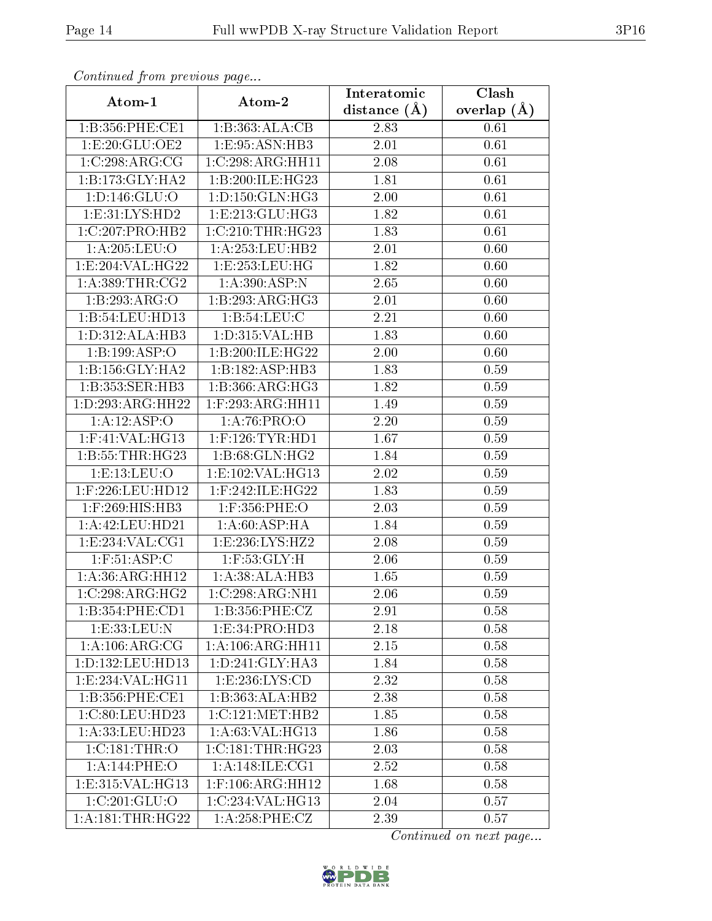*Continued from previous page...*

| Atom-1 | Atom-2 | Interatomic distance (Å) | Clash overlap (Å) |
|---|---|---|---|
| 1:B:356:PHE:CE1 | 1:B:363:ALA:CB | 2.83 | 0.61 |
| 1:E:20:GLU:OE2 | 1:E:95:ASN:HB3 | 2.01 | 0.61 |
| 1:C:298:ARG:CG | 1:C:298:ARG:HH11 | 2.08 | 0.61 |
| 1:B:173:GLY:HA2 | 1:B:200:ILE:HG23 | 1.81 | 0.61 |
| 1:D:146:GLU:O | 1:D:150:GLN:HG3 | 2.00 | 0.61 |
| 1:E:31:LYS:HD2 | 1:E:213:GLU:HG3 | 1.82 | 0.61 |
| 1:C:207:PRO:HB2 | 1:C:210:THR:HG23 | 1.83 | 0.61 |
| 1:A:205:LEU:O | 1:A:253:LEU:HB2 | 2.01 | 0.60 |
| 1:E:204:VAL:HG22 | 1:E:253:LEU:HG | 1.82 | 0.60 |
| 1:A:389:THR:CG2 | 1:A:390:ASP:N | 2.65 | 0.60 |
| 1:B:293:ARG:O | 1:B:293:ARG:HG3 | 2.01 | 0.60 |
| 1:B:54:LEU:HD13 | 1:B:54:LEU:C | 2.21 | 0.60 |
| 1:D:312:ALA:HB3 | 1:D:315:VAL:HB | 1.83 | 0.60 |
| 1:B:199:ASP:O | 1:B:200:ILE:HG22 | 2.00 | 0.60 |
| 1:B:156:GLY:HA2 | 1:B:182:ASP:HB3 | 1.83 | 0.59 |
| 1:B:353:SER:HB3 | 1:B:366:ARG:HG3 | 1.82 | 0.59 |
| 1:D:293:ARG:HH22 | 1:F:293:ARG:HH11 | 1.49 | 0.59 |
| 1:A:12:ASP:O | 1:A:76:PRO:O | 2.20 | 0.59 |
| 1:F:41:VAL:HG13 | 1:F:126:TYR:HD1 | 1.67 | 0.59 |
| 1:B:55:THR:HG23 | 1:B:68:GLN:HG2 | 1.84 | 0.59 |
| 1:E:13:LEU:O | 1:E:102:VAL:HG13 | 2.02 | 0.59 |
| 1:F:226:LEU:HD12 | 1:F:242:ILE:HG22 | 1.83 | 0.59 |
| 1:F:269:HIS:HB3 | 1:F:356:PHE:O | 2.03 | 0.59 |
| 1:A:42:LEU:HD21 | 1:A:60:ASP:HA | 1.84 | 0.59 |
| 1:E:234:VAL:CG1 | 1:E:236:LYS:HZ2 | 2.08 | 0.59 |
| 1:F:51:ASP:C | 1:F:53:GLY:H | 2.06 | 0.59 |
| 1:A:36:ARG:HH12 | 1:A:38:ALA:HB3 | 1.65 | 0.59 |
| 1:C:298:ARG:HG2 | 1:C:298:ARG:NH1 | 2.06 | 0.59 |
| 1:B:354:PHE:CD1 | 1:B:356:PHE:CZ | 2.91 | 0.58 |
| 1:E:33:LEU:N | 1:E:34:PRO:HD3 | 2.18 | 0.58 |
| 1:A:106:ARG:CG | 1:A:106:ARG:HH11 | 2.15 | 0.58 |
| 1:D:132:LEU:HD13 | 1:D:241:GLY:HA3 | 1.84 | 0.58 |
| 1:E:234:VAL:HG11 | 1:E:236:LYS:CD | 2.32 | 0.58 |
| 1:B:356:PHE:CE1 | 1:B:363:ALA:HB2 | 2.38 | 0.58 |
| 1:C:80:LEU:HD23 | 1:C:121:MET:HB2 | 1.85 | 0.58 |
| 1:A:33:LEU:HD23 | 1:A:63:VAL:HG13 | 1.86 | 0.58 |
| 1:C:181:THR:O | 1:C:181:THR:HG23 | 2.03 | 0.58 |
| 1:A:144:PHE:O | 1:A:148:ILE:CG1 | 2.52 | 0.58 |
| 1:E:315:VAL:HG13 | 1:F:106:ARG:HH12 | 1.68 | 0.58 |
| 1:C:201:GLU:O | 1:C:234:VAL:HG13 | 2.04 | 0.57 |
| 1:A:181:THR:HG22 | 1:A:258:PHE:CZ | 2.39 | 0.57 |

*Continued on next page...*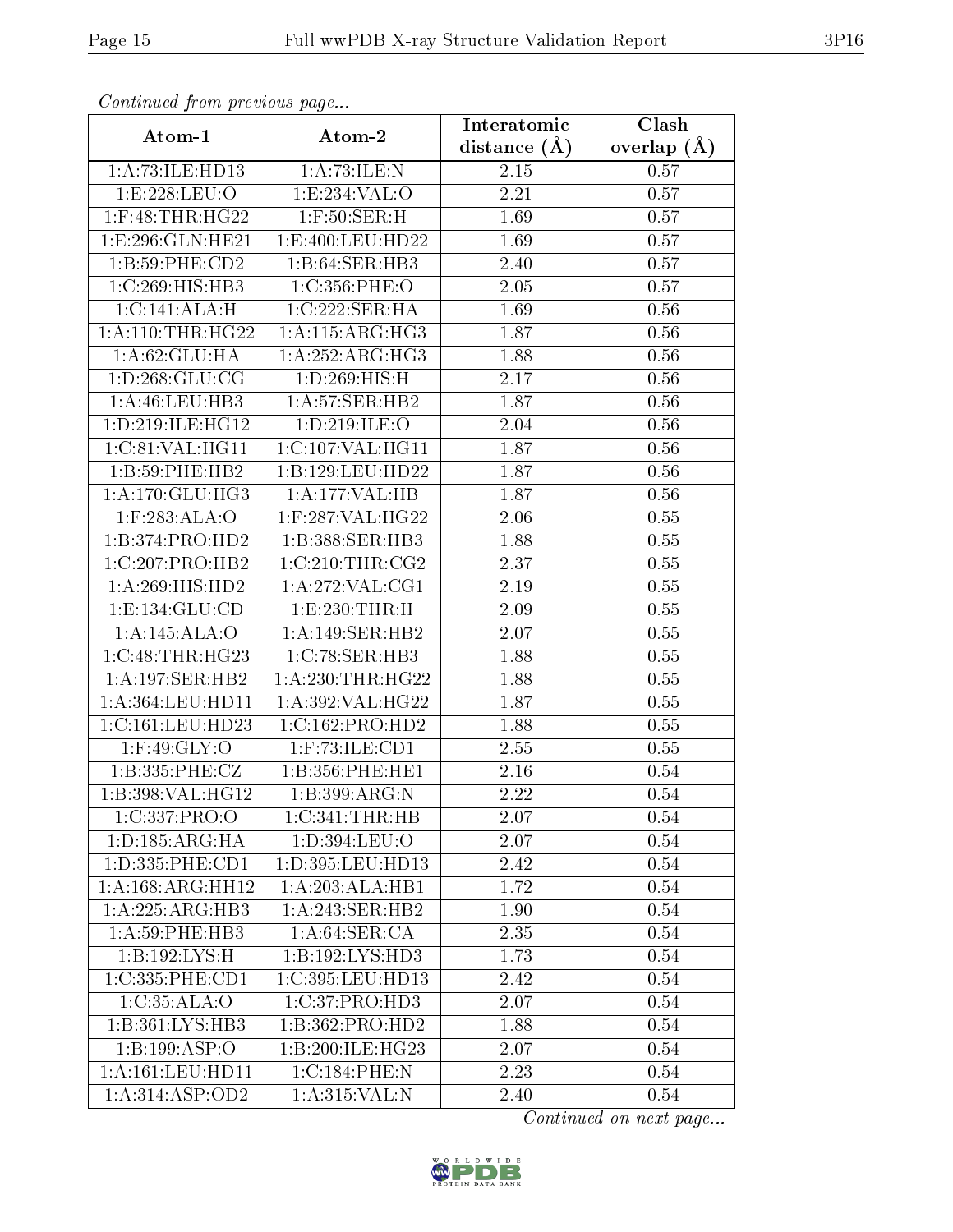*Continued from previous page...*

| Atom-1 | Atom-2 | Interatomic distance (Å) | Clash overlap (Å) |
|---|---|---|---|
| 1:A:73:ILE:HD13 | 1:A:73:ILE:N | 2.15 | 0.57 |
| 1:E:228:LEU:O | 1:E:234:VAL:O | 2.21 | 0.57 |
| 1:F:48:THR:HG22 | 1:F:50:SER:H | 1.69 | 0.57 |
| 1:E:296:GLN:HE21 | 1:E:400:LEU:HD22 | 1.69 | 0.57 |
| 1:B:59:PHE:CD2 | 1:B:64:SER:HB3 | 2.40 | 0.57 |
| 1:C:269:HIS:HB3 | 1:C:356:PHE:O | 2.05 | 0.57 |
| 1:C:141:ALA:H | 1:C:222:SER:HA | 1.69 | 0.56 |
| 1:A:110:THR:HG22 | 1:A:115:ARG:HG3 | 1.87 | 0.56 |
| 1:A:62:GLU:HA | 1:A:252:ARG:HG3 | 1.88 | 0.56 |
| 1:D:268:GLU:CG | 1:D:269:HIS:H | 2.17 | 0.56 |
| 1:A:46:LEU:HB3 | 1:A:57:SER:HB2 | 1.87 | 0.56 |
| 1:D:219:ILE:HG12 | 1:D:219:ILE:O | 2.04 | 0.56 |
| 1:C:81:VAL:HG11 | 1:C:107:VAL:HG11 | 1.87 | 0.56 |
| 1:B:59:PHE:HB2 | 1:B:129:LEU:HD22 | 1.87 | 0.56 |
| 1:A:170:GLU:HG3 | 1:A:177:VAL:HB | 1.87 | 0.56 |
| 1:F:283:ALA:O | 1:F:287:VAL:HG22 | 2.06 | 0.55 |
| 1:B:374:PRO:HD2 | 1:B:388:SER:HB3 | 1.88 | 0.55 |
| 1:C:207:PRO:HB2 | 1:C:210:THR:CG2 | 2.37 | 0.55 |
| 1:A:269:HIS:HD2 | 1:A:272:VAL:CG1 | 2.19 | 0.55 |
| 1:E:134:GLU:CD | 1:E:230:THR:H | 2.09 | 0.55 |
| 1:A:145:ALA:O | 1:A:149:SER:HB2 | 2.07 | 0.55 |
| 1:C:48:THR:HG23 | 1:C:78:SER:HB3 | 1.88 | 0.55 |
| 1:A:197:SER:HB2 | 1:A:230:THR:HG22 | 1.88 | 0.55 |
| 1:A:364:LEU:HD11 | 1:A:392:VAL:HG22 | 1.87 | 0.55 |
| 1:C:161:LEU:HD23 | 1:C:162:PRO:HD2 | 1.88 | 0.55 |
| 1:F:49:GLY:O | 1:F:73:ILE:CD1 | 2.55 | 0.55 |
| 1:B:335:PHE:CZ | 1:B:356:PHE:HE1 | 2.16 | 0.54 |
| 1:B:398:VAL:HG12 | 1:B:399:ARG:N | 2.22 | 0.54 |
| 1:C:337:PRO:O | 1:C:341:THR:HB | 2.07 | 0.54 |
| 1:D:185:ARG:HA | 1:D:394:LEU:O | 2.07 | 0.54 |
| 1:D:335:PHE:CD1 | 1:D:395:LEU:HD13 | 2.42 | 0.54 |
| 1:A:168:ARG:HH12 | 1:A:203:ALA:HB1 | 1.72 | 0.54 |
| 1:A:225:ARG:HB3 | 1:A:243:SER:HB2 | 1.90 | 0.54 |
| 1:A:59:PHE:HB3 | 1:A:64:SER:CA | 2.35 | 0.54 |
| 1:B:192:LYS:H | 1:B:192:LYS:HD3 | 1.73 | 0.54 |
| 1:C:335:PHE:CD1 | 1:C:395:LEU:HD13 | 2.42 | 0.54 |
| 1:C:35:ALA:O | 1:C:37:PRO:HD3 | 2.07 | 0.54 |
| 1:B:361:LYS:HB3 | 1:B:362:PRO:HD2 | 1.88 | 0.54 |
| 1:B:199:ASP:O | 1:B:200:ILE:HG23 | 2.07 | 0.54 |
| 1:A:161:LEU:HD11 | 1:C:184:PHE:N | 2.23 | 0.54 |
| 1:A:314:ASP:OD2 | 1:A:315:VAL:N | 2.40 | 0.54 |

*Continued on next page...*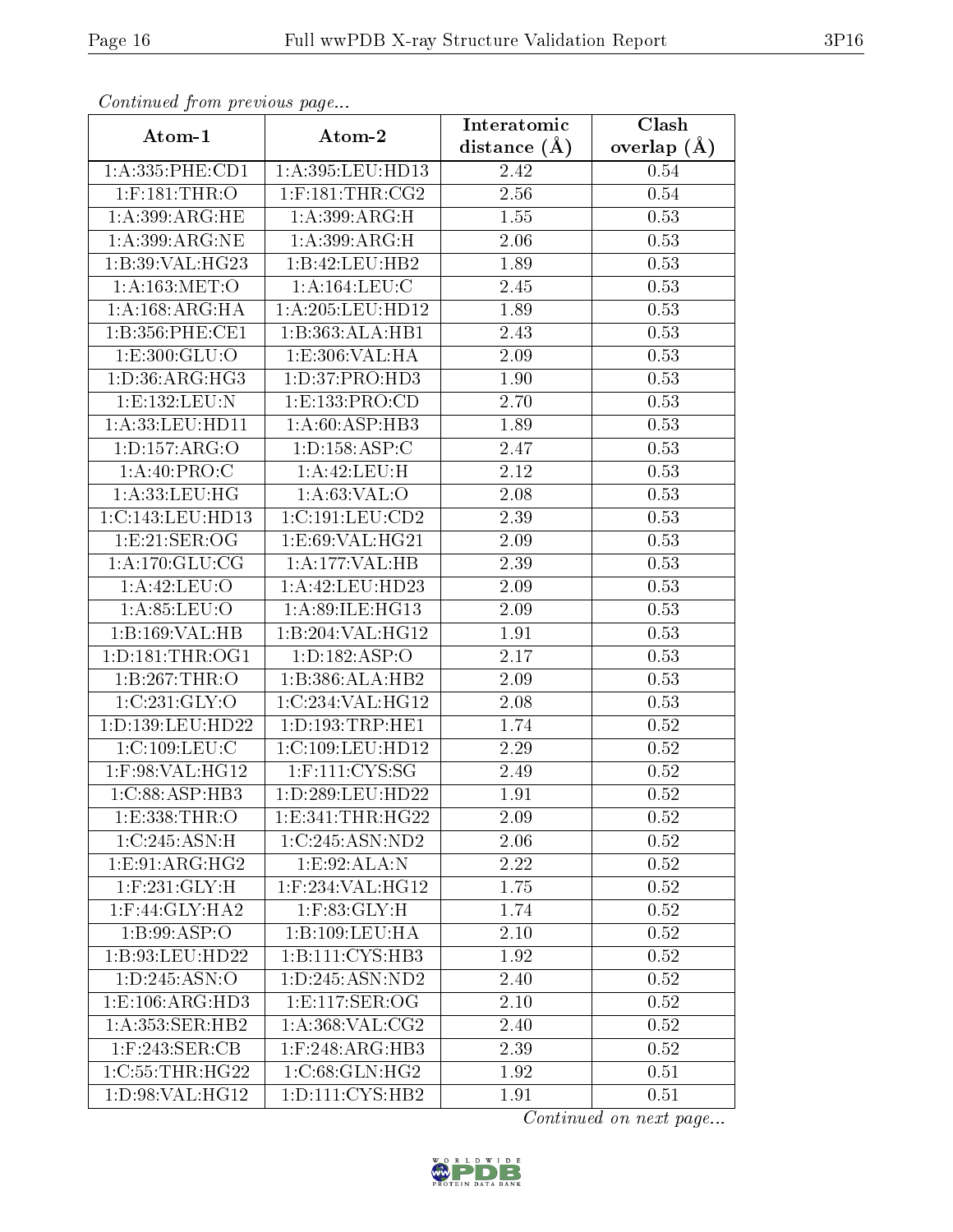*Continued from previous page...*

| Atom-1 | Atom-2 | Interatomic distance (Å) | Clash overlap (Å) |
|---|---|---|---|
| 1:A:335:PHE:CD1 | 1:A:395:LEU:HD13 | 2.42 | 0.54 |
| 1:F:181:THR:O | 1:F:181:THR:CG2 | 2.56 | 0.54 |
| 1:A:399:ARG:HE | 1:A:399:ARG:H | 1.55 | 0.53 |
| 1:A:399:ARG:NE | 1:A:399:ARG:H | 2.06 | 0.53 |
| 1:B:39:VAL:HG23 | 1:B:42:LEU:HB2 | 1.89 | 0.53 |
| 1:A:163:MET:O | 1:A:164:LEU:C | 2.45 | 0.53 |
| 1:A:168:ARG:HA | 1:A:205:LEU:HD12 | 1.89 | 0.53 |
| 1:B:356:PHE:CE1 | 1:B:363:ALA:HB1 | 2.43 | 0.53 |
| 1:E:300:GLU:O | 1:E:306:VAL:HA | 2.09 | 0.53 |
| 1:D:36:ARG:HG3 | 1:D:37:PRO:HD3 | 1.90 | 0.53 |
| 1:E:132:LEU:N | 1:E:133:PRO:CD | 2.70 | 0.53 |
| 1:A:33:LEU:HD11 | 1:A:60:ASP:HB3 | 1.89 | 0.53 |
| 1:D:157:ARG:O | 1:D:158:ASP:C | 2.47 | 0.53 |
| 1:A:40:PRO:C | 1:A:42:LEU:H | 2.12 | 0.53 |
| 1:A:33:LEU:HG | 1:A:63:VAL:O | 2.08 | 0.53 |
| 1:C:143:LEU:HD13 | 1:C:191:LEU:CD2 | 2.39 | 0.53 |
| 1:E:21:SER:OG | 1:E:69:VAL:HG21 | 2.09 | 0.53 |
| 1:A:170:GLU:CG | 1:A:177:VAL:HB | 2.39 | 0.53 |
| 1:A:42:LEU:O | 1:A:42:LEU:HD23 | 2.09 | 0.53 |
| 1:A:85:LEU:O | 1:A:89:ILE:HG13 | 2.09 | 0.53 |
| 1:B:169:VAL:HB | 1:B:204:VAL:HG12 | 1.91 | 0.53 |
| 1:D:181:THR:OG1 | 1:D:182:ASP:O | 2.17 | 0.53 |
| 1:B:267:THR:O | 1:B:386:ALA:HB2 | 2.09 | 0.53 |
| 1:C:231:GLY:O | 1:C:234:VAL:HG12 | 2.08 | 0.53 |
| 1:D:139:LEU:HD22 | 1:D:193:TRP:HE1 | 1.74 | 0.52 |
| 1:C:109:LEU:C | 1:C:109:LEU:HD12 | 2.29 | 0.52 |
| 1:F:98:VAL:HG12 | 1:F:111:CYS:SG | 2.49 | 0.52 |
| 1:C:88:ASP:HB3 | 1:D:289:LEU:HD22 | 1.91 | 0.52 |
| 1:E:338:THR:O | 1:E:341:THR:HG22 | 2.09 | 0.52 |
| 1:C:245:ASN:H | 1:C:245:ASN:ND2 | 2.06 | 0.52 |
| 1:E:91:ARG:HG2 | 1:E:92:ALA:N | 2.22 | 0.52 |
| 1:F:231:GLY:H | 1:F:234:VAL:HG12 | 1.75 | 0.52 |
| 1:F:44:GLY:HA2 | 1:F:83:GLY:H | 1.74 | 0.52 |
| 1:B:99:ASP:O | 1:B:109:LEU:HA | 2.10 | 0.52 |
| 1:B:93:LEU:HD22 | 1:B:111:CYS:HB3 | 1.92 | 0.52 |
| 1:D:245:ASN:O | 1:D:245:ASN:ND2 | 2.40 | 0.52 |
| 1:E:106:ARG:HD3 | 1:E:117:SER:OG | 2.10 | 0.52 |
| 1:A:353:SER:HB2 | 1:A:368:VAL:CG2 | 2.40 | 0.52 |
| 1:F:243:SER:CB | 1:F:248:ARG:HB3 | 2.39 | 0.52 |
| 1:C:55:THR:HG22 | 1:C:68:GLN:HG2 | 1.92 | 0.51 |
| 1:D:98:VAL:HG12 | 1:D:111:CYS:HB2 | 1.91 | 0.51 |

*Continued on next page...*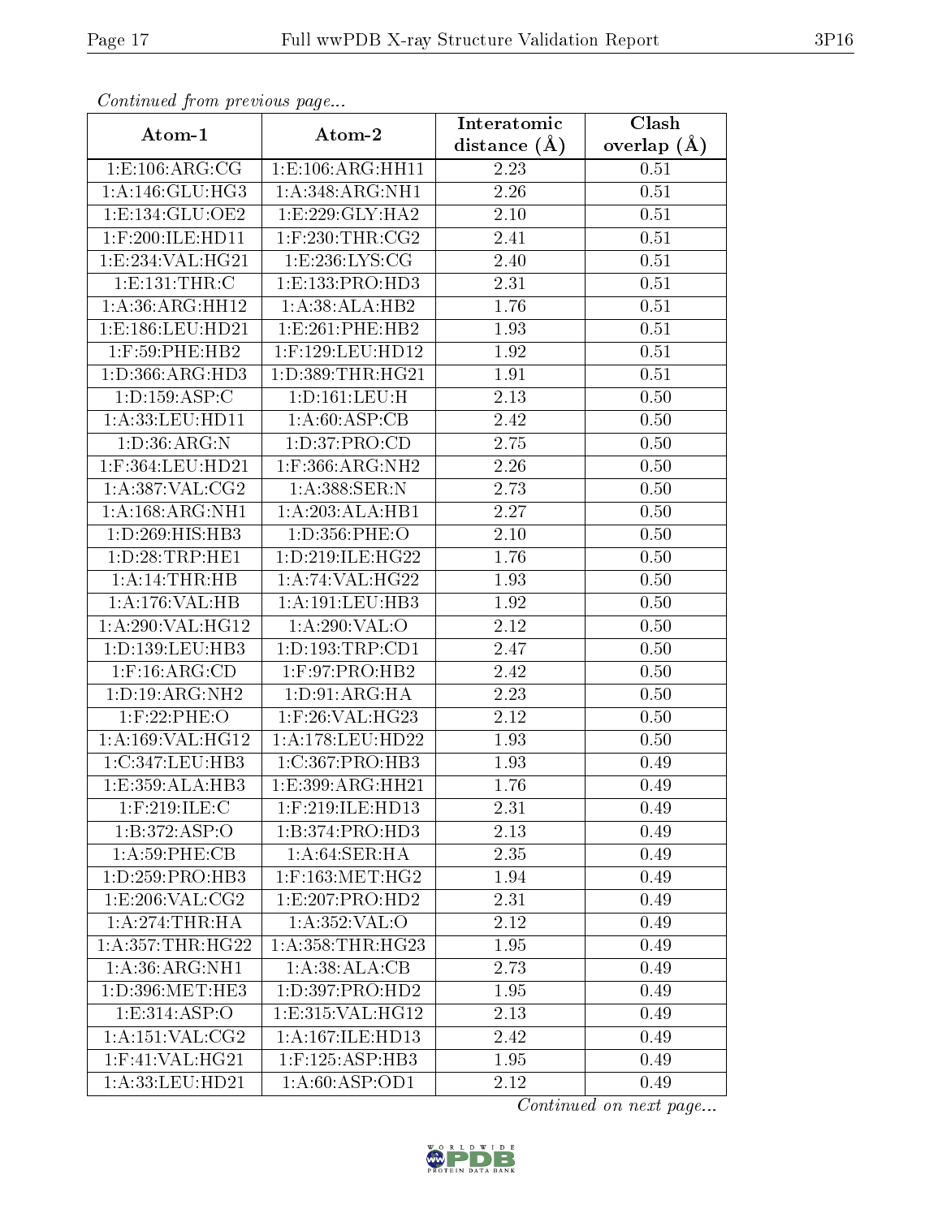*Continued from previous page...*

| Atom-1 | Atom-2 | Interatomic distance (Å) | Clash overlap (Å) |
|---|---|---|---|
| 1:E:106:ARG:CG | 1:E:106:ARG:HH11 | 2.23 | 0.51 |
| 1:A:146:GLU:HG3 | 1:A:348:ARG:NH1 | 2.26 | 0.51 |
| 1:E:134:GLU:OE2 | 1:E:229:GLY:HA2 | 2.10 | 0.51 |
| 1:F:200:ILE:HD11 | 1:F:230:THR:CG2 | 2.41 | 0.51 |
| 1:E:234:VAL:HG21 | 1:E:236:LYS:CG | 2.40 | 0.51 |
| 1:E:131:THR:C | 1:E:133:PRO:HD3 | 2.31 | 0.51 |
| 1:A:36:ARG:HH12 | 1:A:38:ALA:HB2 | 1.76 | 0.51 |
| 1:E:186:LEU:HD21 | 1:E:261:PHE:HB2 | 1.93 | 0.51 |
| 1:F:59:PHE:HB2 | 1:F:129:LEU:HD12 | 1.92 | 0.51 |
| 1:D:366:ARG:HD3 | 1:D:389:THR:HG21 | 1.91 | 0.51 |
| 1:D:159:ASP:C | 1:D:161:LEU:H | 2.13 | 0.50 |
| 1:A:33:LEU:HD11 | 1:A:60:ASP:CB | 2.42 | 0.50 |
| 1:D:36:ARG:N | 1:D:37:PRO:CD | 2.75 | 0.50 |
| 1:F:364:LEU:HD21 | 1:F:366:ARG:NH2 | 2.26 | 0.50 |
| 1:A:387:VAL:CG2 | 1:A:388:SER:N | 2.73 | 0.50 |
| 1:A:168:ARG:NH1 | 1:A:203:ALA:HB1 | 2.27 | 0.50 |
| 1:D:269:HIS:HB3 | 1:D:356:PHE:O | 2.10 | 0.50 |
| 1:D:28:TRP:HE1 | 1:D:219:ILE:HG22 | 1.76 | 0.50 |
| 1:A:14:THR:HB | 1:A:74:VAL:HG22 | 1.93 | 0.50 |
| 1:A:176:VAL:HB | 1:A:191:LEU:HB3 | 1.92 | 0.50 |
| 1:A:290:VAL:HG12 | 1:A:290:VAL:O | 2.12 | 0.50 |
| 1:D:139:LEU:HB3 | 1:D:193:TRP:CD1 | 2.47 | 0.50 |
| 1:F:16:ARG:CD | 1:F:97:PRO:HB2 | 2.42 | 0.50 |
| 1:D:19:ARG:NH2 | 1:D:91:ARG:HA | 2.23 | 0.50 |
| 1:F:22:PHE:O | 1:F:26:VAL:HG23 | 2.12 | 0.50 |
| 1:A:169:VAL:HG12 | 1:A:178:LEU:HD22 | 1.93 | 0.50 |
| 1:C:347:LEU:HB3 | 1:C:367:PRO:HB3 | 1.93 | 0.49 |
| 1:E:359:ALA:HB3 | 1:E:399:ARG:HH21 | 1.76 | 0.49 |
| 1:F:219:ILE:C | 1:F:219:ILE:HD13 | 2.31 | 0.49 |
| 1:B:372:ASP:O | 1:B:374:PRO:HD3 | 2.13 | 0.49 |
| 1:A:59:PHE:CB | 1:A:64:SER:HA | 2.35 | 0.49 |
| 1:D:259:PRO:HB3 | 1:F:163:MET:HG2 | 1.94 | 0.49 |
| 1:E:206:VAL:CG2 | 1:E:207:PRO:HD2 | 2.31 | 0.49 |
| 1:A:274:THR:HA | 1:A:352:VAL:O | 2.12 | 0.49 |
| 1:A:357:THR:HG22 | 1:A:358:THR:HG23 | 1.95 | 0.49 |
| 1:A:36:ARG:NH1 | 1:A:38:ALA:CB | 2.73 | 0.49 |
| 1:D:396:MET:HE3 | 1:D:397:PRO:HD2 | 1.95 | 0.49 |
| 1:E:314:ASP:O | 1:E:315:VAL:HG12 | 2.13 | 0.49 |
| 1:A:151:VAL:CG2 | 1:A:167:ILE:HD13 | 2.42 | 0.49 |
| 1:F:41:VAL:HG21 | 1:F:125:ASP:HB3 | 1.95 | 0.49 |
| 1:A:33:LEU:HD21 | 1:A:60:ASP:OD1 | 2.12 | 0.49 |

*Continued on next page...*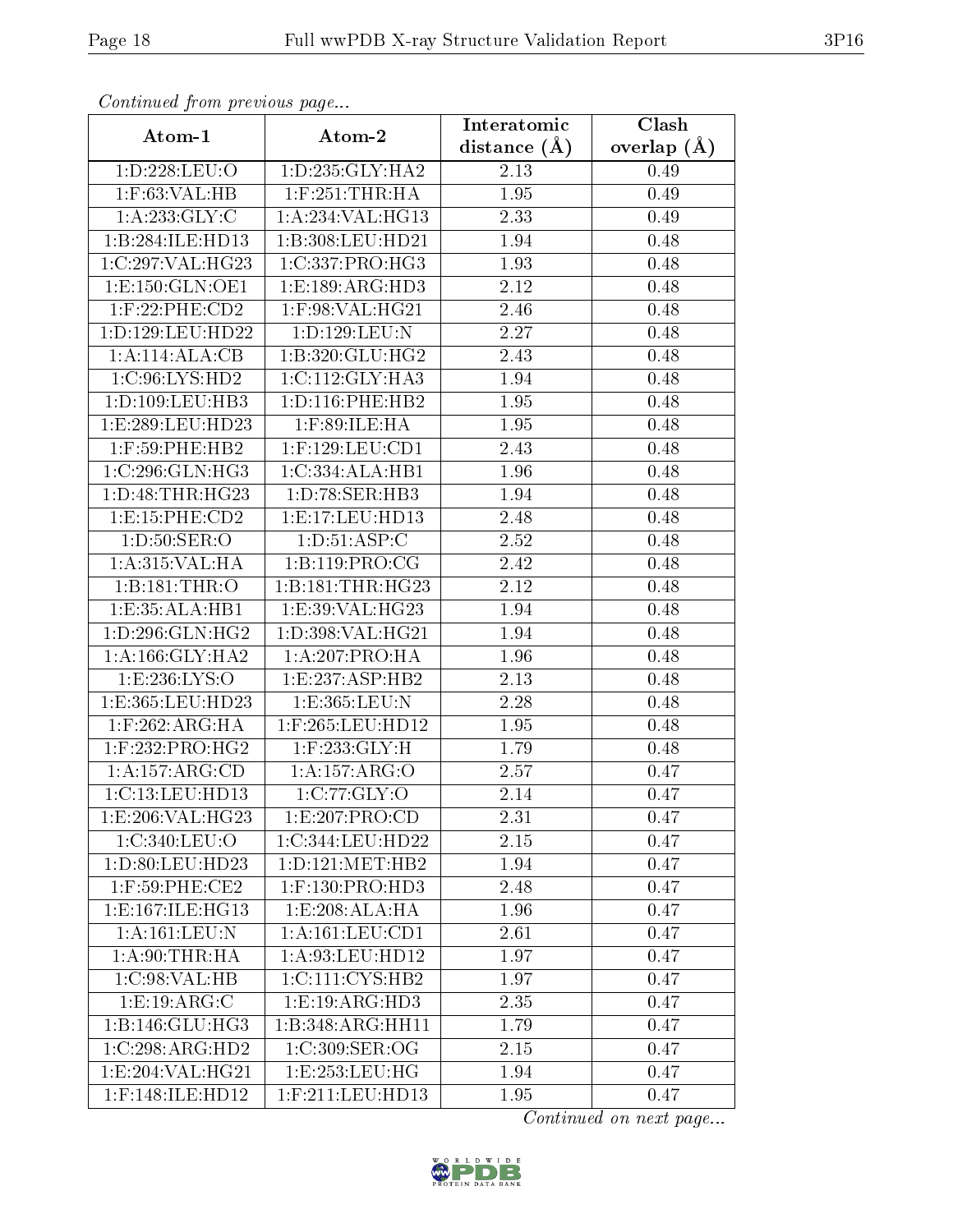*Continued from previous page...*

| Atom-1 | Atom-2 | Interatomic distance (Å) | Clash overlap (Å) |
| --- | --- | --- | --- |
| 1:D:228:LEU:O | 1:D:235:GLY:HA2 | 2.13 | 0.49 |
| 1:F:63:VAL:HB | 1:F:251:THR:HA | 1.95 | 0.49 |
| 1:A:233:GLY:C | 1:A:234:VAL:HG13 | 2.33 | 0.49 |
| 1:B:284:ILE:HD13 | 1:B:308:LEU:HD21 | 1.94 | 0.48 |
| 1:C:297:VAL:HG23 | 1:C:337:PRO:HG3 | 1.93 | 0.48 |
| 1:E:150:GLN:OE1 | 1:E:189:ARG:HD3 | 2.12 | 0.48 |
| 1:F:22:PHE:CD2 | 1:F:98:VAL:HG21 | 2.46 | 0.48 |
| 1:D:129:LEU:HD22 | 1:D:129:LEU:N | 2.27 | 0.48 |
| 1:A:114:ALA:CB | 1:B:320:GLU:HG2 | 2.43 | 0.48 |
| 1:C:96:LYS:HD2 | 1:C:112:GLY:HA3 | 1.94 | 0.48 |
| 1:D:109:LEU:HB3 | 1:D:116:PHE:HB2 | 1.95 | 0.48 |
| 1:E:289:LEU:HD23 | 1:F:89:ILE:HA | 1.95 | 0.48 |
| 1:F:59:PHE:HB2 | 1:F:129:LEU:CD1 | 2.43 | 0.48 |
| 1:C:296:GLN:HG3 | 1:C:334:ALA:HB1 | 1.96 | 0.48 |
| 1:D:48:THR:HG23 | 1:D:78:SER:HB3 | 1.94 | 0.48 |
| 1:E:15:PHE:CD2 | 1:E:17:LEU:HD13 | 2.48 | 0.48 |
| 1:D:50:SER:O | 1:D:51:ASP:C | 2.52 | 0.48 |
| 1:A:315:VAL:HA | 1:B:119:PRO:CG | 2.42 | 0.48 |
| 1:B:181:THR:O | 1:B:181:THR:HG23 | 2.12 | 0.48 |
| 1:E:35:ALA:HB1 | 1:E:39:VAL:HG23 | 1.94 | 0.48 |
| 1:D:296:GLN:HG2 | 1:D:398:VAL:HG21 | 1.94 | 0.48 |
| 1:A:166:GLY:HA2 | 1:A:207:PRO:HA | 1.96 | 0.48 |
| 1:E:236:LYS:O | 1:E:237:ASP:HB2 | 2.13 | 0.48 |
| 1:E:365:LEU:HD23 | 1:E:365:LEU:N | 2.28 | 0.48 |
| 1:F:262:ARG:HA | 1:F:265:LEU:HD12 | 1.95 | 0.48 |
| 1:F:232:PRO:HG2 | 1:F:233:GLY:H | 1.79 | 0.48 |
| 1:A:157:ARG:CD | 1:A:157:ARG:O | 2.57 | 0.47 |
| 1:C:13:LEU:HD13 | 1:C:77:GLY:O | 2.14 | 0.47 |
| 1:E:206:VAL:HG23 | 1:E:207:PRO:CD | 2.31 | 0.47 |
| 1:C:340:LEU:O | 1:C:344:LEU:HD22 | 2.15 | 0.47 |
| 1:D:80:LEU:HD23 | 1:D:121:MET:HB2 | 1.94 | 0.47 |
| 1:F:59:PHE:CE2 | 1:F:130:PRO:HD3 | 2.48 | 0.47 |
| 1:E:167:ILE:HG13 | 1:E:208:ALA:HA | 1.96 | 0.47 |
| 1:A:161:LEU:N | 1:A:161:LEU:CD1 | 2.61 | 0.47 |
| 1:A:90:THR:HA | 1:A:93:LEU:HD12 | 1.97 | 0.47 |
| 1:C:98:VAL:HB | 1:C:111:CYS:HB2 | 1.97 | 0.47 |
| 1:E:19:ARG:C | 1:E:19:ARG:HD3 | 2.35 | 0.47 |
| 1:B:146:GLU:HG3 | 1:B:348:ARG:HH11 | 1.79 | 0.47 |
| 1:C:298:ARG:HD2 | 1:C:309:SER:OG | 2.15 | 0.47 |
| 1:E:204:VAL:HG21 | 1:E:253:LEU:HG | 1.94 | 0.47 |
| 1:F:148:ILE:HD12 | 1:F:211:LEU:HD13 | 1.95 | 0.47 |

*Continued on next page...*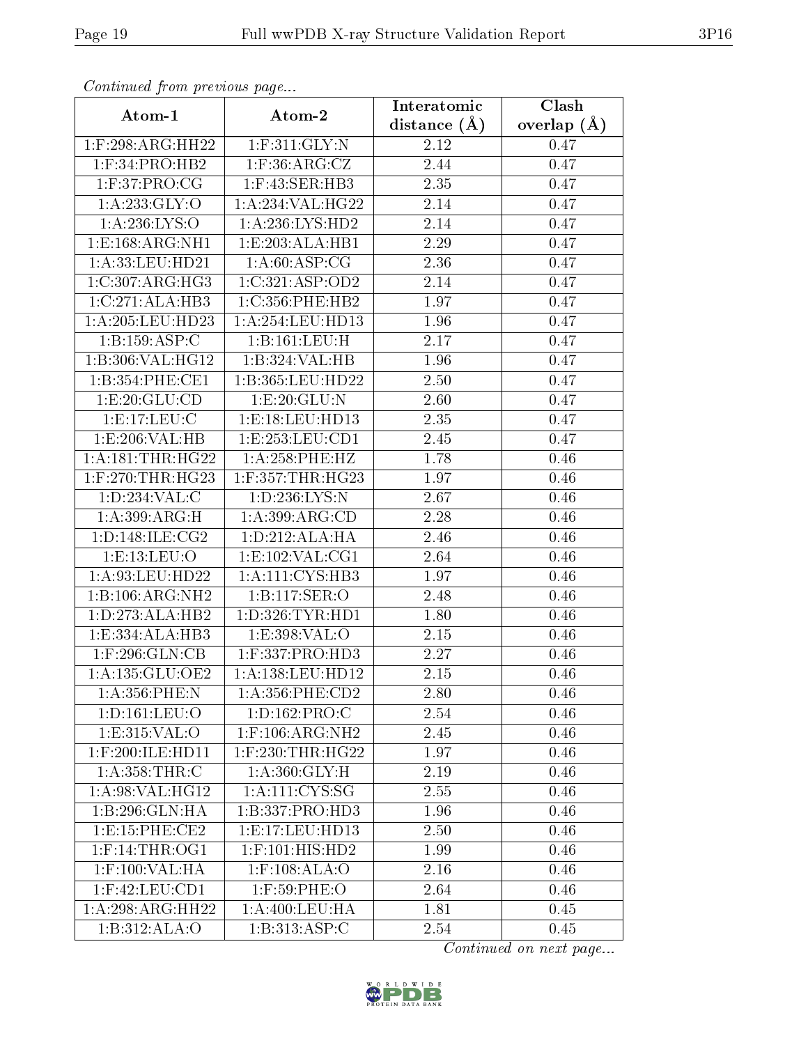*Continued from previous page...*

| Atom-1 | Atom-2 | Interatomic distance (Å) | Clash overlap (Å) |
|---|---|---|---|
| 1:F:298:ARG:HH22 | 1:F:311:GLY:N | 2.12 | 0.47 |
| 1:F:34:PRO:HB2 | 1:F:36:ARG:CZ | 2.44 | 0.47 |
| 1:F:37:PRO:CG | 1:F:43:SER:HB3 | 2.35 | 0.47 |
| 1:A:233:GLY:O | 1:A:234:VAL:HG22 | 2.14 | 0.47 |
| 1:A:236:LYS:O | 1:A:236:LYS:HD2 | 2.14 | 0.47 |
| 1:E:168:ARG:NH1 | 1:E:203:ALA:HB1 | 2.29 | 0.47 |
| 1:A:33:LEU:HD21 | 1:A:60:ASP:CG | 2.36 | 0.47 |
| 1:C:307:ARG:HG3 | 1:C:321:ASP:OD2 | 2.14 | 0.47 |
| 1:C:271:ALA:HB3 | 1:C:356:PHE:HB2 | 1.97 | 0.47 |
| 1:A:205:LEU:HD23 | 1:A:254:LEU:HD13 | 1.96 | 0.47 |
| 1:B:159:ASP:C | 1:B:161:LEU:H | 2.17 | 0.47 |
| 1:B:306:VAL:HG12 | 1:B:324:VAL:HB | 1.96 | 0.47 |
| 1:B:354:PHE:CE1 | 1:B:365:LEU:HD22 | 2.50 | 0.47 |
| 1:E:20:GLU:CD | 1:E:20:GLU:N | 2.60 | 0.47 |
| 1:E:17:LEU:C | 1:E:18:LEU:HD13 | 2.35 | 0.47 |
| 1:E:206:VAL:HB | 1:E:253:LEU:CD1 | 2.45 | 0.47 |
| 1:A:181:THR:HG22 | 1:A:258:PHE:HZ | 1.78 | 0.46 |
| 1:F:270:THR:HG23 | 1:F:357:THR:HG23 | 1.97 | 0.46 |
| 1:D:234:VAL:C | 1:D:236:LYS:N | 2.67 | 0.46 |
| 1:A:399:ARG:H | 1:A:399:ARG:CD | 2.28 | 0.46 |
| 1:D:148:ILE:CG2 | 1:D:212:ALA:HA | 2.46 | 0.46 |
| 1:E:13:LEU:O | 1:E:102:VAL:CG1 | 2.64 | 0.46 |
| 1:A:93:LEU:HD22 | 1:A:111:CYS:HB3 | 1.97 | 0.46 |
| 1:B:106:ARG:NH2 | 1:B:117:SER:O | 2.48 | 0.46 |
| 1:D:273:ALA:HB2 | 1:D:326:TYR:HD1 | 1.80 | 0.46 |
| 1:E:334:ALA:HB3 | 1:E:398:VAL:O | 2.15 | 0.46 |
| 1:F:296:GLN:CB | 1:F:337:PRO:HD3 | 2.27 | 0.46 |
| 1:A:135:GLU:OE2 | 1:A:138:LEU:HD12 | 2.15 | 0.46 |
| 1:A:356:PHE:N | 1:A:356:PHE:CD2 | 2.80 | 0.46 |
| 1:D:161:LEU:O | 1:D:162:PRO:C | 2.54 | 0.46 |
| 1:E:315:VAL:O | 1:F:106:ARG:NH2 | 2.45 | 0.46 |
| 1:F:200:ILE:HD11 | 1:F:230:THR:HG22 | 1.97 | 0.46 |
| 1:A:358:THR:C | 1:A:360:GLY:H | 2.19 | 0.46 |
| 1:A:98:VAL:HG12 | 1:A:111:CYS:SG | 2.55 | 0.46 |
| 1:B:296:GLN:HA | 1:B:337:PRO:HD3 | 1.96 | 0.46 |
| 1:E:15:PHE:CE2 | 1:E:17:LEU:HD13 | 2.50 | 0.46 |
| 1:F:14:THR:OG1 | 1:F:101:HIS:HD2 | 1.99 | 0.46 |
| 1:F:100:VAL:HA | 1:F:108:ALA:O | 2.16 | 0.46 |
| 1:F:42:LEU:CD1 | 1:F:59:PHE:O | 2.64 | 0.46 |
| 1:A:298:ARG:HH22 | 1:A:400:LEU:HA | 1.81 | 0.45 |
| 1:B:312:ALA:O | 1:B:313:ASP:C | 2.54 | 0.45 |

*Continued on next page...*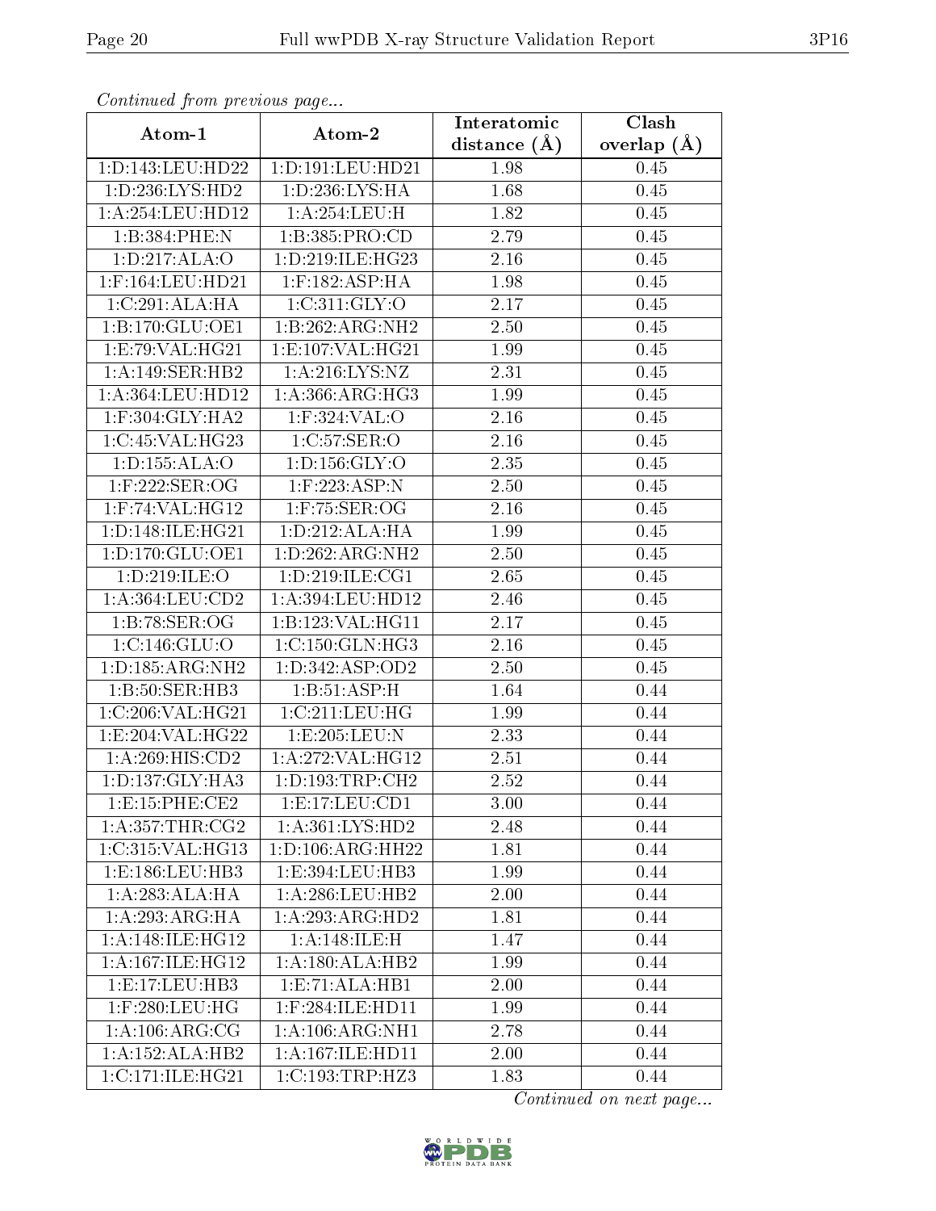*Continued from previous page...*

| Atom-1 | Atom-2 | Interatomic distance (Å) | Clash overlap (Å) |
|---|---|---|---|
| 1:D:143:LEU:HD22 | 1:D:191:LEU:HD21 | 1.98 | 0.45 |
| 1:D:236:LYS:HD2 | 1:D:236:LYS:HA | 1.68 | 0.45 |
| 1:A:254:LEU:HD12 | 1:A:254:LEU:H | 1.82 | 0.45 |
| 1:B:384:PHE:N | 1:B:385:PRO:CD | 2.79 | 0.45 |
| 1:D:217:ALA:O | 1:D:219:ILE:HG23 | 2.16 | 0.45 |
| 1:F:164:LEU:HD21 | 1:F:182:ASP:HA | 1.98 | 0.45 |
| 1:C:291:ALA:HA | 1:C:311:GLY:O | 2.17 | 0.45 |
| 1:B:170:GLU:OE1 | 1:B:262:ARG:NH2 | 2.50 | 0.45 |
| 1:E:79:VAL:HG21 | 1:E:107:VAL:HG21 | 1.99 | 0.45 |
| 1:A:149:SER:HB2 | 1:A:216:LYS:NZ | 2.31 | 0.45 |
| 1:A:364:LEU:HD12 | 1:A:366:ARG:HG3 | 1.99 | 0.45 |
| 1:F:304:GLY:HA2 | 1:F:324:VAL:O | 2.16 | 0.45 |
| 1:C:45:VAL:HG23 | 1:C:57:SER:O | 2.16 | 0.45 |
| 1:D:155:ALA:O | 1:D:156:GLY:O | 2.35 | 0.45 |
| 1:F:222:SER:OG | 1:F:223:ASP:N | 2.50 | 0.45 |
| 1:F:74:VAL:HG12 | 1:F:75:SER:OG | 2.16 | 0.45 |
| 1:D:148:ILE:HG21 | 1:D:212:ALA:HA | 1.99 | 0.45 |
| 1:D:170:GLU:OE1 | 1:D:262:ARG:NH2 | 2.50 | 0.45 |
| 1:D:219:ILE:O | 1:D:219:ILE:CG1 | 2.65 | 0.45 |
| 1:A:364:LEU:CD2 | 1:A:394:LEU:HD12 | 2.46 | 0.45 |
| 1:B:78:SER:OG | 1:B:123:VAL:HG11 | 2.17 | 0.45 |
| 1:C:146:GLU:O | 1:C:150:GLN:HG3 | 2.16 | 0.45 |
| 1:D:185:ARG:NH2 | 1:D:342:ASP:OD2 | 2.50 | 0.45 |
| 1:B:50:SER:HB3 | 1:B:51:ASP:H | 1.64 | 0.44 |
| 1:C:206:VAL:HG21 | 1:C:211:LEU:HG | 1.99 | 0.44 |
| 1:E:204:VAL:HG22 | 1:E:205:LEU:N | 2.33 | 0.44 |
| 1:A:269:HIS:CD2 | 1:A:272:VAL:HG12 | 2.51 | 0.44 |
| 1:D:137:GLY:HA3 | 1:D:193:TRP:CH2 | 2.52 | 0.44 |
| 1:E:15:PHE:CE2 | 1:E:17:LEU:CD1 | 3.00 | 0.44 |
| 1:A:357:THR:CG2 | 1:A:361:LYS:HD2 | 2.48 | 0.44 |
| 1:C:315:VAL:HG13 | 1:D:106:ARG:HH22 | 1.81 | 0.44 |
| 1:E:186:LEU:HB3 | 1:E:394:LEU:HB3 | 1.99 | 0.44 |
| 1:A:283:ALA:HA | 1:A:286:LEU:HB2 | 2.00 | 0.44 |
| 1:A:293:ARG:HA | 1:A:293:ARG:HD2 | 1.81 | 0.44 |
| 1:A:148:ILE:HG12 | 1:A:148:ILE:H | 1.47 | 0.44 |
| 1:A:167:ILE:HG12 | 1:A:180:ALA:HB2 | 1.99 | 0.44 |
| 1:E:17:LEU:HB3 | 1:E:71:ALA:HB1 | 2.00 | 0.44 |
| 1:F:280:LEU:HG | 1:F:284:ILE:HD11 | 1.99 | 0.44 |
| 1:A:106:ARG:CG | 1:A:106:ARG:NH1 | 2.78 | 0.44 |
| 1:A:152:ALA:HB2 | 1:A:167:ILE:HD11 | 2.00 | 0.44 |
| 1:C:171:ILE:HG21 | 1:C:193:TRP:HZ3 | 1.83 | 0.44 |

*Continued on next page...*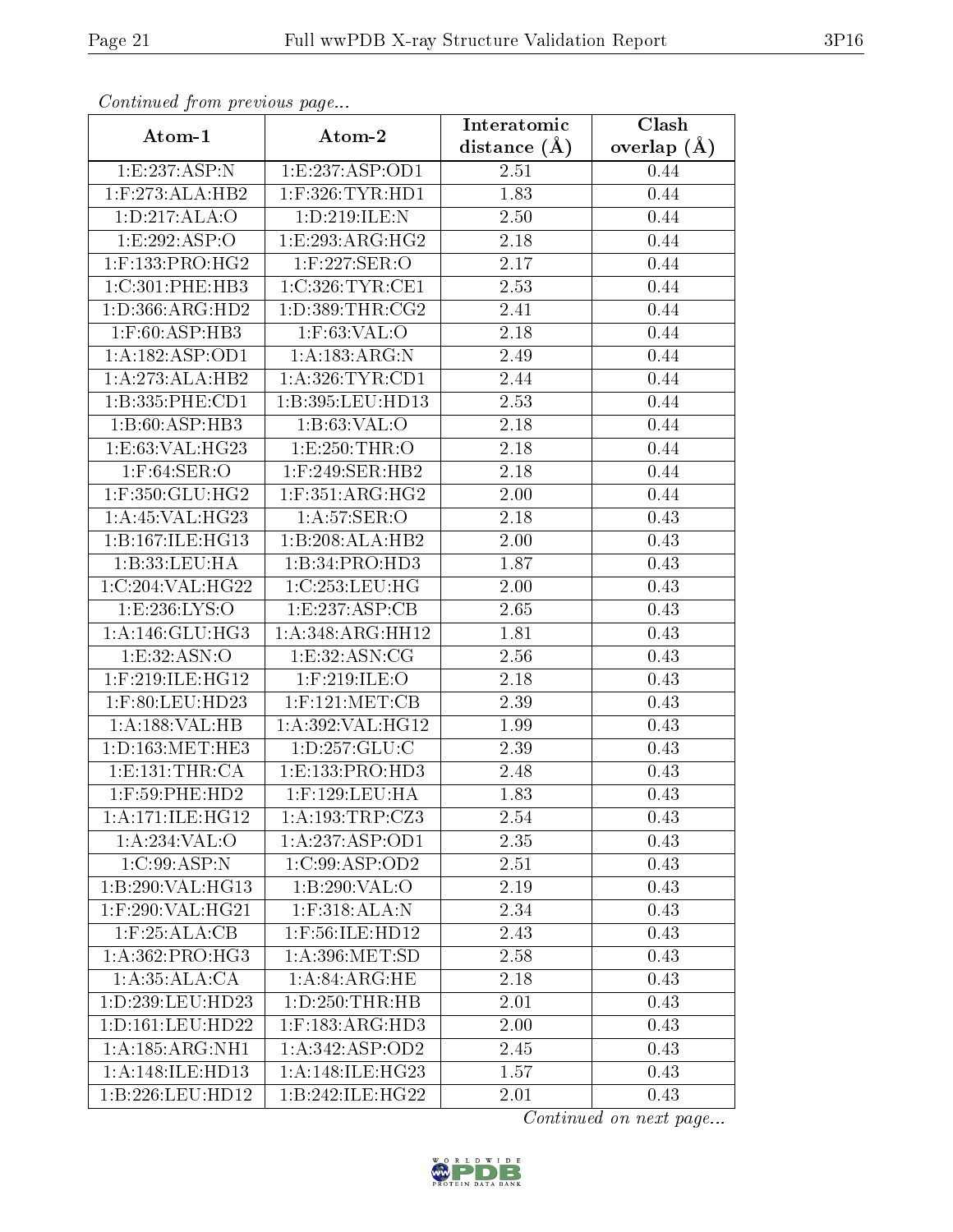*Continued from previous page...*

| Atom-1 | Atom-2 | Interatomic distance (Å) | Clash overlap (Å) |
|---|---|---|---|
| 1:E:237:ASP:N | 1:E:237:ASP:OD1 | 2.51 | 0.44 |
| 1:F:273:ALA:HB2 | 1:F:326:TYR:HD1 | 1.83 | 0.44 |
| 1:D:217:ALA:O | 1:D:219:ILE:N | 2.50 | 0.44 |
| 1:E:292:ASP:O | 1:E:293:ARG:HG2 | 2.18 | 0.44 |
| 1:F:133:PRO:HG2 | 1:F:227:SER:O | 2.17 | 0.44 |
| 1:C:301:PHE:HB3 | 1:C:326:TYR:CE1 | 2.53 | 0.44 |
| 1:D:366:ARG:HD2 | 1:D:389:THR:CG2 | 2.41 | 0.44 |
| 1:F:60:ASP:HB3 | 1:F:63:VAL:O | 2.18 | 0.44 |
| 1:A:182:ASP:OD1 | 1:A:183:ARG:N | 2.49 | 0.44 |
| 1:A:273:ALA:HB2 | 1:A:326:TYR:CD1 | 2.44 | 0.44 |
| 1:B:335:PHE:CD1 | 1:B:395:LEU:HD13 | 2.53 | 0.44 |
| 1:B:60:ASP:HB3 | 1:B:63:VAL:O | 2.18 | 0.44 |
| 1:E:63:VAL:HG23 | 1:E:250:THR:O | 2.18 | 0.44 |
| 1:F:64:SER:O | 1:F:249:SER:HB2 | 2.18 | 0.44 |
| 1:F:350:GLU:HG2 | 1:F:351:ARG:HG2 | 2.00 | 0.44 |
| 1:A:45:VAL:HG23 | 1:A:57:SER:O | 2.18 | 0.43 |
| 1:B:167:ILE:HG13 | 1:B:208:ALA:HB2 | 2.00 | 0.43 |
| 1:B:33:LEU:HA | 1:B:34:PRO:HD3 | 1.87 | 0.43 |
| 1:C:204:VAL:HG22 | 1:C:253:LEU:HG | 2.00 | 0.43 |
| 1:E:236:LYS:O | 1:E:237:ASP:CB | 2.65 | 0.43 |
| 1:A:146:GLU:HG3 | 1:A:348:ARG:HH12 | 1.81 | 0.43 |
| 1:E:32:ASN:O | 1:E:32:ASN:CG | 2.56 | 0.43 |
| 1:F:219:ILE:HG12 | 1:F:219:ILE:O | 2.18 | 0.43 |
| 1:F:80:LEU:HD23 | 1:F:121:MET:CB | 2.39 | 0.43 |
| 1:A:188:VAL:HB | 1:A:392:VAL:HG12 | 1.99 | 0.43 |
| 1:D:163:MET:HE3 | 1:D:257:GLU:C | 2.39 | 0.43 |
| 1:E:131:THR:CA | 1:E:133:PRO:HD3 | 2.48 | 0.43 |
| 1:F:59:PHE:HD2 | 1:F:129:LEU:HA | 1.83 | 0.43 |
| 1:A:171:ILE:HG12 | 1:A:193:TRP:CZ3 | 2.54 | 0.43 |
| 1:A:234:VAL:O | 1:A:237:ASP:OD1 | 2.35 | 0.43 |
| 1:C:99:ASP:N | 1:C:99:ASP:OD2 | 2.51 | 0.43 |
| 1:B:290:VAL:HG13 | 1:B:290:VAL:O | 2.19 | 0.43 |
| 1:F:290:VAL:HG21 | 1:F:318:ALA:N | 2.34 | 0.43 |
| 1:F:25:ALA:CB | 1:F:56:ILE:HD12 | 2.43 | 0.43 |
| 1:A:362:PRO:HG3 | 1:A:396:MET:SD | 2.58 | 0.43 |
| 1:A:35:ALA:CA | 1:A:84:ARG:HE | 2.18 | 0.43 |
| 1:D:239:LEU:HD23 | 1:D:250:THR:HB | 2.01 | 0.43 |
| 1:D:161:LEU:HD22 | 1:F:183:ARG:HD3 | 2.00 | 0.43 |
| 1:A:185:ARG:NH1 | 1:A:342:ASP:OD2 | 2.45 | 0.43 |
| 1:A:148:ILE:HD13 | 1:A:148:ILE:HG23 | 1.57 | 0.43 |
| 1:B:226:LEU:HD12 | 1:B:242:ILE:HG22 | 2.01 | 0.43 |

*Continued on next page...*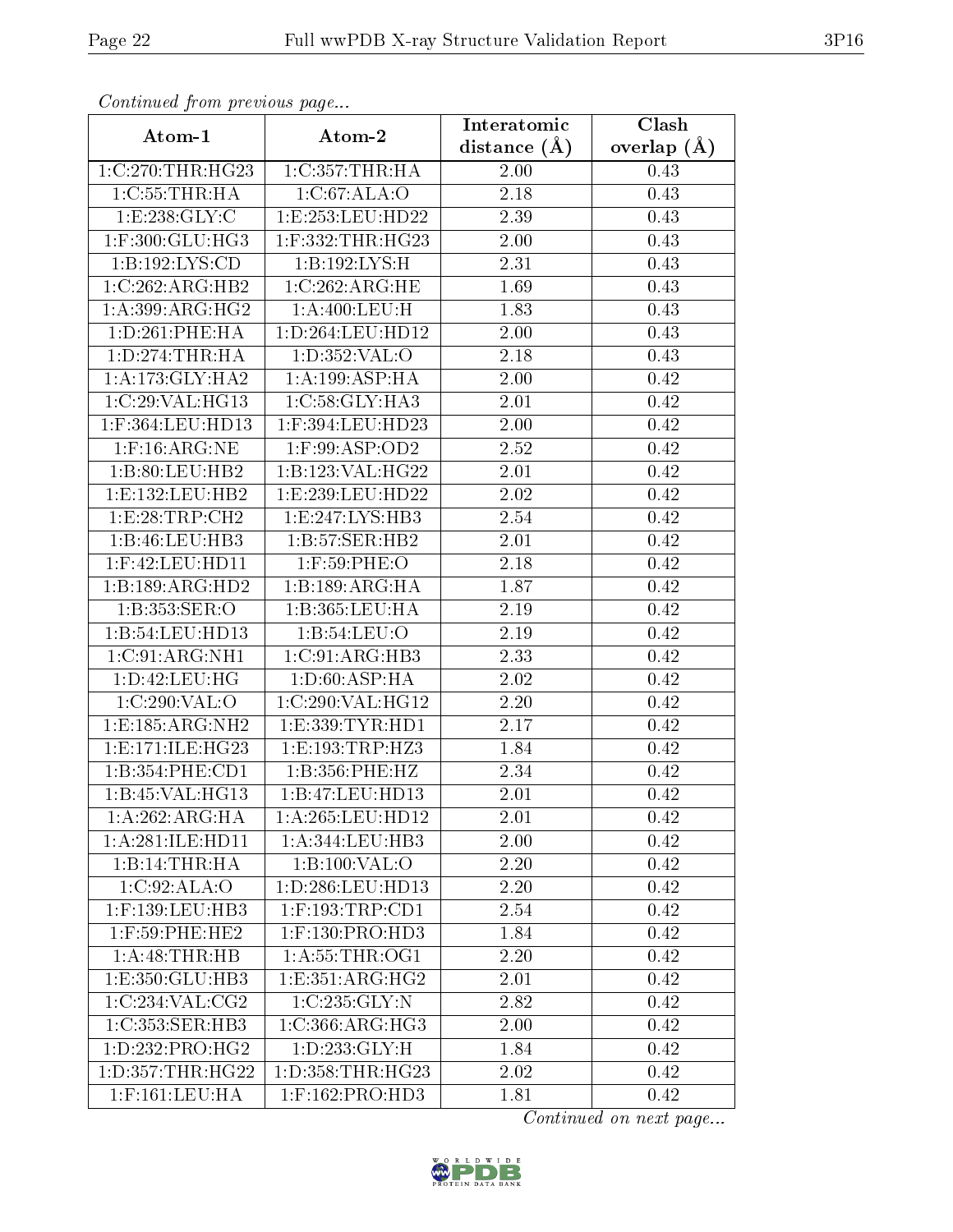*Continued from previous page...*

| Atom-1 | Atom-2 | Interatomic distance (Å) | Clash overlap (Å) |
|---|---|---|---|
| 1:C:270:THR:HG23 | 1:C:357:THR:HA | 2.00 | 0.43 |
| 1:C:55:THR:HA | 1:C:67:ALA:O | 2.18 | 0.43 |
| 1:E:238:GLY:C | 1:E:253:LEU:HD22 | 2.39 | 0.43 |
| 1:F:300:GLU:HG3 | 1:F:332:THR:HG23 | 2.00 | 0.43 |
| 1:B:192:LYS:CD | 1:B:192:LYS:H | 2.31 | 0.43 |
| 1:C:262:ARG:HB2 | 1:C:262:ARG:HE | 1.69 | 0.43 |
| 1:A:399:ARG:HG2 | 1:A:400:LEU:H | 1.83 | 0.43 |
| 1:D:261:PHE:HA | 1:D:264:LEU:HD12 | 2.00 | 0.43 |
| 1:D:274:THR:HA | 1:D:352:VAL:O | 2.18 | 0.43 |
| 1:A:173:GLY:HA2 | 1:A:199:ASP:HA | 2.00 | 0.42 |
| 1:C:29:VAL:HG13 | 1:C:58:GLY:HA3 | 2.01 | 0.42 |
| 1:F:364:LEU:HD13 | 1:F:394:LEU:HD23 | 2.00 | 0.42 |
| 1:F:16:ARG:NE | 1:F:99:ASP:OD2 | 2.52 | 0.42 |
| 1:B:80:LEU:HB2 | 1:B:123:VAL:HG22 | 2.01 | 0.42 |
| 1:E:132:LEU:HB2 | 1:E:239:LEU:HD22 | 2.02 | 0.42 |
| 1:E:28:TRP:CH2 | 1:E:247:LYS:HB3 | 2.54 | 0.42 |
| 1:B:46:LEU:HB3 | 1:B:57:SER:HB2 | 2.01 | 0.42 |
| 1:F:42:LEU:HD11 | 1:F:59:PHE:O | 2.18 | 0.42 |
| 1:B:189:ARG:HD2 | 1:B:189:ARG:HA | 1.87 | 0.42 |
| 1:B:353:SER:O | 1:B:365:LEU:HA | 2.19 | 0.42 |
| 1:B:54:LEU:HD13 | 1:B:54:LEU:O | 2.19 | 0.42 |
| 1:C:91:ARG:NH1 | 1:C:91:ARG:HB3 | 2.33 | 0.42 |
| 1:D:42:LEU:HG | 1:D:60:ASP:HA | 2.02 | 0.42 |
| 1:C:290:VAL:O | 1:C:290:VAL:HG12 | 2.20 | 0.42 |
| 1:E:185:ARG:NH2 | 1:E:339:TYR:HD1 | 2.17 | 0.42 |
| 1:E:171:ILE:HG23 | 1:E:193:TRP:HZ3 | 1.84 | 0.42 |
| 1:B:354:PHE:CD1 | 1:B:356:PHE:HZ | 2.34 | 0.42 |
| 1:B:45:VAL:HG13 | 1:B:47:LEU:HD13 | 2.01 | 0.42 |
| 1:A:262:ARG:HA | 1:A:265:LEU:HD12 | 2.01 | 0.42 |
| 1:A:281:ILE:HD11 | 1:A:344:LEU:HB3 | 2.00 | 0.42 |
| 1:B:14:THR:HA | 1:B:100:VAL:O | 2.20 | 0.42 |
| 1:C:92:ALA:O | 1:D:286:LEU:HD13 | 2.20 | 0.42 |
| 1:F:139:LEU:HB3 | 1:F:193:TRP:CD1 | 2.54 | 0.42 |
| 1:F:59:PHE:HE2 | 1:F:130:PRO:HD3 | 1.84 | 0.42 |
| 1:A:48:THR:HB | 1:A:55:THR:OG1 | 2.20 | 0.42 |
| 1:E:350:GLU:HB3 | 1:E:351:ARG:HG2 | 2.01 | 0.42 |
| 1:C:234:VAL:CG2 | 1:C:235:GLY:N | 2.82 | 0.42 |
| 1:C:353:SER:HB3 | 1:C:366:ARG:HG3 | 2.00 | 0.42 |
| 1:D:232:PRO:HG2 | 1:D:233:GLY:H | 1.84 | 0.42 |
| 1:D:357:THR:HG22 | 1:D:358:THR:HG23 | 2.02 | 0.42 |
| 1:F:161:LEU:HA | 1:F:162:PRO:HD3 | 1.81 | 0.42 |

*Continued on next page...*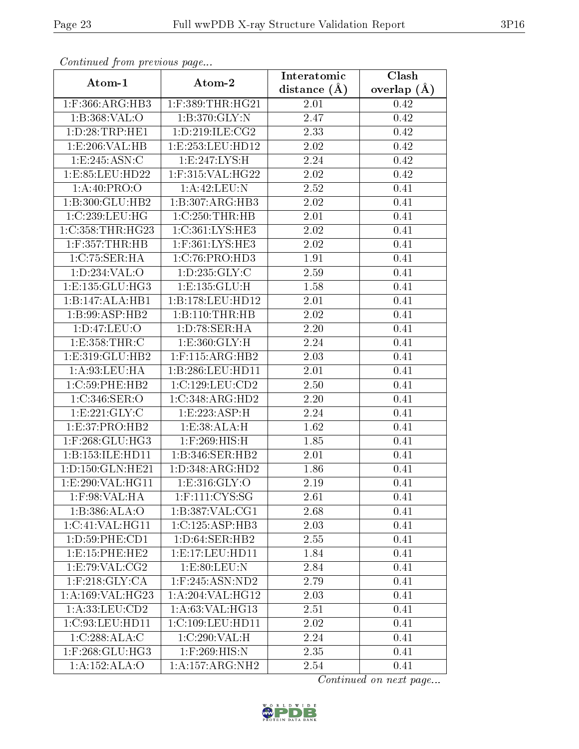*Continued from previous page...*

| Atom-1 | Atom-2 | Interatomic distance (Å) | Clash overlap (Å) |
|---|---|---|---|
| 1:F:366:ARG:HB3 | 1:F:389:THR:HG21 | 2.01 | 0.42 |
| 1:B:368:VAL:O | 1:B:370:GLY:N | 2.47 | 0.42 |
| 1:D:28:TRP:HE1 | 1:D:219:ILE:CG2 | 2.33 | 0.42 |
| 1:E:206:VAL:HB | 1:E:253:LEU:HD12 | 2.02 | 0.42 |
| 1:E:245:ASN:C | 1:E:247:LYS:H | 2.24 | 0.42 |
| 1:E:85:LEU:HD22 | 1:F:315:VAL:HG22 | 2.02 | 0.42 |
| 1:A:40:PRO:O | 1:A:42:LEU:N | 2.52 | 0.41 |
| 1:B:300:GLU:HB2 | 1:B:307:ARG:HB3 | 2.02 | 0.41 |
| 1:C:239:LEU:HG | 1:C:250:THR:HB | 2.01 | 0.41 |
| 1:C:358:THR:HG23 | 1:C:361:LYS:HE3 | 2.02 | 0.41 |
| 1:F:357:THR:HB | 1:F:361:LYS:HE3 | 2.02 | 0.41 |
| 1:C:75:SER:HA | 1:C:76:PRO:HD3 | 1.91 | 0.41 |
| 1:D:234:VAL:O | 1:D:235:GLY:C | 2.59 | 0.41 |
| 1:E:135:GLU:HG3 | 1:E:135:GLU:H | 1.58 | 0.41 |
| 1:B:147:ALA:HB1 | 1:B:178:LEU:HD12 | 2.01 | 0.41 |
| 1:B:99:ASP:HB2 | 1:B:110:THR:HB | 2.02 | 0.41 |
| 1:D:47:LEU:O | 1:D:78:SER:HA | 2.20 | 0.41 |
| 1:E:358:THR:C | 1:E:360:GLY:H | 2.24 | 0.41 |
| 1:E:319:GLU:HB2 | 1:F:115:ARG:HB2 | 2.03 | 0.41 |
| 1:A:93:LEU:HA | 1:B:286:LEU:HD11 | 2.01 | 0.41 |
| 1:C:59:PHE:HB2 | 1:C:129:LEU:CD2 | 2.50 | 0.41 |
| 1:C:346:SER:O | 1:C:348:ARG:HD2 | 2.20 | 0.41 |
| 1:E:221:GLY:C | 1:E:223:ASP:H | 2.24 | 0.41 |
| 1:E:37:PRO:HB2 | 1:E:38:ALA:H | 1.62 | 0.41 |
| 1:F:268:GLU:HG3 | 1:F:269:HIS:H | 1.85 | 0.41 |
| 1:B:153:ILE:HD11 | 1:B:346:SER:HB2 | 2.01 | 0.41 |
| 1:D:150:GLN:HE21 | 1:D:348:ARG:HD2 | 1.86 | 0.41 |
| 1:E:290:VAL:HG11 | 1:E:316:GLY:O | 2.19 | 0.41 |
| 1:F:98:VAL:HA | 1:F:111:CYS:SG | 2.61 | 0.41 |
| 1:B:386:ALA:O | 1:B:387:VAL:CG1 | 2.68 | 0.41 |
| 1:C:41:VAL:HG11 | 1:C:125:ASP:HB3 | 2.03 | 0.41 |
| 1:D:59:PHE:CD1 | 1:D:64:SER:HB2 | 2.55 | 0.41 |
| 1:E:15:PHE:HE2 | 1:E:17:LEU:HD11 | 1.84 | 0.41 |
| 1:E:79:VAL:CG2 | 1:E:80:LEU:N | 2.84 | 0.41 |
| 1:F:218:GLY:CA | 1:F:245:ASN:ND2 | 2.79 | 0.41 |
| 1:A:169:VAL:HG23 | 1:A:204:VAL:HG12 | 2.03 | 0.41 |
| 1:A:33:LEU:CD2 | 1:A:63:VAL:HG13 | 2.51 | 0.41 |
| 1:C:93:LEU:HD11 | 1:C:109:LEU:HD11 | 2.02 | 0.41 |
| 1:C:288:ALA:C | 1:C:290:VAL:H | 2.24 | 0.41 |
| 1:F:268:GLU:HG3 | 1:F:269:HIS:N | 2.35 | 0.41 |
| 1:A:152:ALA:O | 1:A:157:ARG:NH2 | 2.54 | 0.41 |

*Continued on next page...*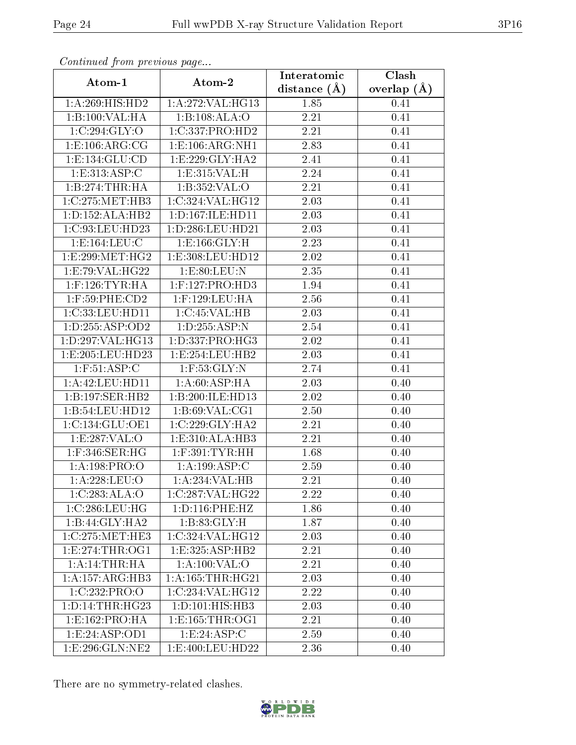*Continued from previous page...*

| Atom-1 | Atom-2 | Interatomic distance (Å) | Clash overlap (Å) |
| --- | --- | --- | --- |
| 1:A:269:HIS:HD2 | 1:A:272:VAL:HG13 | 1.85 | 0.41 |
| 1:B:100:VAL:HA | 1:B:108:ALA:O | 2.21 | 0.41 |
| 1:C:294:GLY:O | 1:C:337:PRO:HD2 | 2.21 | 0.41 |
| 1:E:106:ARG:CG | 1:E:106:ARG:NH1 | 2.83 | 0.41 |
| 1:E:134:GLU:CD | 1:E:229:GLY:HA2 | 2.41 | 0.41 |
| 1:E:313:ASP:C | 1:E:315:VAL:H | 2.24 | 0.41 |
| 1:B:274:THR:HA | 1:B:352:VAL:O | 2.21 | 0.41 |
| 1:C:275:MET:HB3 | 1:C:324:VAL:HG12 | 2.03 | 0.41 |
| 1:D:152:ALA:HB2 | 1:D:167:ILE:HD11 | 2.03 | 0.41 |
| 1:C:93:LEU:HD23 | 1:D:286:LEU:HD21 | 2.03 | 0.41 |
| 1:E:164:LEU:C | 1:E:166:GLY:H | 2.23 | 0.41 |
| 1:E:299:MET:HG2 | 1:E:308:LEU:HD12 | 2.02 | 0.41 |
| 1:E:79:VAL:HG22 | 1:E:80:LEU:N | 2.35 | 0.41 |
| 1:F:126:TYR:HA | 1:F:127:PRO:HD3 | 1.94 | 0.41 |
| 1:F:59:PHE:CD2 | 1:F:129:LEU:HA | 2.56 | 0.41 |
| 1:C:33:LEU:HD11 | 1:C:45:VAL:HB | 2.03 | 0.41 |
| 1:D:255:ASP:OD2 | 1:D:255:ASP:N | 2.54 | 0.41 |
| 1:D:297:VAL:HG13 | 1:D:337:PRO:HG3 | 2.02 | 0.41 |
| 1:E:205:LEU:HD23 | 1:E:254:LEU:HB2 | 2.03 | 0.41 |
| 1:F:51:ASP:C | 1:F:53:GLY:N | 2.74 | 0.41 |
| 1:A:42:LEU:HD11 | 1:A:60:ASP:HA | 2.03 | 0.40 |
| 1:B:197:SER:HB2 | 1:B:200:ILE:HD13 | 2.02 | 0.40 |
| 1:B:54:LEU:HD12 | 1:B:69:VAL:CG1 | 2.50 | 0.40 |
| 1:C:134:GLU:OE1 | 1:C:229:GLY:HA2 | 2.21 | 0.40 |
| 1:E:287:VAL:O | 1:E:310:ALA:HB3 | 2.21 | 0.40 |
| 1:F:346:SER:HG | 1:F:391:TYR:HH | 1.68 | 0.40 |
| 1:A:198:PRO:O | 1:A:199:ASP:C | 2.59 | 0.40 |
| 1:A:228:LEU:O | 1:A:234:VAL:HB | 2.21 | 0.40 |
| 1:C:283:ALA:O | 1:C:287:VAL:HG22 | 2.22 | 0.40 |
| 1:C:286:LEU:HG | 1:D:116:PHE:HZ | 1.86 | 0.40 |
| 1:B:44:GLY:HA2 | 1:B:83:GLY:H | 1.87 | 0.40 |
| 1:C:275:MET:HE3 | 1:C:324:VAL:HG12 | 2.03 | 0.40 |
| 1:E:274:THR:OG1 | 1:E:325:ASP:HB2 | 2.21 | 0.40 |
| 1:A:14:THR:HA | 1:A:100:VAL:O | 2.21 | 0.40 |
| 1:A:157:ARG:HB3 | 1:A:165:THR:HG21 | 2.03 | 0.40 |
| 1:C:232:PRO:O | 1:C:234:VAL:HG12 | 2.22 | 0.40 |
| 1:D:14:THR:HG23 | 1:D:101:HIS:HB3 | 2.03 | 0.40 |
| 1:E:162:PRO:HA | 1:E:165:THR:OG1 | 2.21 | 0.40 |
| 1:E:24:ASP:OD1 | 1:E:24:ASP:C | 2.59 | 0.40 |
| 1:E:296:GLN:NE2 | 1:E:400:LEU:HD22 | 2.36 | 0.40 |

There are no symmetry-related clashes.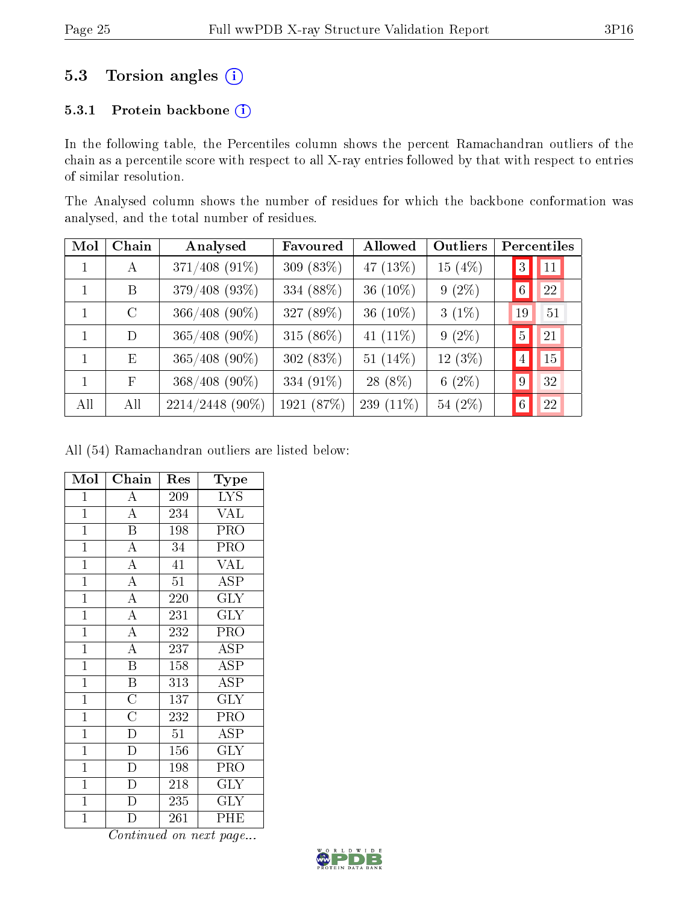### 5.3 Torsion angles (i)

#### 5.3.1 Protein backbone (i)

In the following table, the Percentiles column shows the percent Ramachandran outliers of the chain as a percentile score with respect to all X-ray entries followed by that with respect to entries of similar resolution.

The Analysed column shows the number of residues for which the backbone conformation was analysed, and the total number of residues.

| Mol | Chain | Analysed | Favoured | Allowed | Outliers | Percentiles | |
|---|---|---|---|---|---|---|---|
| 1 | A | 371/408 (91%) | 309 (83%) | 47 (13%) | 15 (4%) | 3 | 11 |
| 1 | B | 379/408 (93%) | 334 (88%) | 36 (10%) | 9 (2%) | 6 | 22 |
| 1 | C | 366/408 (90%) | 327 (89%) | 36 (10%) | 3 (1%) | 19 | 51 |
| 1 | D | 365/408 (90%) | 315 (86%) | 41 (11%) | 9 (2%) | 5 | 21 |
| 1 | E | 365/408 (90%) | 302 (83%) | 51 (14%) | 12 (3%) | 4 | 15 |
| 1 | F | 368/408 (90%) | 334 (91%) | 28 (8%) | 6 (2%) | 9 | 32 |
| All | All | 2214/2448 (90%) | 1921 (87%) | 239 (11%) | 54 (2%) | 6 | 22 |

All (54) Ramachandran outliers are listed below:

| Mol | Chain | Res | Type |
|---|---|---|---|
| 1 | A | 209 | LYS |
| 1 | A | 234 | VAL |
| 1 | B | 198 | PRO |
| 1 | A | 34 | PRO |
| 1 | A | 41 | VAL |
| 1 | A | 51 | ASP |
| 1 | A | 220 | GLY |
| 1 | A | 231 | GLY |
| 1 | A | 232 | PRO |
| 1 | A | 237 | ASP |
| 1 | B | 158 | ASP |
| 1 | B | 313 | ASP |
| 1 | C | 137 | GLY |
| 1 | C | 232 | PRO |
| 1 | D | 51 | ASP |
| 1 | D | 156 | GLY |
| 1 | D | 198 | PRO |
| 1 | D | 218 | GLY |
| 1 | D | 235 | GLY |
| 1 | D | 261 | PHE |

*Continued on next page...*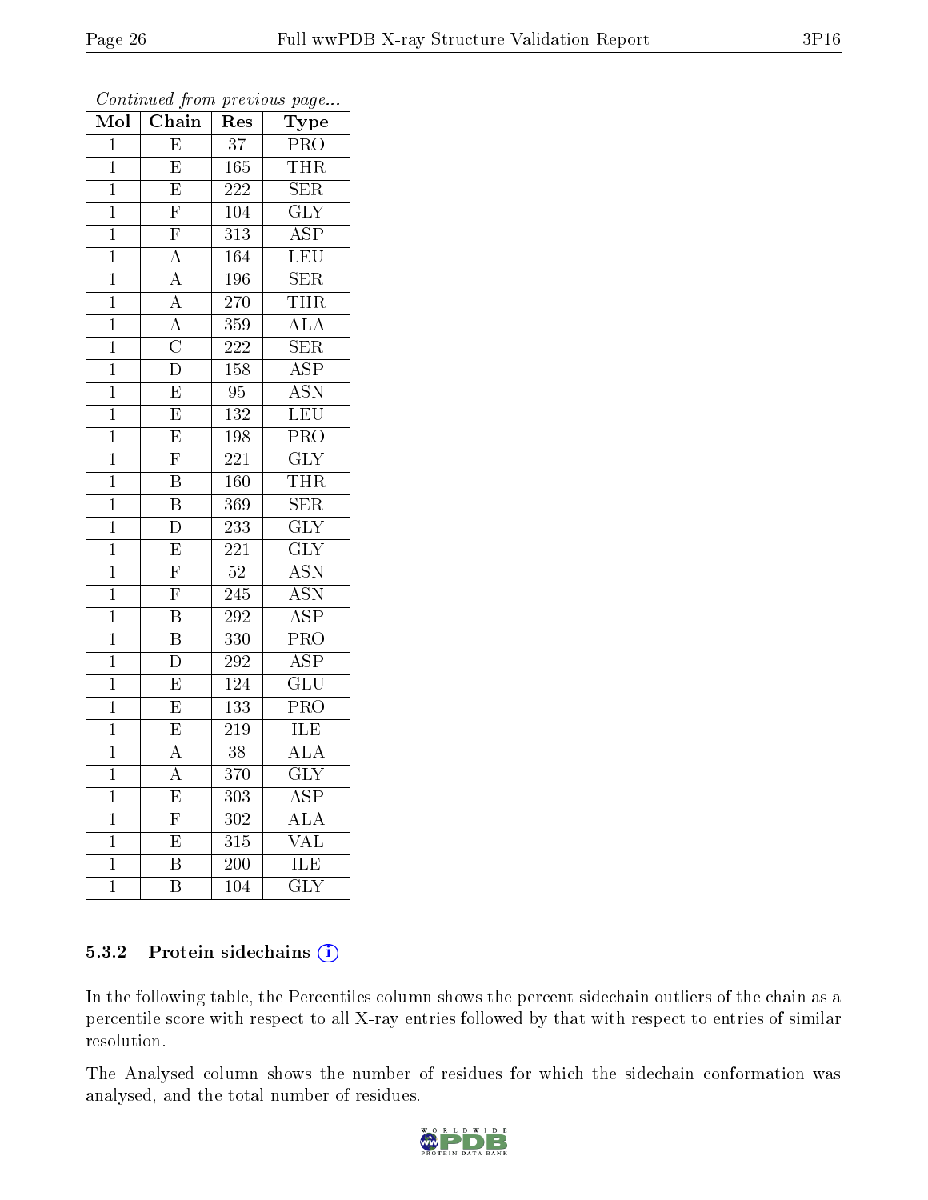*Continued from previous page...*

| Mol | Chain | Res | Type |
|---|---|---|---|
| 1 | E | 37 | PRO |
| 1 | E | 165 | THR |
| 1 | E | 222 | SER |
| 1 | F | 104 | GLY |
| 1 | F | 313 | ASP |
| 1 | A | 164 | LEU |
| 1 | A | 196 | SER |
| 1 | A | 270 | THR |
| 1 | A | 359 | ALA |
| 1 | C | 222 | SER |
| 1 | D | 158 | ASP |
| 1 | E | 95 | ASN |
| 1 | E | 132 | LEU |
| 1 | E | 198 | PRO |
| 1 | F | 221 | GLY |
| 1 | B | 160 | THR |
| 1 | B | 369 | SER |
| 1 | D | 233 | GLY |
| 1 | E | 221 | GLY |
| 1 | F | 52 | ASN |
| 1 | F | 245 | ASN |
| 1 | B | 292 | ASP |
| 1 | B | 330 | PRO |
| 1 | D | 292 | ASP |
| 1 | E | 124 | GLU |
| 1 | E | 133 | PRO |
| 1 | E | 219 | ILE |
| 1 | A | 38 | ALA |
| 1 | A | 370 | GLY |
| 1 | E | 303 | ASP |
| 1 | F | 302 | ALA |
| 1 | E | 315 | VAL |
| 1 | B | 200 | ILE |
| 1 | B | 104 | GLY |

### 5.3.2 Protein sidechains

In the following table, the Percentiles column shows the percent sidechain outliers of the chain as a percentile score with respect to all X-ray entries followed by that with respect to entries of similar resolution.

The Analysed column shows the number of residues for which the sidechain conformation was analysed, and the total number of residues.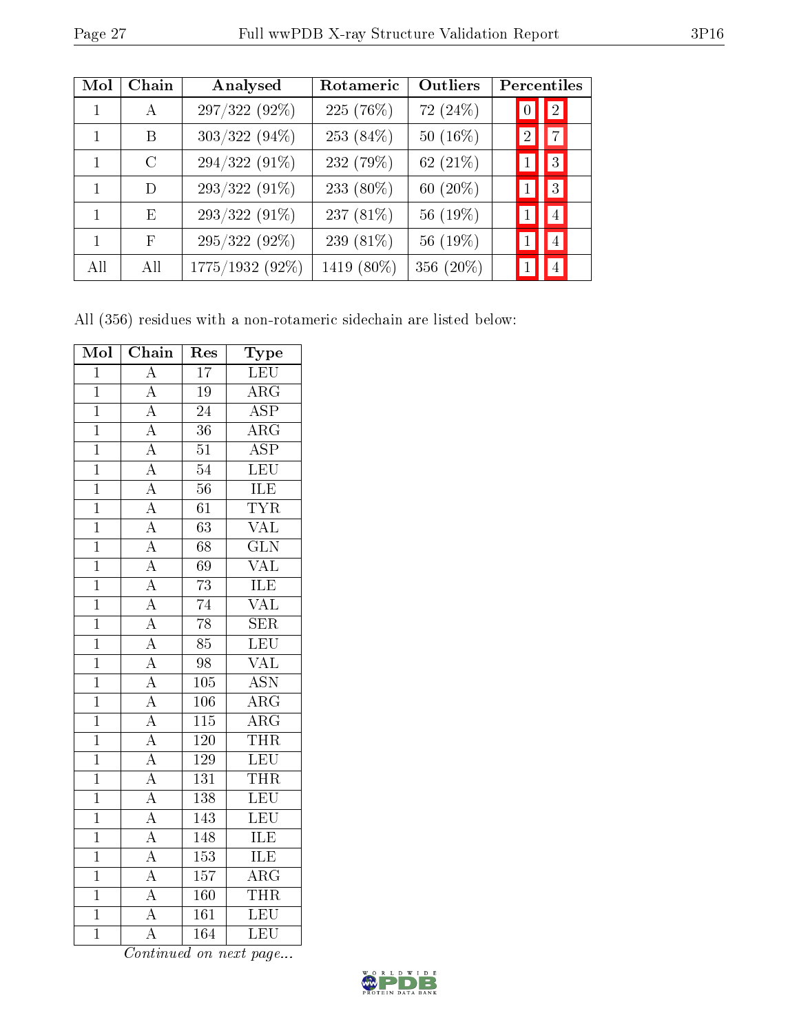| Mol | Chain | Analysed | Rotameric | Outliers | Percentiles | |
|---|---|---|---|---|---|---|
| 1 | A | 297/322 (92%) | 225 (76%) | 72 (24%) | 0 | 2 |
| 1 | B | 303/322 (94%) | 253 (84%) | 50 (16%) | 2 | 7 |
| 1 | C | 294/322 (91%) | 232 (79%) | 62 (21%) | 1 | 3 |
| 1 | D | 293/322 (91%) | 233 (80%) | 60 (20%) | 1 | 3 |
| 1 | E | 293/322 (91%) | 237 (81%) | 56 (19%) | 1 | 4 |
| 1 | F | 295/322 (92%) | 239 (81%) | 56 (19%) | 1 | 4 |
| All | All | 1775/1932 (92%) | 1419 (80%) | 356 (20%) | 1 | 4 |

All (356) residues with a non-rotameric sidechain are listed below:

| Mol | Chain | Res | Type |
|---|---|---|---|
| 1 | A | 17 | LEU |
| 1 | A | 19 | ARG |
| 1 | A | 24 | ASP |
| 1 | A | 36 | ARG |
| 1 | A | 51 | ASP |
| 1 | A | 54 | LEU |
| 1 | A | 56 | ILE |
| 1 | A | 61 | TYR |
| 1 | A | 63 | VAL |
| 1 | A | 68 | GLN |
| 1 | A | 69 | VAL |
| 1 | A | 73 | ILE |
| 1 | A | 74 | VAL |
| 1 | A | 78 | SER |
| 1 | A | 85 | LEU |
| 1 | A | 98 | VAL |
| 1 | A | 105 | ASN |
| 1 | A | 106 | ARG |
| 1 | A | 115 | ARG |
| 1 | A | 120 | THR |
| 1 | A | 129 | LEU |
| 1 | A | 131 | THR |
| 1 | A | 138 | LEU |
| 1 | A | 143 | LEU |
| 1 | A | 148 | ILE |
| 1 | A | 153 | ILE |
| 1 | A | 157 | ARG |
| 1 | A | 160 | THR |
| 1 | A | 161 | LEU |
| 1 | A | 164 | LEU |

*Continued on next page...*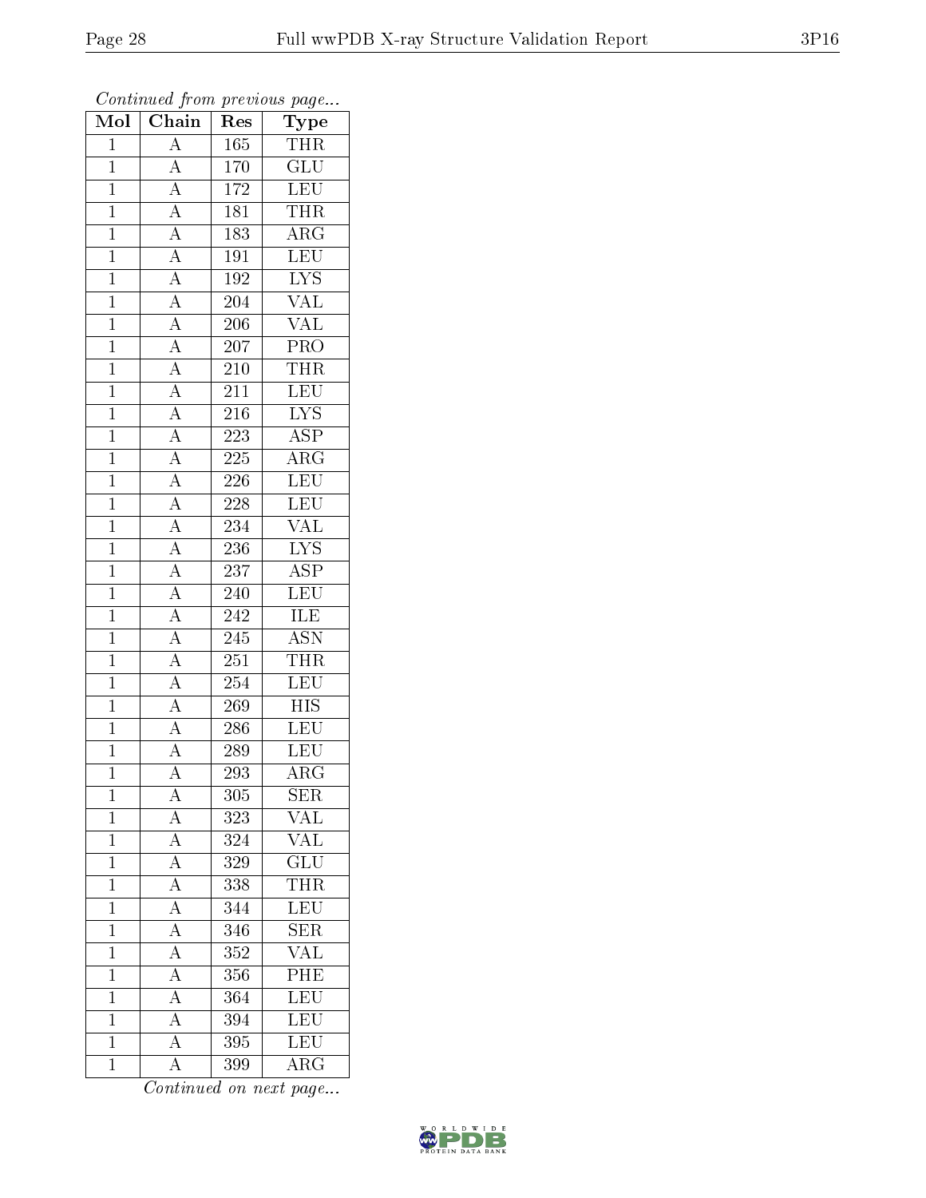*Continued from previous page...*

| Mol | Chain | Res | Type |
|---|---|---|---|
| 1 | A | 165 | THR |
| 1 | A | 170 | GLU |
| 1 | A | 172 | LEU |
| 1 | A | 181 | THR |
| 1 | A | 183 | ARG |
| 1 | A | 191 | LEU |
| 1 | A | 192 | LYS |
| 1 | A | 204 | VAL |
| 1 | A | 206 | VAL |
| 1 | A | 207 | PRO |
| 1 | A | 210 | THR |
| 1 | A | 211 | LEU |
| 1 | A | 216 | LYS |
| 1 | A | 223 | ASP |
| 1 | A | 225 | ARG |
| 1 | A | 226 | LEU |
| 1 | A | 228 | LEU |
| 1 | A | 234 | VAL |
| 1 | A | 236 | LYS |
| 1 | A | 237 | ASP |
| 1 | A | 240 | LEU |
| 1 | A | 242 | ILE |
| 1 | A | 245 | ASN |
| 1 | A | 251 | THR |
| 1 | A | 254 | LEU |
| 1 | A | 269 | HIS |
| 1 | A | 286 | LEU |
| 1 | A | 289 | LEU |
| 1 | A | 293 | ARG |
| 1 | A | 305 | SER |
| 1 | A | 323 | VAL |
| 1 | A | 324 | VAL |
| 1 | A | 329 | GLU |
| 1 | A | 338 | THR |
| 1 | A | 344 | LEU |
| 1 | A | 346 | SER |
| 1 | A | 352 | VAL |
| 1 | A | 356 | PHE |
| 1 | A | 364 | LEU |
| 1 | A | 394 | LEU |
| 1 | A | 395 | LEU |
| 1 | A | 399 | ARG |

*Continued on next page...*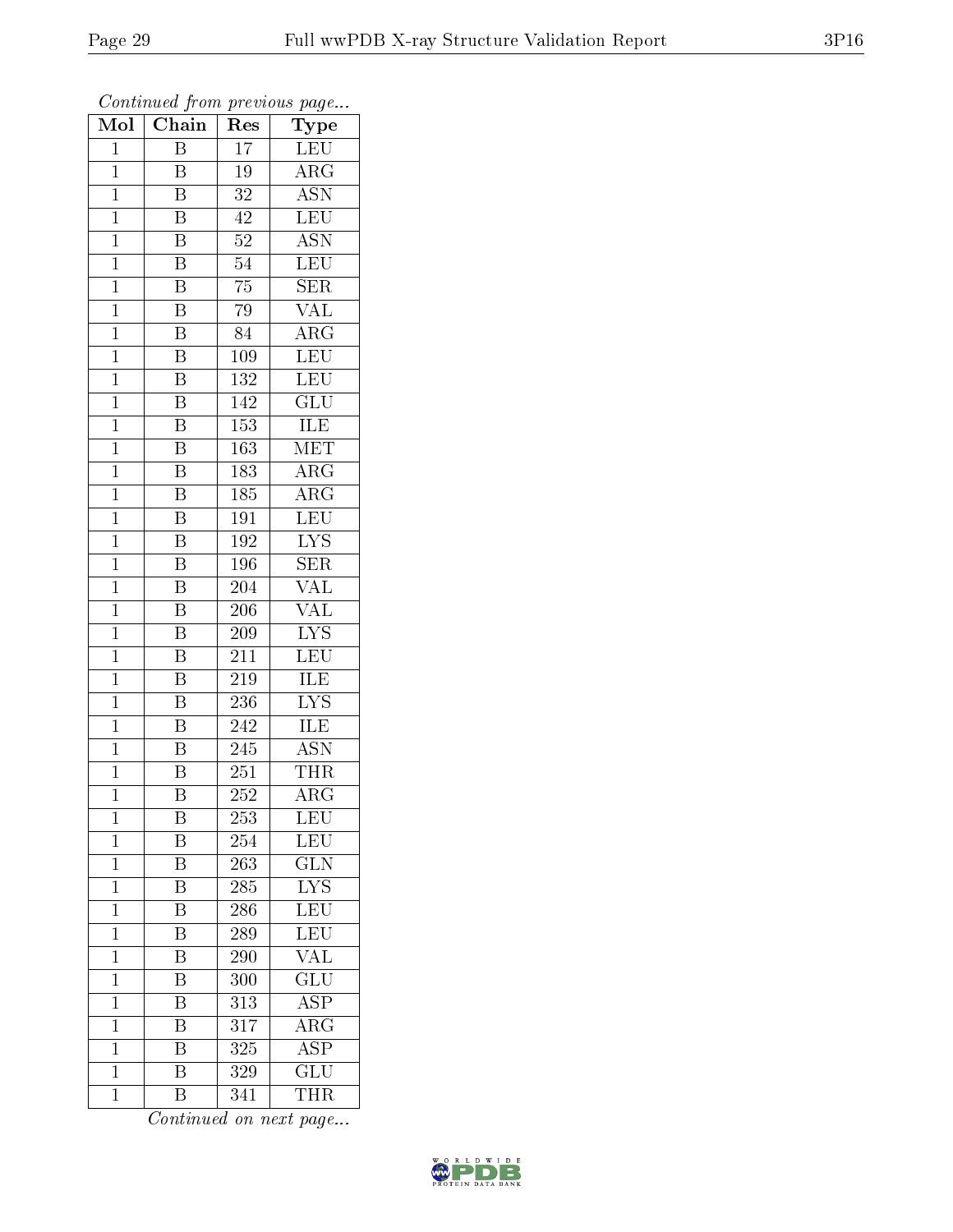*Continued from previous page...*

| Mol | Chain | Res | Type |
|---|---|---|---|
| 1 | B | 17 | LEU |
| 1 | B | 19 | ARG |
| 1 | B | 32 | ASN |
| 1 | B | 42 | LEU |
| 1 | B | 52 | ASN |
| 1 | B | 54 | LEU |
| 1 | B | 75 | SER |
| 1 | B | 79 | VAL |
| 1 | B | 84 | ARG |
| 1 | B | 109 | LEU |
| 1 | B | 132 | LEU |
| 1 | B | 142 | GLU |
| 1 | B | 153 | ILE |
| 1 | B | 163 | MET |
| 1 | B | 183 | ARG |
| 1 | B | 185 | ARG |
| 1 | B | 191 | LEU |
| 1 | B | 192 | LYS |
| 1 | B | 196 | SER |
| 1 | B | 204 | VAL |
| 1 | B | 206 | VAL |
| 1 | B | 209 | LYS |
| 1 | B | 211 | LEU |
| 1 | B | 219 | ILE |
| 1 | B | 236 | LYS |
| 1 | B | 242 | ILE |
| 1 | B | 245 | ASN |
| 1 | B | 251 | THR |
| 1 | B | 252 | ARG |
| 1 | B | 253 | LEU |
| 1 | B | 254 | LEU |
| 1 | B | 263 | GLN |
| 1 | B | 285 | LYS |
| 1 | B | 286 | LEU |
| 1 | B | 289 | LEU |
| 1 | B | 290 | VAL |
| 1 | B | 300 | GLU |
| 1 | B | 313 | ASP |
| 1 | B | 317 | ARG |
| 1 | B | 325 | ASP |
| 1 | B | 329 | GLU |
| 1 | B | 341 | THR |

*Continued on next page...*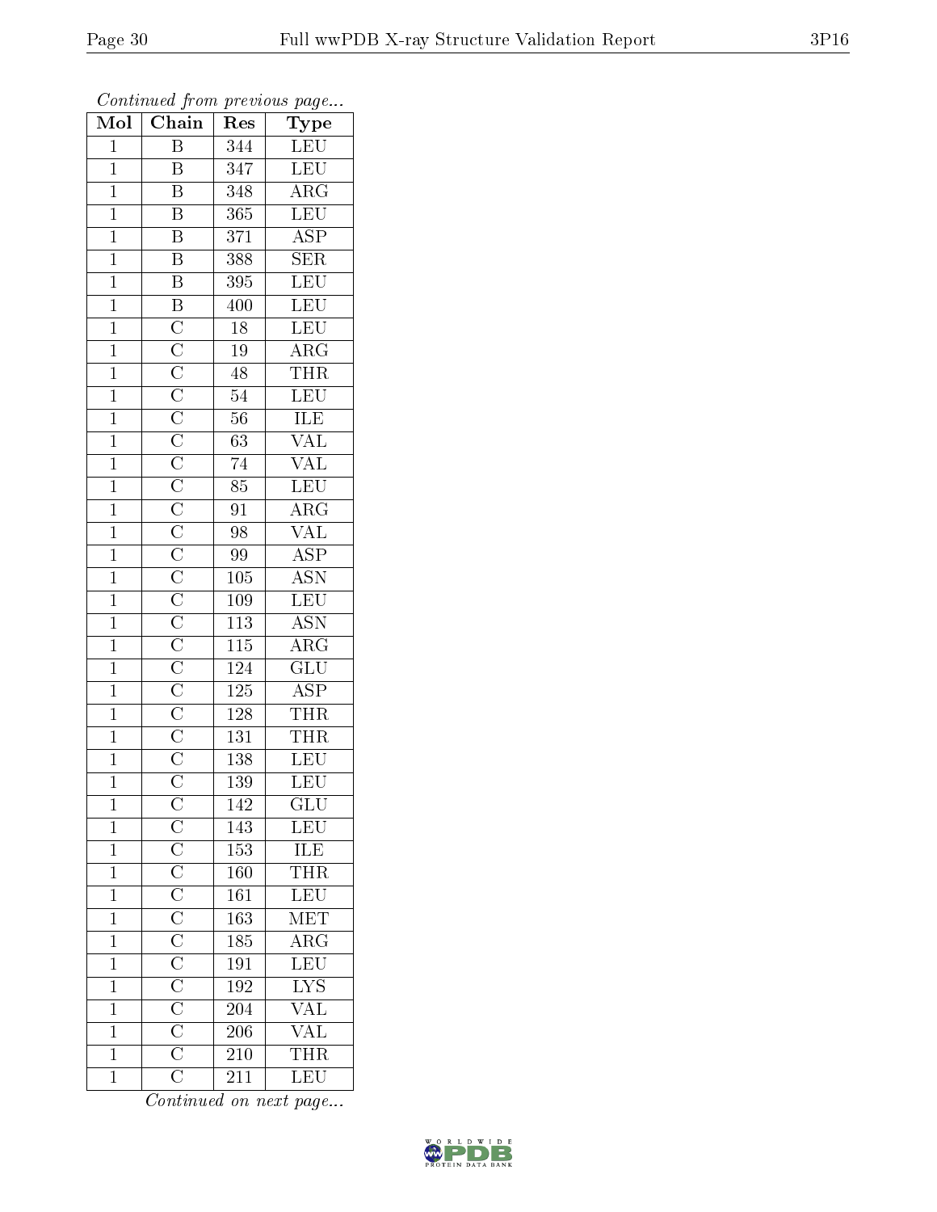*Continued from previous page...*

| Mol | Chain | Res | Type |
| --- | --- | --- | --- |
| 1 | B | 344 | LEU |
| 1 | B | 347 | LEU |
| 1 | B | 348 | ARG |
| 1 | B | 365 | LEU |
| 1 | B | 371 | ASP |
| 1 | B | 388 | SER |
| 1 | B | 395 | LEU |
| 1 | B | 400 | LEU |
| 1 | C | 18 | LEU |
| 1 | C | 19 | ARG |
| 1 | C | 48 | THR |
| 1 | C | 54 | LEU |
| 1 | C | 56 | ILE |
| 1 | C | 63 | VAL |
| 1 | C | 74 | VAL |
| 1 | C | 85 | LEU |
| 1 | C | 91 | ARG |
| 1 | C | 98 | VAL |
| 1 | C | 99 | ASP |
| 1 | C | 105 | ASN |
| 1 | C | 109 | LEU |
| 1 | C | 113 | ASN |
| 1 | C | 115 | ARG |
| 1 | C | 124 | GLU |
| 1 | C | 125 | ASP |
| 1 | C | 128 | THR |
| 1 | C | 131 | THR |
| 1 | C | 138 | LEU |
| 1 | C | 139 | LEU |
| 1 | C | 142 | GLU |
| 1 | C | 143 | LEU |
| 1 | C | 153 | ILE |
| 1 | C | 160 | THR |
| 1 | C | 161 | LEU |
| 1 | C | 163 | MET |
| 1 | C | 185 | ARG |
| 1 | C | 191 | LEU |
| 1 | C | 192 | LYS |
| 1 | C | 204 | VAL |
| 1 | C | 206 | VAL |
| 1 | C | 210 | THR |
| 1 | C | 211 | LEU |

*Continued on next page...*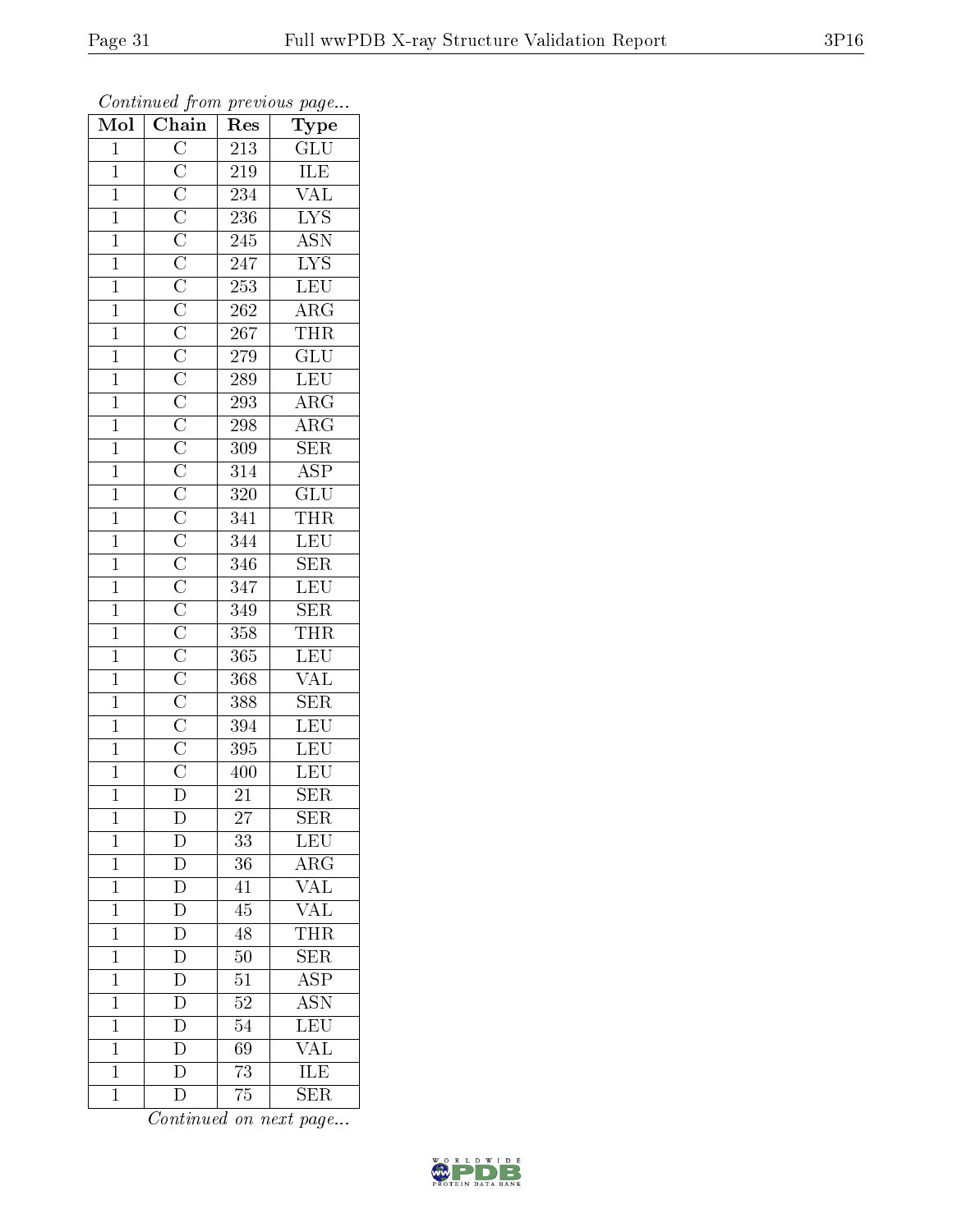*Continued from previous page...*

| Mol | Chain | Res | Type |
|---|---|---|---|
| 1 | C | 213 | GLU |
| 1 | C | 219 | ILE |
| 1 | C | 234 | VAL |
| 1 | C | 236 | LYS |
| 1 | C | 245 | ASN |
| 1 | C | 247 | LYS |
| 1 | C | 253 | LEU |
| 1 | C | 262 | ARG |
| 1 | C | 267 | THR |
| 1 | C | 279 | GLU |
| 1 | C | 289 | LEU |
| 1 | C | 293 | ARG |
| 1 | C | 298 | ARG |
| 1 | C | 309 | SER |
| 1 | C | 314 | ASP |
| 1 | C | 320 | GLU |
| 1 | C | 341 | THR |
| 1 | C | 344 | LEU |
| 1 | C | 346 | SER |
| 1 | C | 347 | LEU |
| 1 | C | 349 | SER |
| 1 | C | 358 | THR |
| 1 | C | 365 | LEU |
| 1 | C | 368 | VAL |
| 1 | C | 388 | SER |
| 1 | C | 394 | LEU |
| 1 | C | 395 | LEU |
| 1 | C | 400 | LEU |
| 1 | D | 21 | SER |
| 1 | D | 27 | SER |
| 1 | D | 33 | LEU |
| 1 | D | 36 | ARG |
| 1 | D | 41 | VAL |
| 1 | D | 45 | VAL |
| 1 | D | 48 | THR |
| 1 | D | 50 | SER |
| 1 | D | 51 | ASP |
| 1 | D | 52 | ASN |
| 1 | D | 54 | LEU |
| 1 | D | 69 | VAL |
| 1 | D | 73 | ILE |
| 1 | D | 75 | SER |

*Continued on next page...*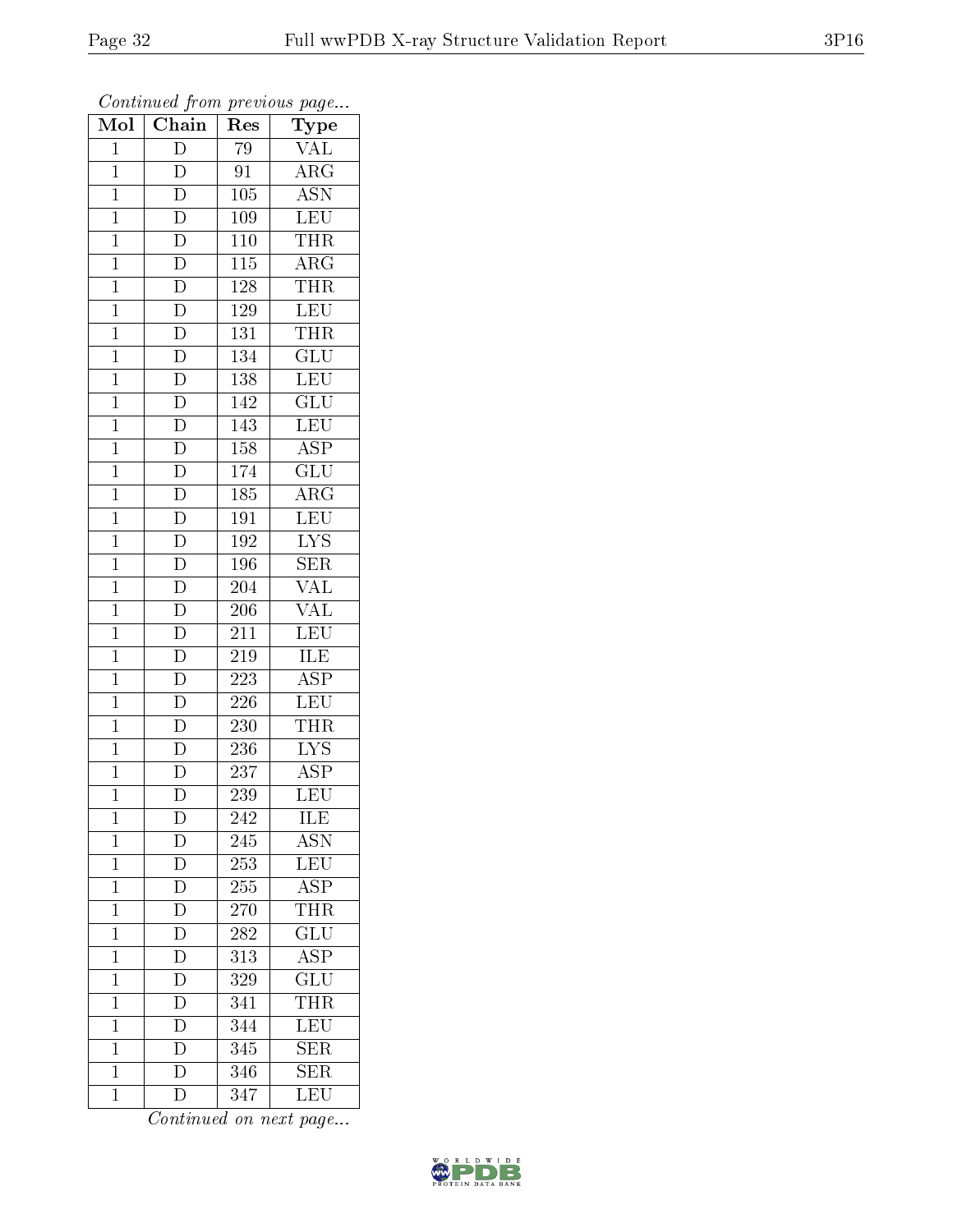*Continued from previous page...*

| Mol | Chain | Res | Type |
|---|---|---|---|
| 1 | D | 79 | VAL |
| 1 | D | 91 | ARG |
| 1 | D | 105 | ASN |
| 1 | D | 109 | LEU |
| 1 | D | 110 | THR |
| 1 | D | 115 | ARG |
| 1 | D | 128 | THR |
| 1 | D | 129 | LEU |
| 1 | D | 131 | THR |
| 1 | D | 134 | GLU |
| 1 | D | 138 | LEU |
| 1 | D | 142 | GLU |
| 1 | D | 143 | LEU |
| 1 | D | 158 | ASP |
| 1 | D | 174 | GLU |
| 1 | D | 185 | ARG |
| 1 | D | 191 | LEU |
| 1 | D | 192 | LYS |
| 1 | D | 196 | SER |
| 1 | D | 204 | VAL |
| 1 | D | 206 | VAL |
| 1 | D | 211 | LEU |
| 1 | D | 219 | ILE |
| 1 | D | 223 | ASP |
| 1 | D | 226 | LEU |
| 1 | D | 230 | THR |
| 1 | D | 236 | LYS |
| 1 | D | 237 | ASP |
| 1 | D | 239 | LEU |
| 1 | D | 242 | ILE |
| 1 | D | 245 | ASN |
| 1 | D | 253 | LEU |
| 1 | D | 255 | ASP |
| 1 | D | 270 | THR |
| 1 | D | 282 | GLU |
| 1 | D | 313 | ASP |
| 1 | D | 329 | GLU |
| 1 | D | 341 | THR |
| 1 | D | 344 | LEU |
| 1 | D | 345 | SER |
| 1 | D | 346 | SER |
| 1 | D | 347 | LEU |

*Continued on next page...*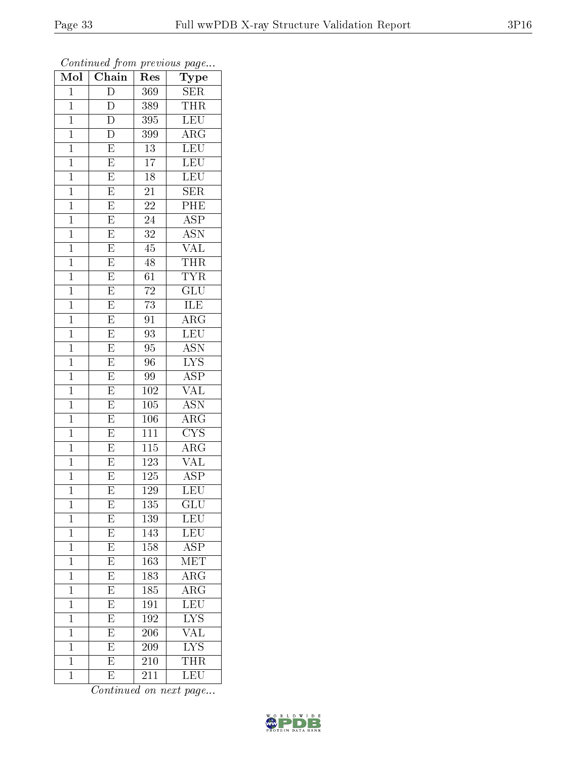*Continued from previous page...*

| Mol | Chain | Res | Type |
| --- | --- | --- | --- |
| 1 | D | 369 | SER |
| 1 | D | 389 | THR |
| 1 | D | 395 | LEU |
| 1 | D | 399 | ARG |
| 1 | E | 13 | LEU |
| 1 | E | 17 | LEU |
| 1 | E | 18 | LEU |
| 1 | E | 21 | SER |
| 1 | E | 22 | PHE |
| 1 | E | 24 | ASP |
| 1 | E | 32 | ASN |
| 1 | E | 45 | VAL |
| 1 | E | 48 | THR |
| 1 | E | 61 | TYR |
| 1 | E | 72 | GLU |
| 1 | E | 73 | ILE |
| 1 | E | 91 | ARG |
| 1 | E | 93 | LEU |
| 1 | E | 95 | ASN |
| 1 | E | 96 | LYS |
| 1 | E | 99 | ASP |
| 1 | E | 102 | VAL |
| 1 | E | 105 | ASN |
| 1 | E | 106 | ARG |
| 1 | E | 111 | CYS |
| 1 | E | 115 | ARG |
| 1 | E | 123 | VAL |
| 1 | E | 125 | ASP |
| 1 | E | 129 | LEU |
| 1 | E | 135 | GLU |
| 1 | E | 139 | LEU |
| 1 | E | 143 | LEU |
| 1 | E | 158 | ASP |
| 1 | E | 163 | MET |
| 1 | E | 183 | ARG |
| 1 | E | 185 | ARG |
| 1 | E | 191 | LEU |
| 1 | E | 192 | LYS |
| 1 | E | 206 | VAL |
| 1 | E | 209 | LYS |
| 1 | E | 210 | THR |
| 1 | E | 211 | LEU |

*Continued on next page...*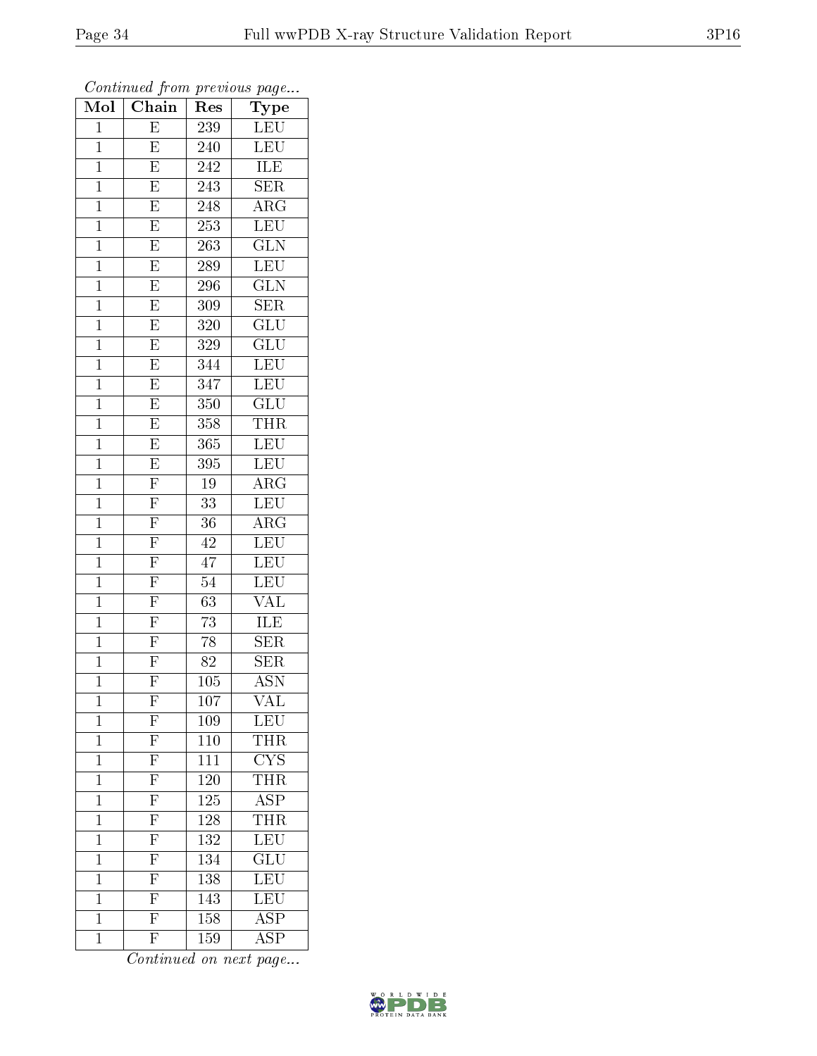*Continued from previous page...*

| Mol | Chain | Res | Type |
|---|---|---|---|
| 1 | E | 239 | LEU |
| 1 | E | 240 | LEU |
| 1 | E | 242 | ILE |
| 1 | E | 243 | SER |
| 1 | E | 248 | ARG |
| 1 | E | 253 | LEU |
| 1 | E | 263 | GLN |
| 1 | E | 289 | LEU |
| 1 | E | 296 | GLN |
| 1 | E | 309 | SER |
| 1 | E | 320 | GLU |
| 1 | E | 329 | GLU |
| 1 | E | 344 | LEU |
| 1 | E | 347 | LEU |
| 1 | E | 350 | GLU |
| 1 | E | 358 | THR |
| 1 | E | 365 | LEU |
| 1 | E | 395 | LEU |
| 1 | F | 19 | ARG |
| 1 | F | 33 | LEU |
| 1 | F | 36 | ARG |
| 1 | F | 42 | LEU |
| 1 | F | 47 | LEU |
| 1 | F | 54 | LEU |
| 1 | F | 63 | VAL |
| 1 | F | 73 | ILE |
| 1 | F | 78 | SER |
| 1 | F | 82 | SER |
| 1 | F | 105 | ASN |
| 1 | F | 107 | VAL |
| 1 | F | 109 | LEU |
| 1 | F | 110 | THR |
| 1 | F | 111 | CYS |
| 1 | F | 120 | THR |
| 1 | F | 125 | ASP |
| 1 | F | 128 | THR |
| 1 | F | 132 | LEU |
| 1 | F | 134 | GLU |
| 1 | F | 138 | LEU |
| 1 | F | 143 | LEU |
| 1 | F | 158 | ASP |
| 1 | F | 159 | ASP |

*Continued on next page...*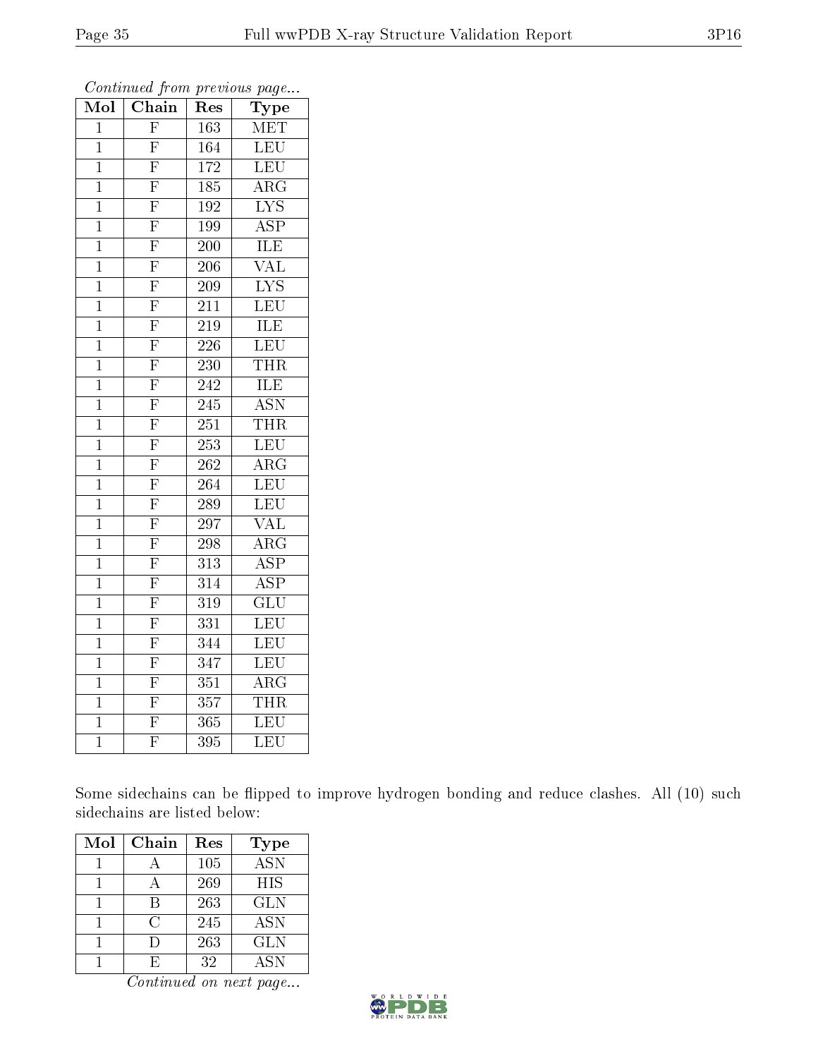*Continued from previous page...*

| Mol | Chain | Res | Type |
|---|---|---|---|
| 1 | F | 163 | MET |
| 1 | F | 164 | LEU |
| 1 | F | 172 | LEU |
| 1 | F | 185 | ARG |
| 1 | F | 192 | LYS |
| 1 | F | 199 | ASP |
| 1 | F | 200 | ILE |
| 1 | F | 206 | VAL |
| 1 | F | 209 | LYS |
| 1 | F | 211 | LEU |
| 1 | F | 219 | ILE |
| 1 | F | 226 | LEU |
| 1 | F | 230 | THR |
| 1 | F | 242 | ILE |
| 1 | F | 245 | ASN |
| 1 | F | 251 | THR |
| 1 | F | 253 | LEU |
| 1 | F | 262 | ARG |
| 1 | F | 264 | LEU |
| 1 | F | 289 | LEU |
| 1 | F | 297 | VAL |
| 1 | F | 298 | ARG |
| 1 | F | 313 | ASP |
| 1 | F | 314 | ASP |
| 1 | F | 319 | GLU |
| 1 | F | 331 | LEU |
| 1 | F | 344 | LEU |
| 1 | F | 347 | LEU |
| 1 | F | 351 | ARG |
| 1 | F | 357 | THR |
| 1 | F | 365 | LEU |
| 1 | F | 395 | LEU |

Some sidechains can be flipped to improve hydrogen bonding and reduce clashes. All (10) such sidechains are listed below:

| Mol | Chain | Res | Type |
|---|---|---|---|
| 1 | A | 105 | ASN |
| 1 | A | 269 | HIS |
| 1 | B | 263 | GLN |
| 1 | C | 245 | ASN |
| 1 | D | 263 | GLN |
| 1 | E | 32 | ASN |

*Continued on next page...*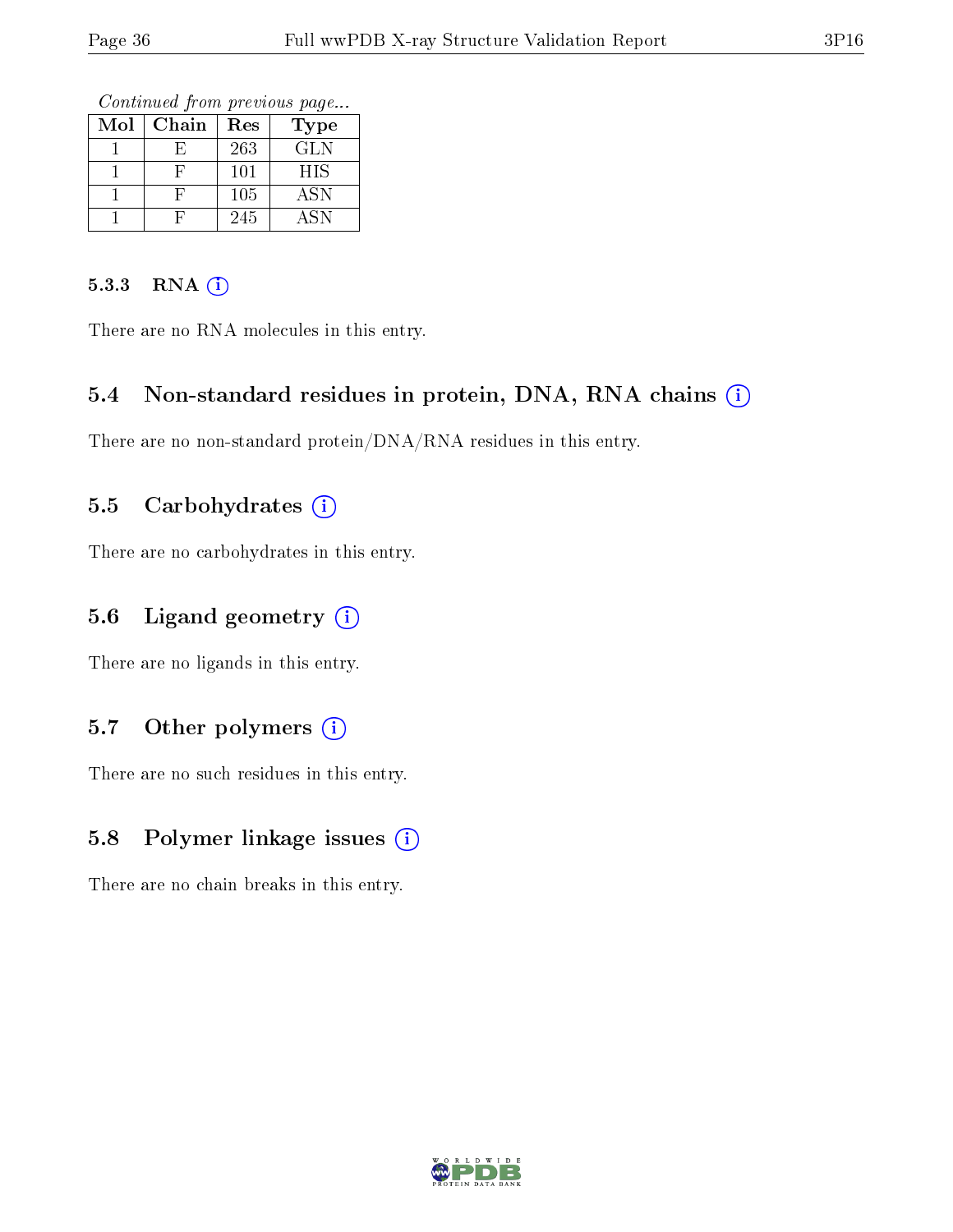*Continued from previous page...*

| Mol | Chain | Res | Type |
|---|---|---|---|
| 1 | E | 263 | GLN |
| 1 | F | 101 | HIS |
| 1 | F | 105 | ASN |
| 1 | F | 245 | ASN |

#### 5.3.3 RNA

There are no RNA molecules in this entry.

### 5.4 Non-standard residues in protein, DNA, RNA chains

There are no non-standard protein/DNA/RNA residues in this entry.

### 5.5 Carbohydrates

There are no carbohydrates in this entry.

### 5.6 Ligand geometry

There are no ligands in this entry.

### 5.7 Other polymers

There are no such residues in this entry.

### 5.8 Polymer linkage issues

There are no chain breaks in this entry.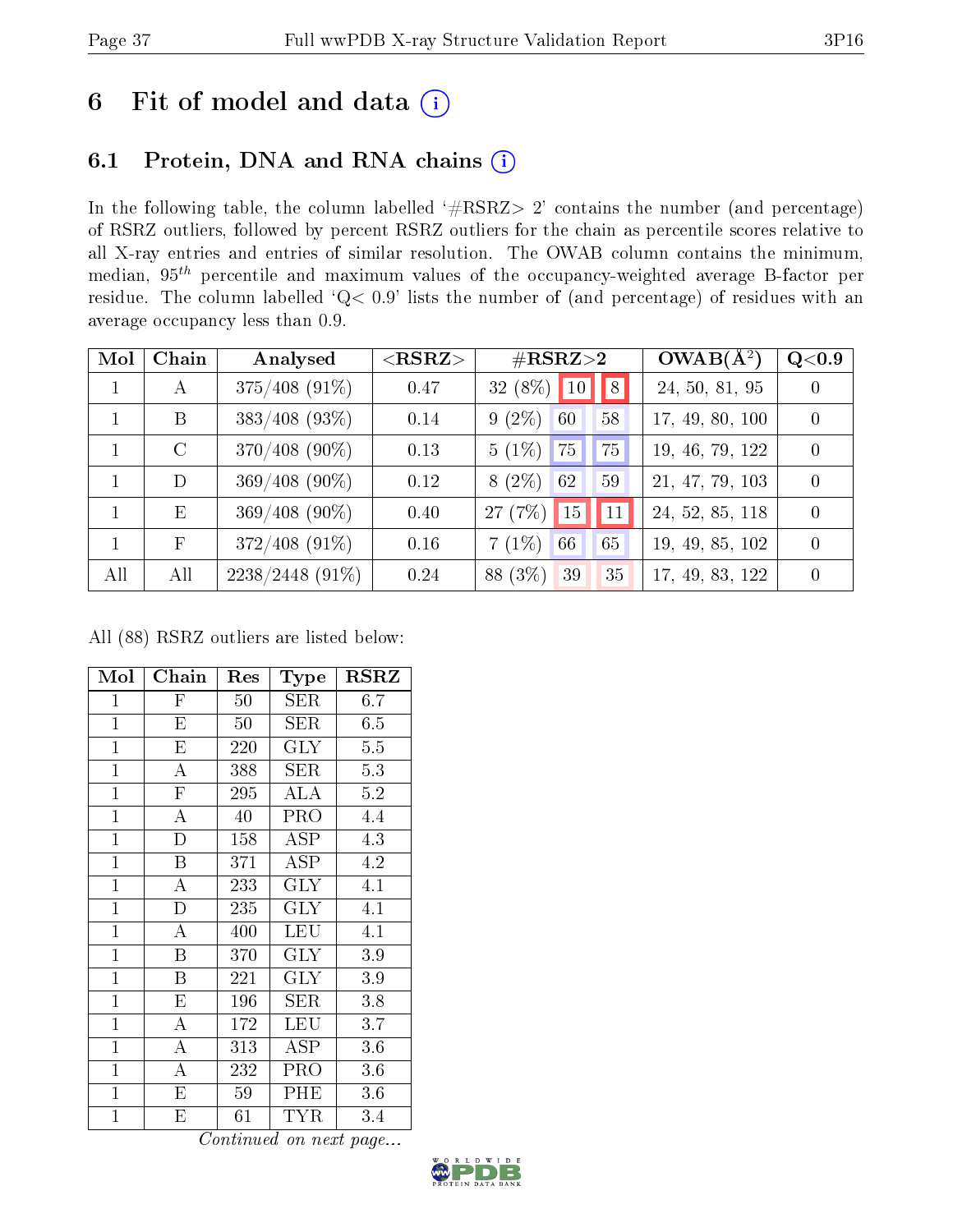# 6 Fit of model and data (i)

## 6.1 Protein, DNA and RNA chains (i)

In the following table, the column labelled '#RSRZ> 2' contains the number (and percentage) of RSRZ outliers, followed by percent RSRZ outliers for the chain as percentile scores relative to all X-ray entries and entries of similar resolution. The OWAB column contains the minimum, median, $95^{th}$ percentile and maximum values of the occupancy-weighted average B-factor per residue. The column labelled 'Q< 0.9' lists the number of (and percentage) of residues with an average occupancy less than 0.9.

| Mol | Chain | Analysed | <RSRZ> | #RSRZ>2 | | | OWAB(Å$^2$) | Q<0.9 |
|---|---|---|---|---|---|---|---|---|
| 1 | A | 375/408 (91%) | 0.47 | 32 (8%) | 10 | 8 | 24, 50, 81, 95 | 0 |
| 1 | B | 383/408 (93%) | 0.14 | 9 (2%) | 60 | 58 | 17, 49, 80, 100 | 0 |
| 1 | C | 370/408 (90%) | 0.13 | 5 (1%) | 75 | 75 | 19, 46, 79, 122 | 0 |
| 1 | D | 369/408 (90%) | 0.12 | 8 (2%) | 62 | 59 | 21, 47, 79, 103 | 0 |
| 1 | E | 369/408 (90%) | 0.40 | 27 (7%) | 15 | 11 | 24, 52, 85, 118 | 0 |
| 1 | F | 372/408 (91%) | 0.16 | 7 (1%) | 66 | 65 | 19, 49, 85, 102 | 0 |
| All | All | 2238/2448 (91%) | 0.24 | 88 (3%) | 39 | 35 | 17, 49, 83, 122 | 0 |

All (88) RSRZ outliers are listed below:

| Mol | Chain | Res | Type | RSRZ |
|---|---|---|---|---|
| 1 | F | 50 | SER | 6.7 |
| 1 | E | 50 | SER | 6.5 |
| 1 | E | 220 | GLY | 5.5 |
| 1 | A | 388 | SER | 5.3 |
| 1 | F | 295 | ALA | 5.2 |
| 1 | A | 40 | PRO | 4.4 |
| 1 | D | 158 | ASP | 4.3 |
| 1 | B | 371 | ASP | 4.2 |
| 1 | A | 233 | GLY | 4.1 |
| 1 | D | 235 | GLY | 4.1 |
| 1 | A | 400 | LEU | 4.1 |
| 1 | B | 370 | GLY | 3.9 |
| 1 | B | 221 | GLY | 3.9 |
| 1 | E | 196 | SER | 3.8 |
| 1 | A | 172 | LEU | 3.7 |
| 1 | A | 313 | ASP | 3.6 |
| 1 | A | 232 | PRO | 3.6 |
| 1 | E | 59 | PHE | 3.6 |
| 1 | E | 61 | TYR | 3.4 |

*Continued on next page...*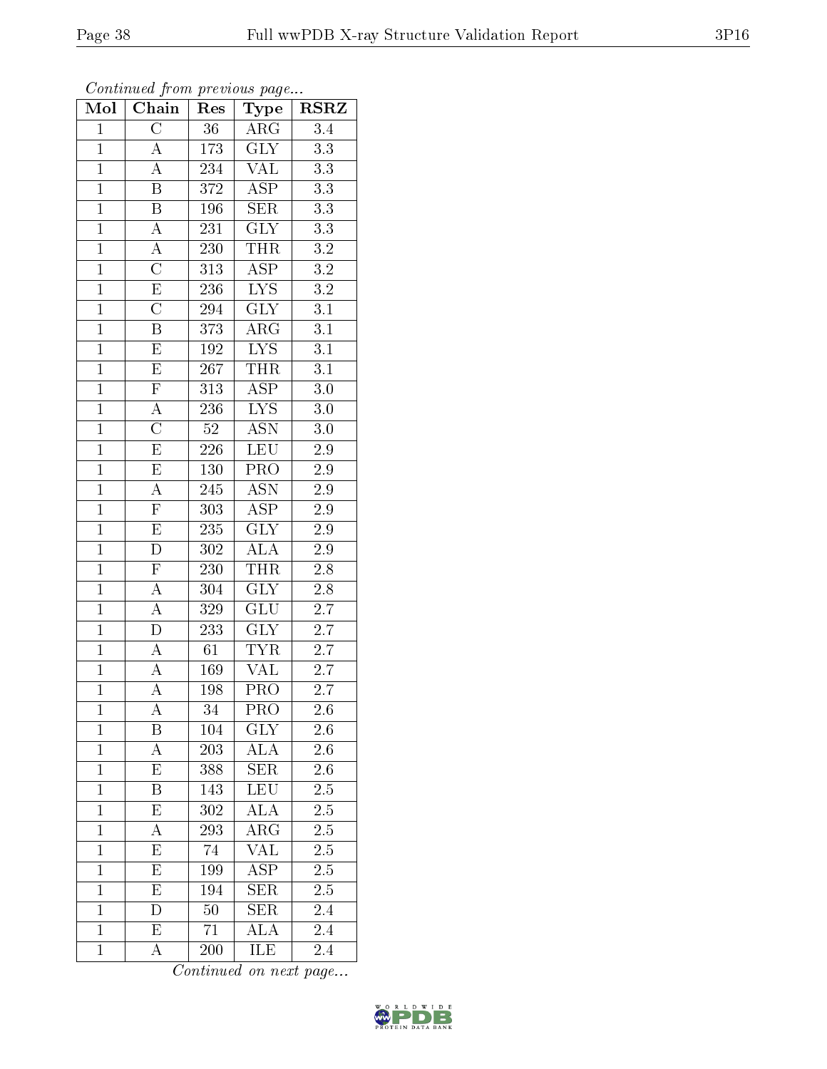*Continued from previous page...*

| Mol | Chain | Res | Type | RSRZ |
|---|---|---|---|---|
| 1 | C | 36 | ARG | 3.4 |
| 1 | A | 173 | GLY | 3.3 |
| 1 | A | 234 | VAL | 3.3 |
| 1 | B | 372 | ASP | 3.3 |
| 1 | B | 196 | SER | 3.3 |
| 1 | A | 231 | GLY | 3.3 |
| 1 | A | 230 | THR | 3.2 |
| 1 | C | 313 | ASP | 3.2 |
| 1 | E | 236 | LYS | 3.2 |
| 1 | C | 294 | GLY | 3.1 |
| 1 | B | 373 | ARG | 3.1 |
| 1 | E | 192 | LYS | 3.1 |
| 1 | E | 267 | THR | 3.1 |
| 1 | F | 313 | ASP | 3.0 |
| 1 | A | 236 | LYS | 3.0 |
| 1 | C | 52 | ASN | 3.0 |
| 1 | E | 226 | LEU | 2.9 |
| 1 | E | 130 | PRO | 2.9 |
| 1 | A | 245 | ASN | 2.9 |
| 1 | F | 303 | ASP | 2.9 |
| 1 | E | 235 | GLY | 2.9 |
| 1 | D | 302 | ALA | 2.9 |
| 1 | F | 230 | THR | 2.8 |
| 1 | A | 304 | GLY | 2.8 |
| 1 | A | 329 | GLU | 2.7 |
| 1 | D | 233 | GLY | 2.7 |
| 1 | A | 61 | TYR | 2.7 |
| 1 | A | 169 | VAL | 2.7 |
| 1 | A | 198 | PRO | 2.7 |
| 1 | A | 34 | PRO | 2.6 |
| 1 | B | 104 | GLY | 2.6 |
| 1 | A | 203 | ALA | 2.6 |
| 1 | E | 388 | SER | 2.6 |
| 1 | B | 143 | LEU | 2.5 |
| 1 | E | 302 | ALA | 2.5 |
| 1 | A | 293 | ARG | 2.5 |
| 1 | E | 74 | VAL | 2.5 |
| 1 | E | 199 | ASP | 2.5 |
| 1 | E | 194 | SER | 2.5 |
| 1 | D | 50 | SER | 2.4 |
| 1 | E | 71 | ALA | 2.4 |
| 1 | A | 200 | ILE | 2.4 |

*Continued on next page...*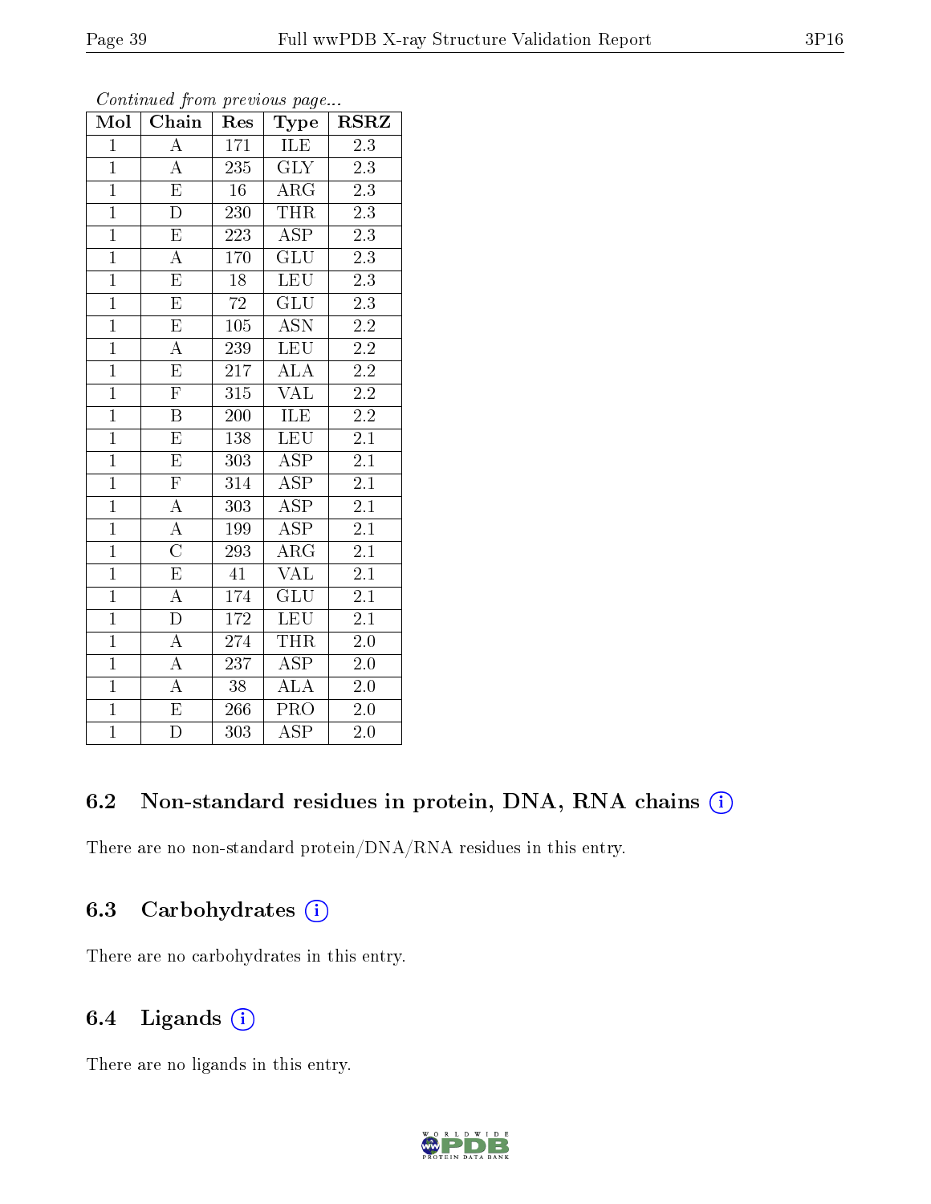*Continued from previous page...*

| Mol | Chain | Res | Type | RSRZ |
|---|---|---|---|---|
| 1 | A | 171 | ILE | 2.3 |
| 1 | A | 235 | GLY | 2.3 |
| 1 | E | 16 | ARG | 2.3 |
| 1 | D | 230 | THR | 2.3 |
| 1 | E | 223 | ASP | 2.3 |
| 1 | A | 170 | GLU | 2.3 |
| 1 | E | 18 | LEU | 2.3 |
| 1 | E | 72 | GLU | 2.3 |
| 1 | E | 105 | ASN | 2.2 |
| 1 | A | 239 | LEU | 2.2 |
| 1 | E | 217 | ALA | 2.2 |
| 1 | F | 315 | VAL | 2.2 |
| 1 | B | 200 | ILE | 2.2 |
| 1 | E | 138 | LEU | 2.1 |
| 1 | E | 303 | ASP | 2.1 |
| 1 | F | 314 | ASP | 2.1 |
| 1 | A | 303 | ASP | 2.1 |
| 1 | A | 199 | ASP | 2.1 |
| 1 | C | 293 | ARG | 2.1 |
| 1 | E | 41 | VAL | 2.1 |
| 1 | A | 174 | GLU | 2.1 |
| 1 | D | 172 | LEU | 2.1 |
| 1 | A | 274 | THR | 2.0 |
| 1 | A | 237 | ASP | 2.0 |
| 1 | A | 38 | ALA | 2.0 |
| 1 | E | 266 | PRO | 2.0 |
| 1 | D | 303 | ASP | 2.0 |

### 6.2 Non-standard residues in protein, DNA, RNA chains

There are no non-standard protein/DNA/RNA residues in this entry.

### 6.3 Carbohydrates

There are no carbohydrates in this entry.

### 6.4 Ligands

There are no ligands in this entry.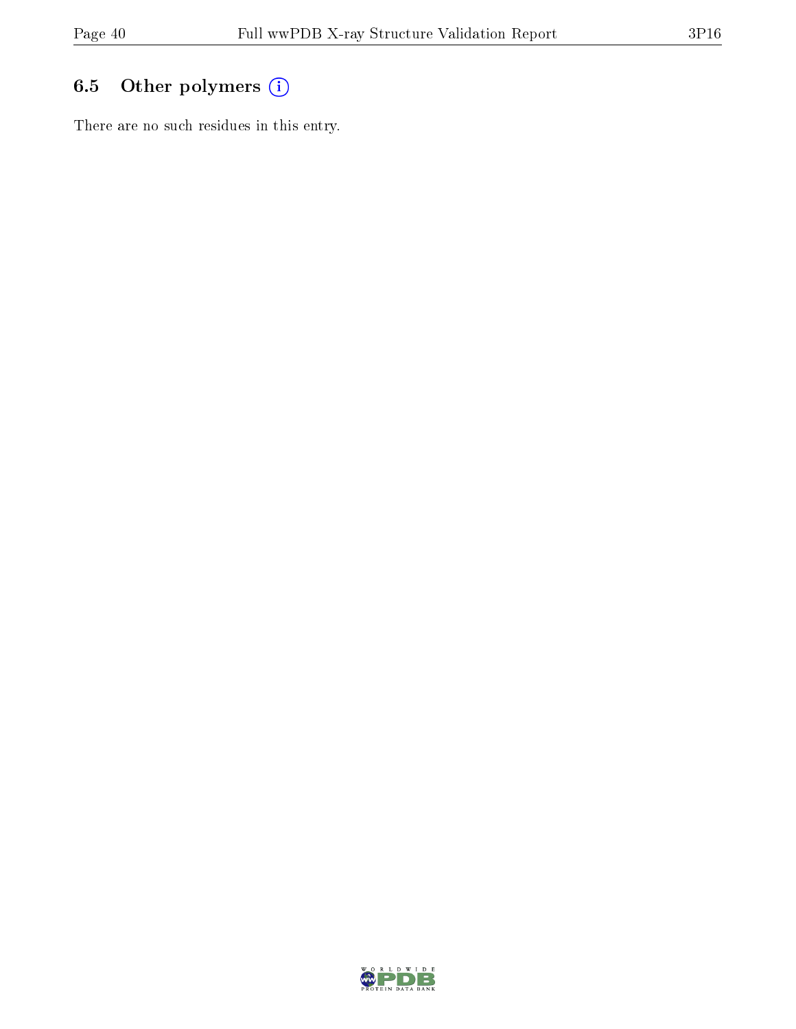## 6.5 Other polymers

There are no such residues in this entry.